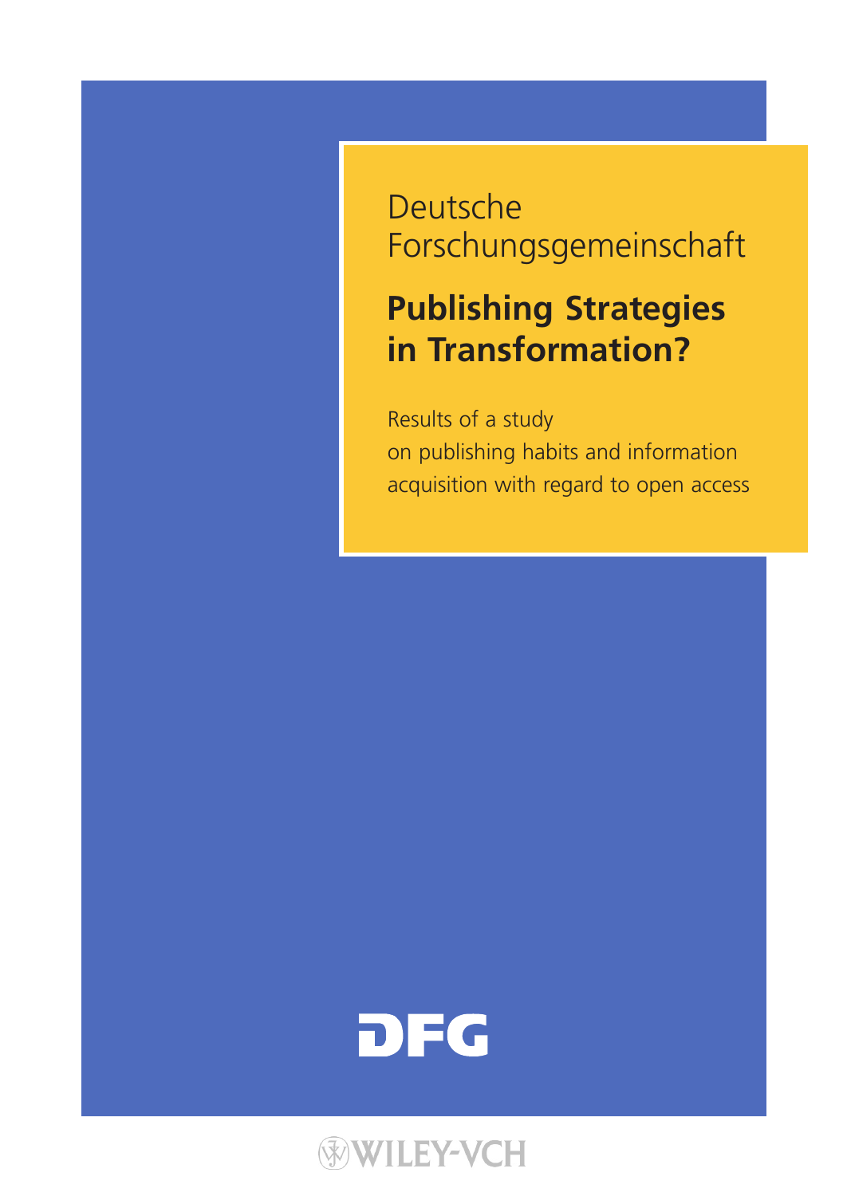Deutsche Forschungsgemeinschaft

# Publishing Strategies in Transformation?

Results of a study on publishing habits and information acquisition with regard to open access

DFG

WILEY-VCH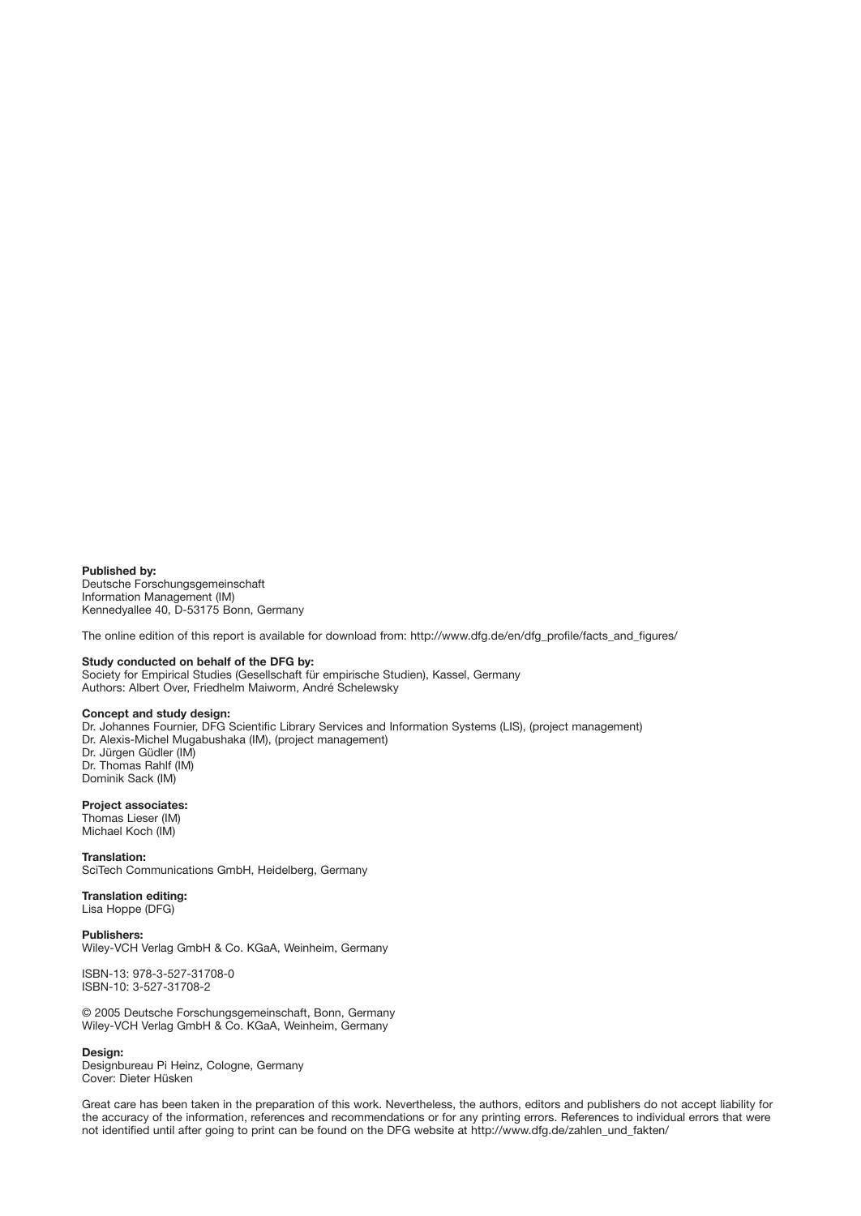**Published by:**
Deutsche Forschungsgemeinschaft
Information Management (IM)
Kennedyallee 40, D-53175 Bonn, Germany

The online edition of this report is available for download from: http://www.dfg.de/en/dfg_profile/facts_and_figures/

**Study conducted on behalf of the DFG by:**
Society for Empirical Studies (Gesellschaft für empirische Studien), Kassel, Germany
Authors: Albert Over, Friedhelm Maiworm, André Schelewsky

**Concept and study design:**
Dr. Johannes Fournier, DFG Scientific Library Services and Information Systems (LIS), (project management)
Dr. Alexis-Michel Mugabushaka (IM), (project management)
Dr. Jürgen Güdler (IM)
Dr. Thomas Rahlf (IM)
Dominik Sack (IM)

**Project associates:**
Thomas Lieser (IM)
Michael Koch (IM)

**Translation:**
SciTech Communications GmbH, Heidelberg, Germany

**Translation editing:**
Lisa Hoppe (DFG)

**Publishers:**
Wiley-VCH Verlag GmbH & Co. KGaA, Weinheim, Germany

ISBN-13: 978-3-527-31708-0
ISBN-10: 3-527-31708-2

© 2005 Deutsche Forschungsgemeinschaft, Bonn, Germany
Wiley-VCH Verlag GmbH & Co. KGaA, Weinheim, Germany

**Design:**
Designbureau Pi Heinz, Cologne, Germany
Cover: Dieter Hüsken

Great care has been taken in the preparation of this work. Nevertheless, the authors, editors and publishers do not accept liability for the accuracy of the information, references and recommendations or for any printing errors. References to individual errors that were not identified until after going to print can be found on the DFG website at http://www.dfg.de/zahlen_und_fakten/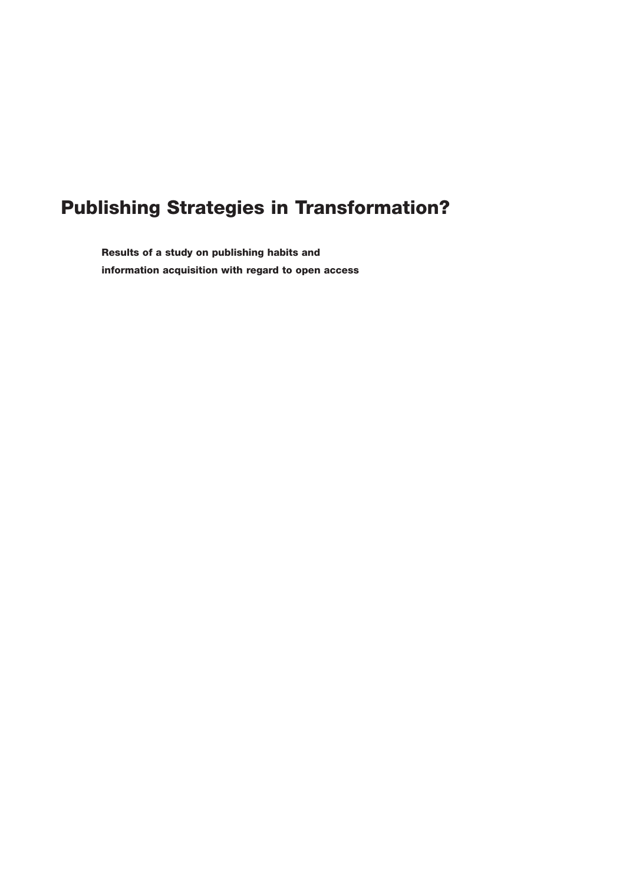# Publishing Strategies in Transformation?

**Results of a study on publishing habits and information acquisition with regard to open access**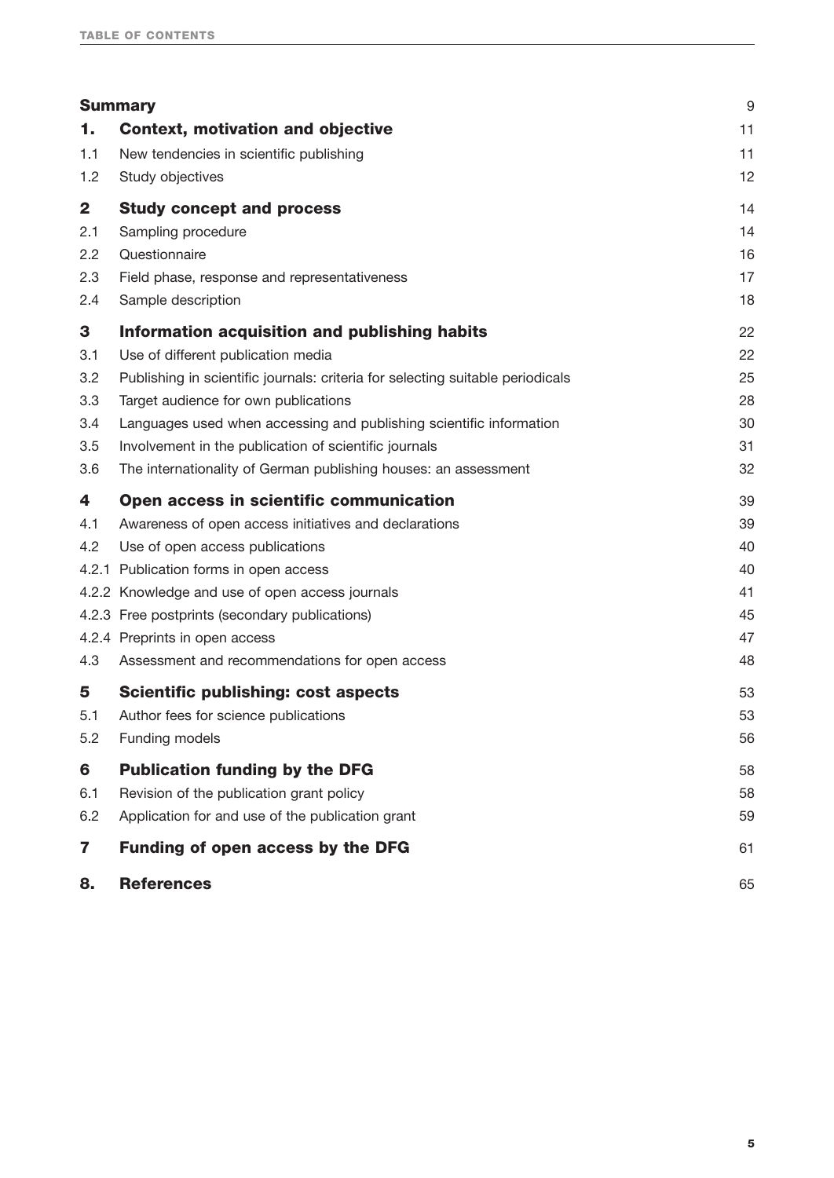# Table of Contents

| | | |
|---|---|---|
| **Summary** | | 9 |
| **1.** | **Context, motivation and objective** | 11 |
| 1.1 | New tendencies in scientific publishing | 11 |
| 1.2 | Study objectives | 12 |
| **2** | **Study concept and process** | 14 |
| 2.1 | Sampling procedure | 14 |
| 2.2 | Questionnaire | 16 |
| 2.3 | Field phase, response and representativeness | 17 |
| 2.4 | Sample description | 18 |
| **3** | **Information acquisition and publishing habits** | 22 |
| 3.1 | Use of different publication media | 22 |
| 3.2 | Publishing in scientific journals: criteria for selecting suitable periodicals | 25 |
| 3.3 | Target audience for own publications | 28 |
| 3.4 | Languages used when accessing and publishing scientific information | 30 |
| 3.5 | Involvement in the publication of scientific journals | 31 |
| 3.6 | The internationality of German publishing houses: an assessment | 32 |
| **4** | **Open access in scientific communication** | 39 |
| 4.1 | Awareness of open access initiatives and declarations | 39 |
| 4.2 | Use of open access publications | 40 |
| 4.2.1 | Publication forms in open access | 40 |
| 4.2.2 | Knowledge and use of open access journals | 41 |
| 4.2.3 | Free postprints (secondary publications) | 45 |
| 4.2.4 | Preprints in open access | 47 |
| 4.3 | Assessment and recommendations for open access | 48 |
| **5** | **Scientific publishing: cost aspects** | 53 |
| 5.1 | Author fees for science publications | 53 |
| 5.2 | Funding models | 56 |
| **6** | **Publication funding by the DFG** | 58 |
| 6.1 | Revision of the publication grant policy | 58 |
| 6.2 | Application for and use of the publication grant | 59 |
| **7** | **Funding of open access by the DFG** | 61 |
| **8.** | **References** | 65 |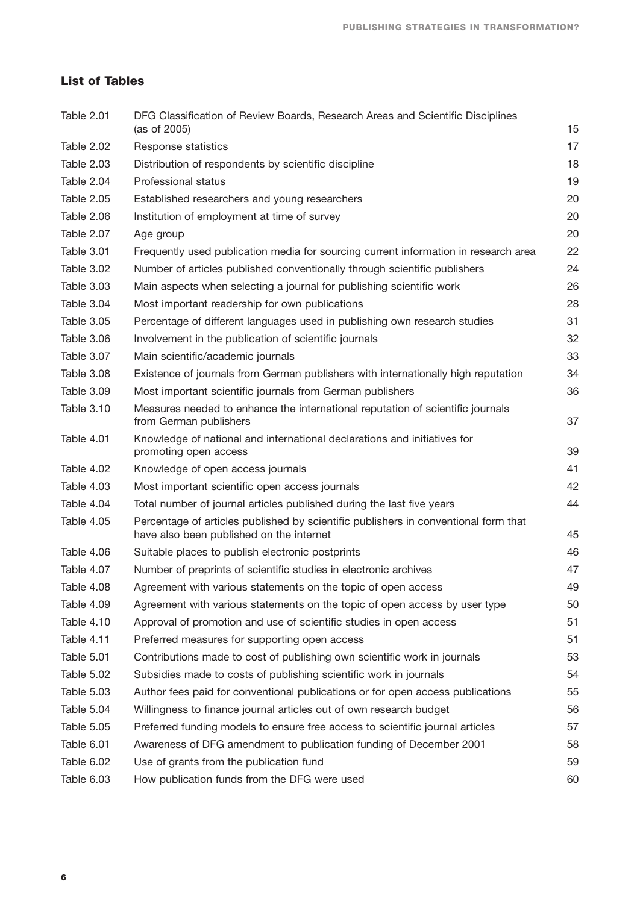## List of Tables

| | | |
|---|---|---|
| Table 2.01 | DFG Classification of Review Boards, Research Areas and Scientific Disciplines (as of 2005) | 15 |
| Table 2.02 | Response statistics | 17 |
| Table 2.03 | Distribution of respondents by scientific discipline | 18 |
| Table 2.04 | Professional status | 19 |
| Table 2.05 | Established researchers and young researchers | 20 |
| Table 2.06 | Institution of employment at time of survey | 20 |
| Table 2.07 | Age group | 20 |
| Table 3.01 | Frequently used publication media for sourcing current information in research area | 22 |
| Table 3.02 | Number of articles published conventionally through scientific publishers | 24 |
| Table 3.03 | Main aspects when selecting a journal for publishing scientific work | 26 |
| Table 3.04 | Most important readership for own publications | 28 |
| Table 3.05 | Percentage of different languages used in publishing own research studies | 31 |
| Table 3.06 | Involvement in the publication of scientific journals | 32 |
| Table 3.07 | Main scientific/academic journals | 33 |
| Table 3.08 | Existence of journals from German publishers with internationally high reputation | 34 |
| Table 3.09 | Most important scientific journals from German publishers | 36 |
| Table 3.10 | Measures needed to enhance the international reputation of scientific journals from German publishers | 37 |
| Table 4.01 | Knowledge of national and international declarations and initiatives for promoting open access | 39 |
| Table 4.02 | Knowledge of open access journals | 41 |
| Table 4.03 | Most important scientific open access journals | 42 |
| Table 4.04 | Total number of journal articles published during the last five years | 44 |
| Table 4.05 | Percentage of articles published by scientific publishers in conventional form that have also been published on the internet | 45 |
| Table 4.06 | Suitable places to publish electronic postprints | 46 |
| Table 4.07 | Number of preprints of scientific studies in electronic archives | 47 |
| Table 4.08 | Agreement with various statements on the topic of open access | 49 |
| Table 4.09 | Agreement with various statements on the topic of open access by user type | 50 |
| Table 4.10 | Approval of promotion and use of scientific studies in open access | 51 |
| Table 4.11 | Preferred measures for supporting open access | 51 |
| Table 5.01 | Contributions made to cost of publishing own scientific work in journals | 53 |
| Table 5.02 | Subsidies made to costs of publishing scientific work in journals | 54 |
| Table 5.03 | Author fees paid for conventional publications or for open access publications | 55 |
| Table 5.04 | Willingness to finance journal articles out of own research budget | 56 |
| Table 5.05 | Preferred funding models to ensure free access to scientific journal articles | 57 |
| Table 6.01 | Awareness of DFG amendment to publication funding of December 2001 | 58 |
| Table 6.02 | Use of grants from the publication fund | 59 |
| Table 6.03 | How publication funds from the DFG were used | 60 |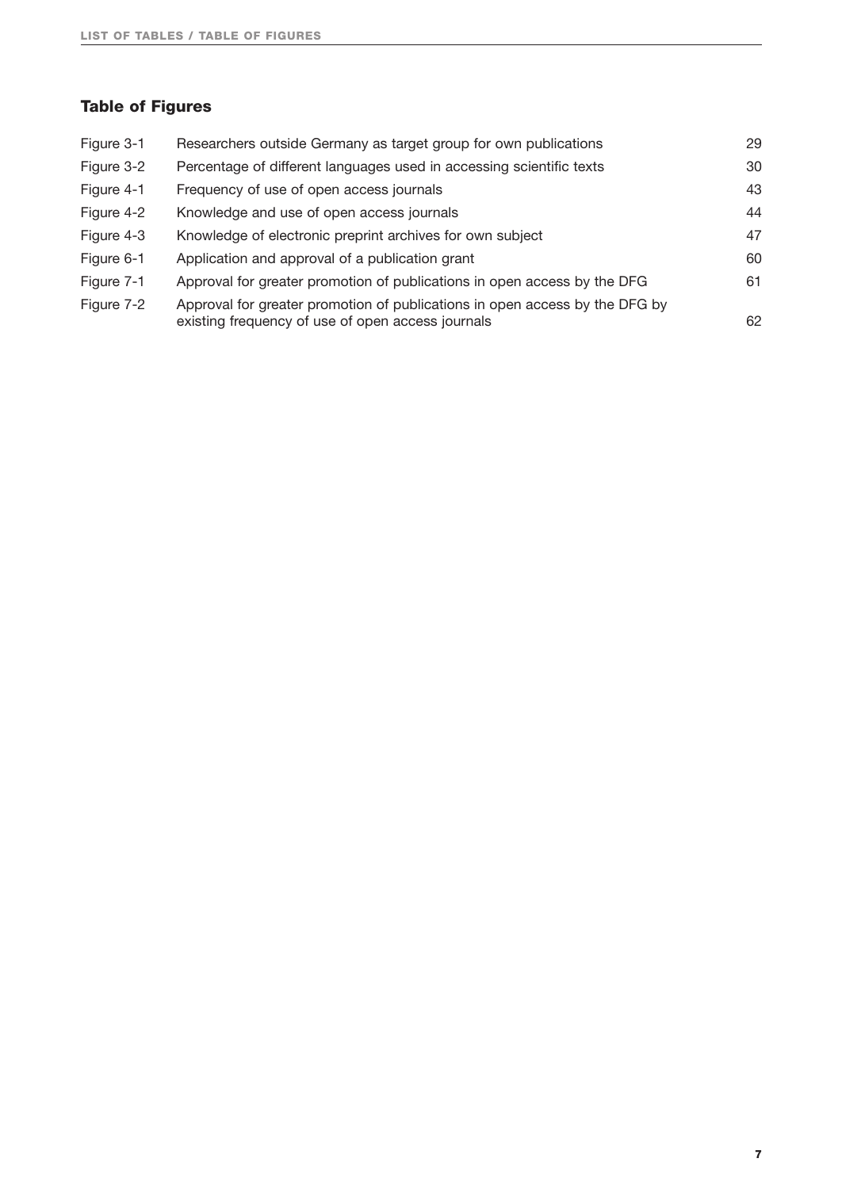## Table of Figures

| | | |
|---|---|---|
| Figure 3-1 | Researchers outside Germany as target group for own publications | 29 |
| Figure 3-2 | Percentage of different languages used in accessing scientific texts | 30 |
| Figure 4-1 | Frequency of use of open access journals | 43 |
| Figure 4-2 | Knowledge and use of open access journals | 44 |
| Figure 4-3 | Knowledge of electronic preprint archives for own subject | 47 |
| Figure 6-1 | Application and approval of a publication grant | 60 |
| Figure 7-1 | Approval for greater promotion of publications in open access by the DFG | 61 |
| Figure 7-2 | Approval for greater promotion of publications in open access by the DFG by existing frequency of use of open access journals | 62 |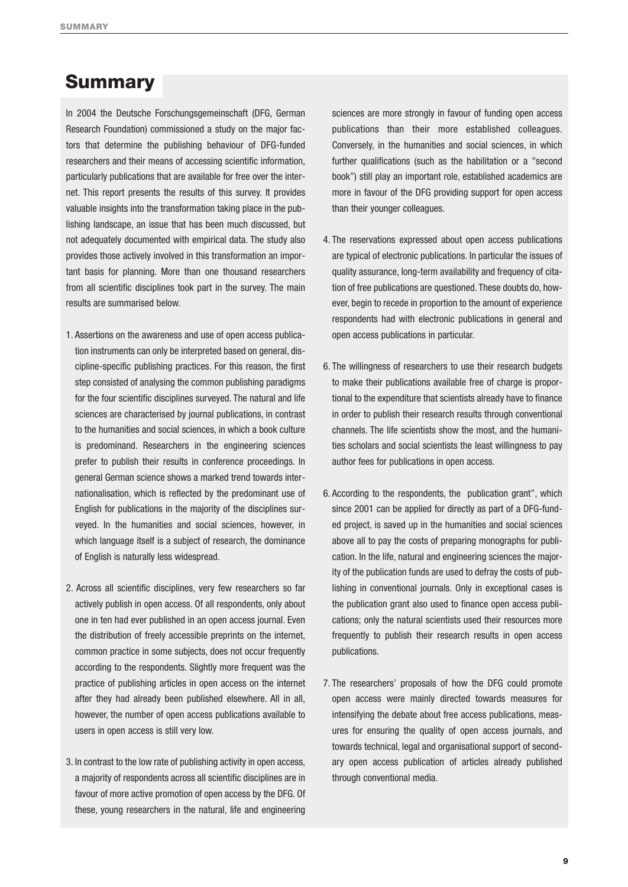# Summary

In 2004 the Deutsche Forschungsgemeinschaft (DFG, German Research Foundation) commissioned a study on the major factors that determine the publishing behaviour of DFG-funded researchers and their means of accessing scientific information, particularly publications that are available for free over the internet. This report presents the results of this survey. It provides valuable insights into the transformation taking place in the publishing landscape, an issue that has been much discussed, but not adequately documented with empirical data. The study also provides those actively involved in this transformation an important basis for planning. More than one thousand researchers from all scientific disciplines took part in the survey. The main results are summarised below.

1. Assertions on the awareness and use of open access publication instruments can only be interpreted based on general, discipline-specific publishing practices. For this reason, the first step consisted of analysing the common publishing paradigms for the four scientific disciplines surveyed. The natural and life sciences are characterised by journal publications, in contrast to the humanities and social sciences, in which a book culture is predominand. Researchers in the engineering sciences prefer to publish their results in conference proceedings. In general German science shows a marked trend towards internationalisation, which is reflected by the predominant use of English for publications in the majority of the disciplines surveyed. In the humanities and social sciences, however, in which language itself is a subject of research, the dominance of English is naturally less widespread.

2. Across all scientific disciplines, very few researchers so far actively publish in open access. Of all respondents, only about one in ten had ever published in an open access journal. Even the distribution of freely accessible preprints on the internet, common practice in some subjects, does not occur frequently according to the respondents. Slightly more frequent was the practice of publishing articles in open access on the internet after they had already been published elsewhere. All in all, however, the number of open access publications available to users in open access is still very low.

3. In contrast to the low rate of publishing activity in open access, a majority of respondents across all scientific disciplines are in favour of more active promotion of open access by the DFG. Of these, young researchers in the natural, life and engineering sciences are more strongly in favour of funding open access publications than their more established colleagues. Conversely, in the humanities and social sciences, in which further qualifications (such as the habilitation or a "second book") still play an important role, established academics are more in favour of the DFG providing support for open access than their younger colleagues.

4. The reservations expressed about open access publications are typical of electronic publications. In particular the issues of quality assurance, long-term availability and frequency of citation of free publications are questioned. These doubts do, however, begin to recede in proportion to the amount of experience respondents had with electronic publications in general and open access publications in particular.

6. The willingness of researchers to use their research budgets to make their publications available free of charge is proportional to the expenditure that scientists already have to finance in order to publish their research results through conventional channels. The life scientists show the most, and the humanities scholars and social scientists the least willingness to pay author fees for publications in open access.

6. According to the respondents, the publication grant", which since 2001 can be applied for directly as part of a DFG-funded project, is saved up in the humanities and social sciences above all to pay the costs of preparing monographs for publication. In the life, natural and engineering sciences the majority of the publication funds are used to defray the costs of publishing in conventional journals. Only in exceptional cases is the publication grant also used to finance open access publications; only the natural scientists used their resources more frequently to publish their research results in open access publications.

7. The researchers' proposals of how the DFG could promote open access were mainly directed towards measures for intensifying the debate about free access publications, measures for ensuring the quality of open access journals, and towards technical, legal and organisational support of secondary open access publication of articles already published through conventional media.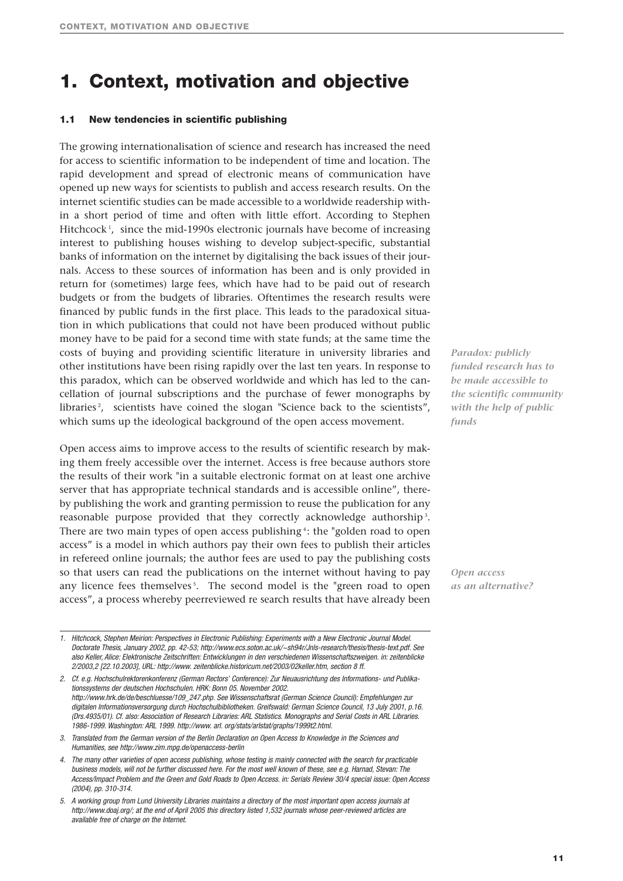# 1. Context, motivation and objective

### 1.1 New tendencies in scientific publishing

The growing internationalisation of science and research has increased the need for access to scientific information to be independent of time and location. The rapid development and spread of electronic means of communication have opened up new ways for scientists to publish and access research results. On the internet scientific studies can be made accessible to a worldwide readership within a short period of time and often with little effort. According to Stephen Hitchcock[1], since the mid-1990s electronic journals have become of increasing interest to publishing houses wishing to develop subject-specific, substantial banks of information on the internet by digitalising the back issues of their journals. Access to these sources of information has been and is only provided in return for (sometimes) large fees, which have had to be paid out of research budgets or from the budgets of libraries. Oftentimes the research results were financed by public funds in the first place. This leads to the paradoxical situation in which publications that could not have been produced without public money have to be paid for a second time with state funds; at the same time the costs of buying and providing scientific literature in university libraries and other institutions have been rising rapidly over the last ten years. In response to this paradox, which can be observed worldwide and which has led to the cancellation of journal subscriptions and the purchase of fewer monographs by libraries[2], scientists have coined the slogan "Science back to the scientists", which sums up the ideological background of the open access movement.

*Paradox: publicly funded research has to be made accessible to the scientific community with the help of public funds*

Open access aims to improve access to the results of scientific research by making them freely accessible over the internet. Access is free because authors store the results of their work "in a suitable electronic format on at least one archive server that has appropriate technical standards and is accessible online", thereby publishing the work and granting permission to reuse the publication for any reasonable purpose provided that they correctly acknowledge authorship[3]. There are two main types of open access publishing[4]: the "golden road to open access" is a model in which authors pay their own fees to publish their articles in refereed online journals; the author fees are used to pay the publishing costs so that users can read the publications on the internet without having to pay any licence fees themselves[5]. The second model is the "green road to open access", a process whereby peerreviewed re search results that have already been

*Open access as an alternative?*

---

1. Hitchcock, Stephen Meirion: Perspectives in Electronic Publishing: Experiments with a New Electronic Journal Model. Doctorate Thesis, January 2002, pp. 42-53; http://www.ecs.soton.ac.uk/~sh94r/Jnls-research/thesis/thesis-text.pdf. See also Keller, Alice: Elektronische Zeitschriften: Entwicklungen in den verschiedenen Wissenschaftszweigen. in: zeitenblicke 2/2003,2 [22.10.2003], URL: http://www. zeitenblicke.historicum.net/2003/02keller.htm, section 8 ff.

2. Cf. e.g. Hochschulrektorenkonferenz (German Rectors' Conference): Zur Neuausrichtung des Informations- und Publikationssystems der deutschen Hochschulen. HRK: Bonn 05. November 2002. http://www.hrk.de/de/beschluesse/109_247.php. See Wissenschaftsrat (German Science Council): Empfehlungen zur digitalen Informationsversorgung durch Hochschulbibliotheken. Greifswald: German Science Council, 13 July 2001, p.16. (Drs.4935/01). Cf. also: Association of Research Libraries: ARL Statistics. Monographs and Serial Costs in ARL Libraries. 1986-1999. Washington: ARL 1999. http://www. arl. org/stats/arlstat/graphs/1999t2.html.

3. Translated from the German version of the Berlin Declaration on Open Access to Knowledge in the Sciences and Humanities, see http://www.zim.mpg.de/openaccess-berlin

4. The many other varieties of open access publishing, whose testing is mainly connected with the search for practicable business models, will not be further discussed here. For the most well known of these, see e.g. Harnad, Stevan: The Access/Impact Problem and the Green and Gold Roads to Open Access. in: Serials Review 30/4 special issue: Open Access (2004), pp. 310-314.

5. A working group from Lund University Libraries maintains a directory of the most important open access journals at http://www.doaj.org/; at the end of April 2005 this directory listed 1,532 journals whose peer-reviewed articles are available free of charge on the Internet.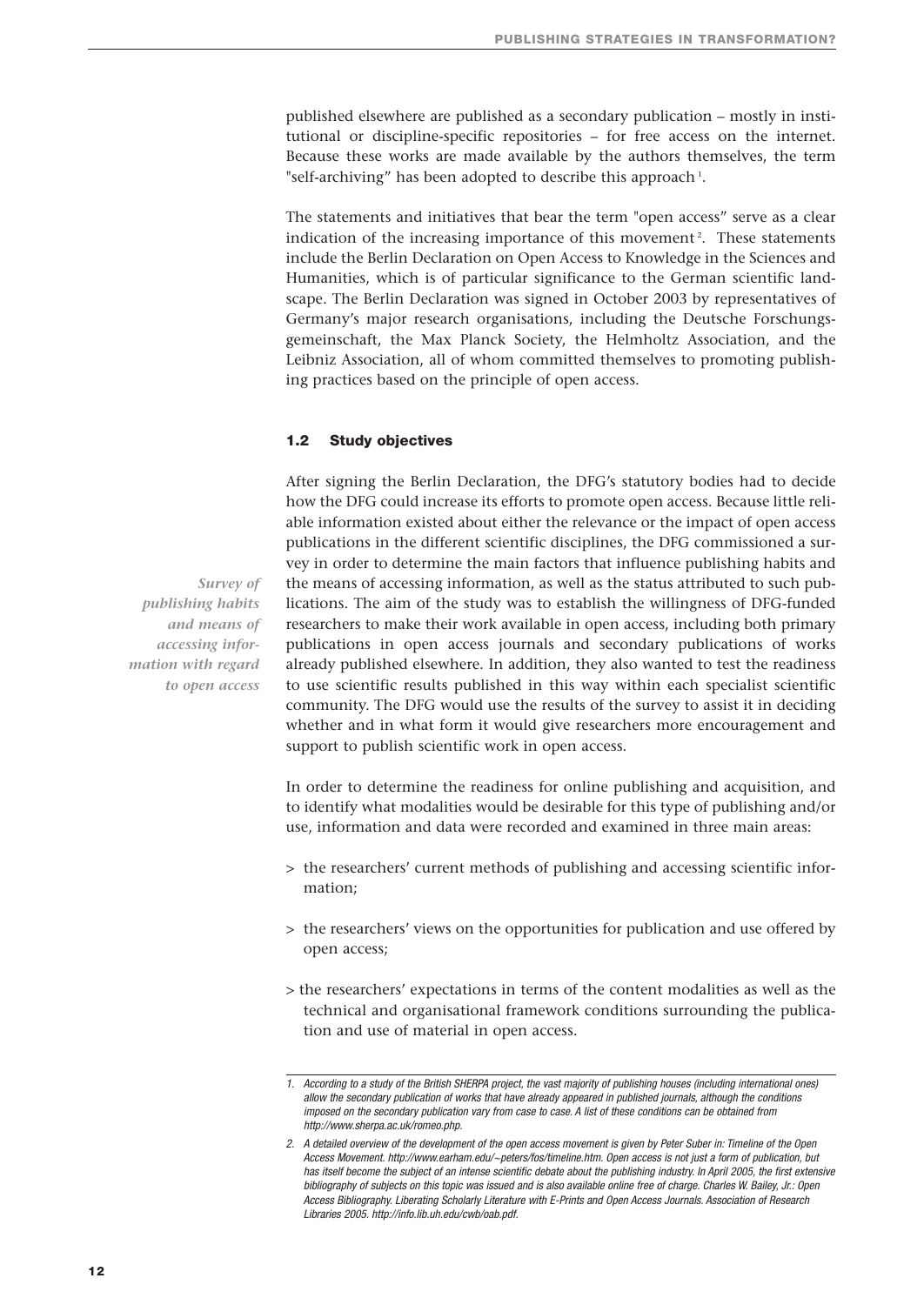published elsewhere are published as a secondary publication – mostly in institutional or discipline-specific repositories – for free access on the internet. Because these works are made available by the authors themselves, the term "self-archiving" has been adopted to describe this approach [1].

The statements and initiatives that bear the term "open access" serve as a clear indication of the increasing importance of this movement [2]. These statements include the Berlin Declaration on Open Access to Knowledge in the Sciences and Humanities, which is of particular significance to the German scientific landscape. The Berlin Declaration was signed in October 2003 by representatives of Germany's major research organisations, including the Deutsche Forschungsgemeinschaft, the Max Planck Society, the Helmholtz Association, and the Leibniz Association, all of whom committed themselves to promoting publishing practices based on the principle of open access.

### 1.2 Study objectives

*Survey of publishing habits and means of accessing information with regard to open access*

After signing the Berlin Declaration, the DFG's statutory bodies had to decide how the DFG could increase its efforts to promote open access. Because little reliable information existed about either the relevance or the impact of open access publications in the different scientific disciplines, the DFG commissioned a survey in order to determine the main factors that influence publishing habits and the means of accessing information, as well as the status attributed to such publications. The aim of the study was to establish the willingness of DFG-funded researchers to make their work available in open access, including both primary publications in open access journals and secondary publications of works already published elsewhere. In addition, they also wanted to test the readiness to use scientific results published in this way within each specialist scientific community. The DFG would use the results of the survey to assist it in deciding whether and in what form it would give researchers more encouragement and support to publish scientific work in open access.

In order to determine the readiness for online publishing and acquisition, and to identify what modalities would be desirable for this type of publishing and/or use, information and data were recorded and examined in three main areas:

> the researchers' current methods of publishing and accessing scientific information;

> the researchers' views on the opportunities for publication and use offered by open access;

> the researchers' expectations in terms of the content modalities as well as the technical and organisational framework conditions surrounding the publication and use of material in open access.

---

*1. According to a study of the British SHERPA project, the vast majority of publishing houses (including international ones) allow the secondary publication of works that have already appeared in published journals, although the conditions imposed on the secondary publication vary from case to case. A list of these conditions can be obtained from http://www.sherpa.ac.uk/romeo.php.*

*2. A detailed overview of the development of the open access movement is given by Peter Suber in: Timeline of the Open Access Movement. http://www.earham.edu/~peters/fos/timeline.htm. Open access is not just a form of publication, but has itself become the subject of an intense scientific debate about the publishing industry. In April 2005, the first extensive bibliography of subjects on this topic was issued and is also available online free of charge. Charles W. Bailey, Jr.: Open Access Bibliography. Liberating Scholarly Literature with E-Prints and Open Access Journals. Association of Research Libraries 2005. http://info.lib.uh.edu/cwb/oab.pdf.*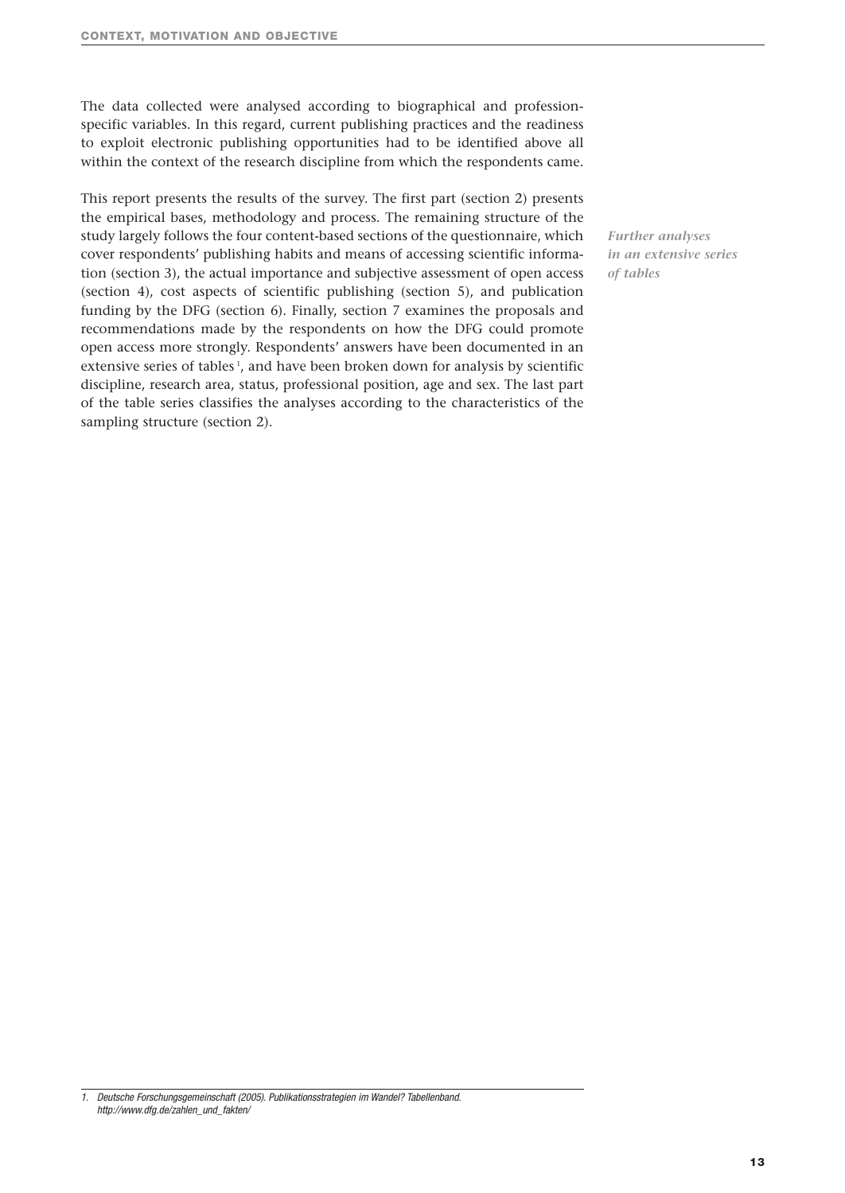The data collected were analysed according to biographical and profession-specific variables. In this regard, current publishing practices and the readiness to exploit electronic publishing opportunities had to be identified above all within the context of the research discipline from which the respondents came.

*Further analyses in an extensive series of tables*

This report presents the results of the survey. The first part (section 2) presents the empirical bases, methodology and process. The remaining structure of the study largely follows the four content-based sections of the questionnaire, which cover respondents' publishing habits and means of accessing scientific information (section 3), the actual importance and subjective assessment of open access (section 4), cost aspects of scientific publishing (section 5), and publication funding by the DFG (section 6). Finally, section 7 examines the proposals and recommendations made by the respondents on how the DFG could promote open access more strongly. Respondents' answers have been documented in an extensive series of tables [1], and have been broken down for analysis by scientific discipline, research area, status, professional position, age and sex. The last part of the table series classifies the analyses according to the characteristics of the sampling structure (section 2).

---

1. *Deutsche Forschungsgemeinschaft (2005). Publikationsstrategien im Wandel? Tabellenband. http://www.dfg.de/zahlen_und_fakten/*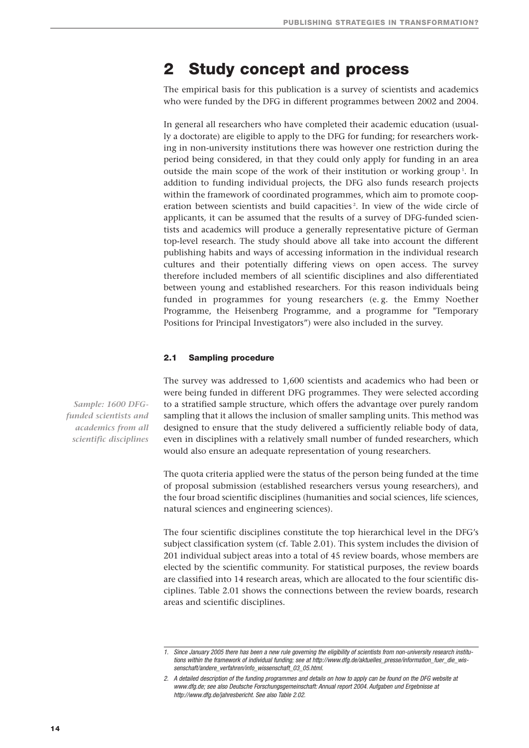# 2 Study concept and process

The empirical basis for this publication is a survey of scientists and academics who were funded by the DFG in different programmes between 2002 and 2004.

In general all researchers who have completed their academic education (usually a doctorate) are eligible to apply to the DFG for funding; for researchers working in non-university institutions there was however one restriction during the period being considered, in that they could only apply for funding in an area outside the main scope of the work of their institution or working group[1]. In addition to funding individual projects, the DFG also funds research projects within the framework of coordinated programmes, which aim to promote cooperation between scientists and build capacities[2]. In view of the wide circle of applicants, it can be assumed that the results of a survey of DFG-funded scientists and academics will produce a generally representative picture of German top-level research. The study should above all take into account the different publishing habits and ways of accessing information in the individual research cultures and their potentially differing views on open access. The survey therefore included members of all scientific disciplines and also differentiated between young and established researchers. For this reason individuals being funded in programmes for young researchers (e. g. the Emmy Noether Programme, the Heisenberg Programme, and a programme for "Temporary Positions for Principal Investigators") were also included in the survey.

### 2.1 Sampling procedure

*Sample: 1600 DFG-funded scientists and academics from all scientific disciplines*

The survey was addressed to 1,600 scientists and academics who had been or were being funded in different DFG programmes. They were selected according to a stratified sample structure, which offers the advantage over purely random sampling that it allows the inclusion of smaller sampling units. This method was designed to ensure that the study delivered a sufficiently reliable body of data, even in disciplines with a relatively small number of funded researchers, which would also ensure an adequate representation of young researchers.

The quota criteria applied were the status of the person being funded at the time of proposal submission (established researchers versus young researchers), and the four broad scientific disciplines (humanities and social sciences, life sciences, natural sciences and engineering sciences).

The four scientific disciplines constitute the top hierarchical level in the DFG's subject classification system (cf. Table 2.01). This system includes the division of 201 individual subject areas into a total of 45 review boards, whose members are elected by the scientific community. For statistical purposes, the review boards are classified into 14 research areas, which are allocated to the four scientific disciplines. Table 2.01 shows the connections between the review boards, research areas and scientific disciplines.

---

1. *Since January 2005 there has been a new rule governing the eligibility of scientists from non-university research institutions within the framework of individual funding; see at http://www.dfg.de/aktuelles_presse/information_fuer_die_wissenschaft/andere_verfahren/info_wissenschaft_03_05.html.*

2. *A detailed description of the funding programmes and details on how to apply can be found on the DFG website at www.dfg.de; see also Deutsche Forschungsgemeinschaft: Annual report 2004. Aufgaben und Ergebnisse at http://www.dfg.de/jahresbericht. See also Table 2.02.*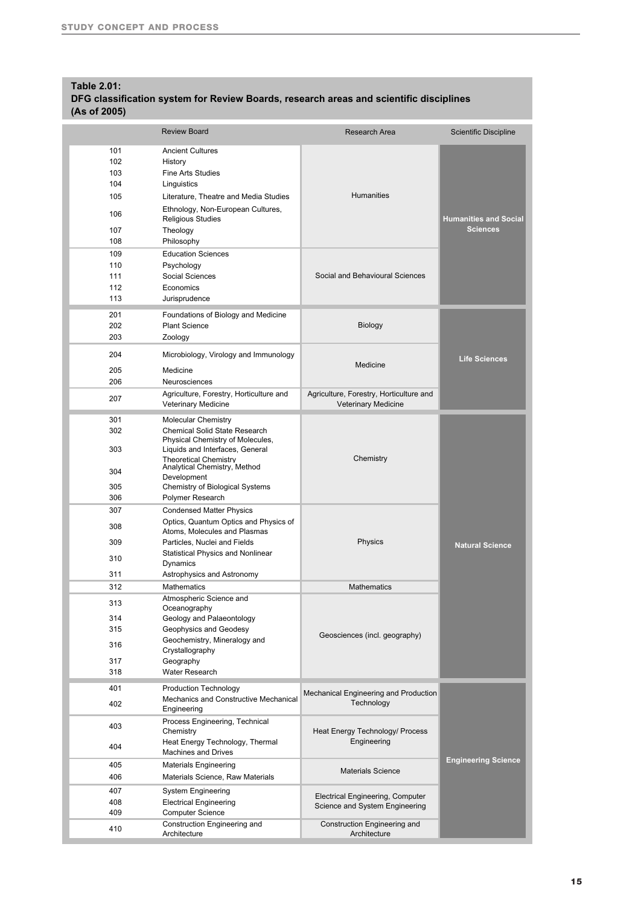**Table 2.01:**
**DFG classification system for Review Boards, research areas and scientific disciplines (As of 2005)**

| | Review Board | Research Area | Scientific Discipline |
|---|---|---|---|
| 101 | Ancient Cultures | Humanities | **Humanities and Social Sciences** |
| 102 | History | | |
| 103 | Fine Arts Studies | | |
| 104 | Linguistics | | |
| 105 | Literature, Theatre and Media Studies | | |
| 106 | Ethnology, Non-European Cultures, Religious Studies | | |
| 107 | Theology | | |
| 108 | Philosophy | | |
| 109 | Education Sciences | Social and Behavioural Sciences | |
| 110 | Psychology | | |
| 111 | Social Sciences | | |
| 112 | Economics | | |
| 113 | Jurisprudence | | |
| 201 | Foundations of Biology and Medicine | Biology | **Life Sciences** |
| 202 | Plant Science | | |
| 203 | Zoology | | |
| 204 | Microbiology, Virology and Immunology | Medicine | |
| 205 | Medicine | | |
| 206 | Neurosciences | | |
| 207 | Agriculture, Forestry, Horticulture and Veterinary Medicine | Agriculture, Forestry, Horticulture and Veterinary Medicine | |
| 301 | Molecular Chemistry | Chemistry | **Natural Science** |
| 302 | Chemical Solid State Research | | |
| 303 | Physical Chemistry of Molecules, Liquids and Interfaces, General Theoretical Chemistry | | |
| 304 | Analytical Chemistry, Method Development | | |
| 305 | Chemistry of Biological Systems | | |
| 306 | Polymer Research | | |
| 307 | Condensed Matter Physics | Physics | |
| 308 | Optics, Quantum Optics and Physics of Atoms, Molecules and Plasmas | | |
| 309 | Particles, Nuclei and Fields | | |
| 310 | Statistical Physics and Nonlinear Dynamics | | |
| 311 | Astrophysics and Astronomy | | |
| 312 | Mathematics | Mathematics | |
| 313 | Atmospheric Science and Oceanography | Geosciences (incl. geography) | |
| 314 | Geology and Palaeontology | | |
| 315 | Geophysics and Geodesy | | |
| 316 | Geochemistry, Mineralogy and Crystallography | | |
| 317 | Geography | | |
| 318 | Water Research | | |
| 401 | Production Technology | Mechanical Engineering and Production Technology | **Engineering Science** |
| 402 | Mechanics and Constructive Mechanical Engineering | | |
| 403 | Process Engineering, Technical Chemistry | Heat Energy Technology/ Process Engineering | |
| 404 | Heat Energy Technology, Thermal Machines and Drives | | |
| 405 | Materials Engineering | Materials Science | |
| 406 | Materials Science, Raw Materials | | |
| 407 | System Engineering | Electrical Engineering, Computer Science and System Engineering | |
| 408 | Electrical Engineering | | |
| 409 | Computer Science | | |
| 410 | Construction Engineering and Architecture | Construction Engineering and Architecture | |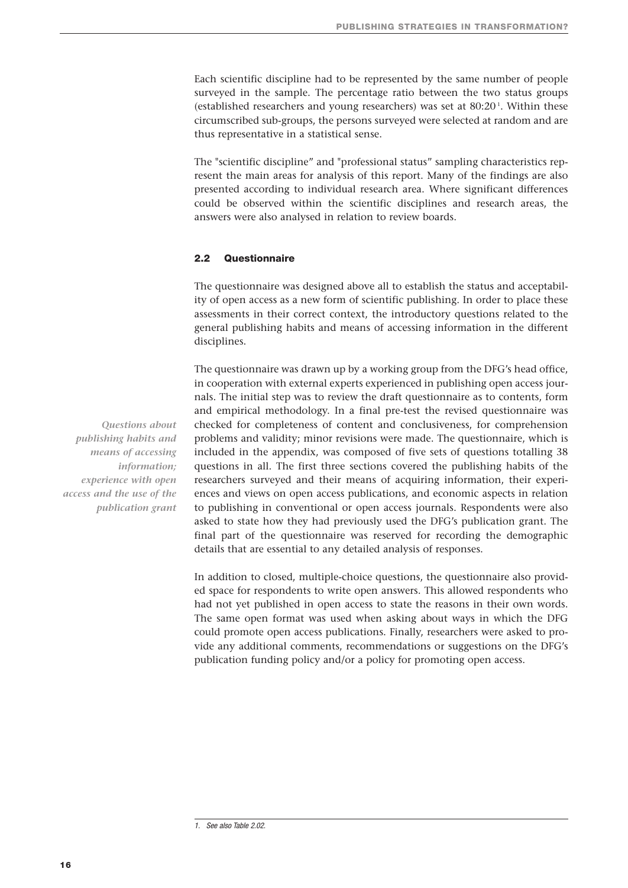Each scientific discipline had to be represented by the same number of people surveyed in the sample. The percentage ratio between the two status groups (established researchers and young researchers) was set at 80:20[1]. Within these circumscribed sub-groups, the persons surveyed were selected at random and are thus representative in a statistical sense.

The "scientific discipline" and "professional status" sampling characteristics represent the main areas for analysis of this report. Many of the findings are also presented according to individual research area. Where significant differences could be observed within the scientific disciplines and research areas, the answers were also analysed in relation to review boards.

### 2.2 Questionnaire

The questionnaire was designed above all to establish the status and acceptability of open access as a new form of scientific publishing. In order to place these assessments in their correct context, the introductory questions related to the general publishing habits and means of accessing information in the different disciplines.

*Questions about publishing habits and means of accessing information; experience with open access and the use of the publication grant*

The questionnaire was drawn up by a working group from the DFG's head office, in cooperation with external experts experienced in publishing open access journals. The initial step was to review the draft questionnaire as to contents, form and empirical methodology. In a final pre-test the revised questionnaire was checked for completeness of content and conclusiveness, for comprehension problems and validity; minor revisions were made. The questionnaire, which is included in the appendix, was composed of five sets of questions totalling 38 questions in all. The first three sections covered the publishing habits of the researchers surveyed and their means of acquiring information, their experiences and views on open access publications, and economic aspects in relation to publishing in conventional or open access journals. Respondents were also asked to state how they had previously used the DFG's publication grant. The final part of the questionnaire was reserved for recording the demographic details that are essential to any detailed analysis of responses.

In addition to closed, multiple-choice questions, the questionnaire also provided space for respondents to write open answers. This allowed respondents who had not yet published in open access to state the reasons in their own words. The same open format was used when asking about ways in which the DFG could promote open access publications. Finally, researchers were asked to provide any additional comments, recommendations or suggestions on the DFG's publication funding policy and/or a policy for promoting open access.

1. *See also Table 2.02.*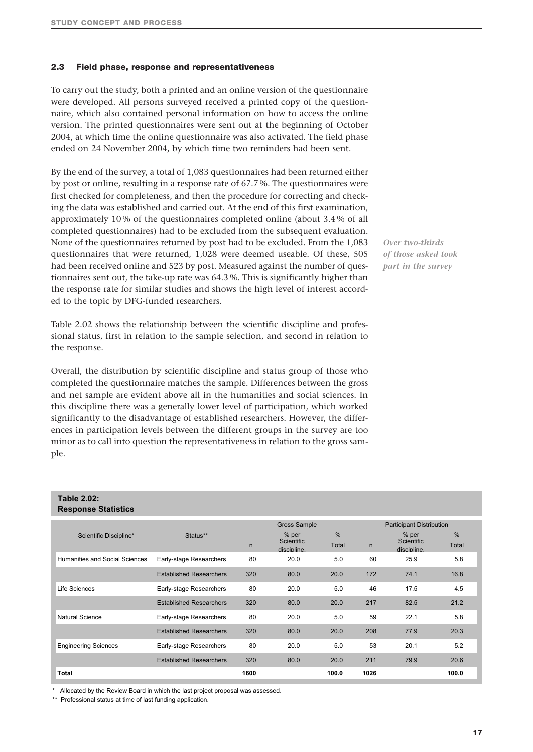### 2.3 Field phase, response and representativeness

To carry out the study, both a printed and an online version of the questionnaire were developed. All persons surveyed received a printed copy of the questionnaire, which also contained personal information on how to access the online version. The printed questionnaires were sent out at the beginning of October 2004, at which time the online questionnaire was also activated. The field phase ended on 24 November 2004, by which time two reminders had been sent.

By the end of the survey, a total of 1,083 questionnaires had been returned either by post or online, resulting in a response rate of 67.7 %. The questionnaires were first checked for completeness, and then the procedure for correcting and checking the data was established and carried out. At the end of this first examination, approximately 10 % of the questionnaires completed online (about 3.4 % of all completed questionnaires) had to be excluded from the subsequent evaluation. None of the questionnaires returned by post had to be excluded. From the 1,083 questionnaires that were returned, 1,028 were deemed useable. Of these, 505 had been received online and 523 by post. Measured against the number of questionnaires sent out, the take-up rate was 64.3 %. This is significantly higher than the response rate for similar studies and shows the high level of interest accorded to the topic by DFG-funded researchers.

*Over two-thirds of those asked took part in the survey*

Table 2.02 shows the relationship between the scientific discipline and professional status, first in relation to the sample selection, and second in relation to the response.

Overall, the distribution by scientific discipline and status group of those who completed the questionnaire matches the sample. Differences between the gross and net sample are evident above all in the humanities and social sciences. In this discipline there was a generally lower level of participation, which worked significantly to the disadvantage of established researchers. However, the differences in participation levels between the different groups in the survey are too minor as to call into question the representativeness in relation to the gross sample.

**Table 2.02: Response Statistics**

| Scientific Discipline* | Status** | Gross Sample | | | Participant Distribution | | |
|---|---|---|---|---|---|---|---|
| | | n | % per Scientific discipline. | % Total | n | % per Scientific discipline. | % Total |
| Humanities and Social Sciences | Early-stage Researchers | 80 | 20.0 | 5.0 | 60 | 25.9 | 5.8 |
| | Established Researchers | 320 | 80.0 | 20.0 | 172 | 74.1 | 16.8 |
| Life Sciences | Early-stage Researchers | 80 | 20.0 | 5.0 | 46 | 17.5 | 4.5 |
| | Established Researchers | 320 | 80.0 | 20.0 | 217 | 82.5 | 21.2 |
| Natural Science | Early-stage Researchers | 80 | 20.0 | 5.0 | 59 | 22.1 | 5.8 |
| | Established Researchers | 320 | 80.0 | 20.0 | 208 | 77.9 | 20.3 |
| Engineering Sciences | Early-stage Researchers | 80 | 20.0 | 5.0 | 53 | 20.1 | 5.2 |
| | Established Researchers | 320 | 80.0 | 20.0 | 211 | 79.9 | 20.6 |
| **Total** | | **1600** | | **100.0** | **1026** | | **100.0** |

\* Allocated by the Review Board in which the last project proposal was assessed.

\*\* Professional status at time of last funding application.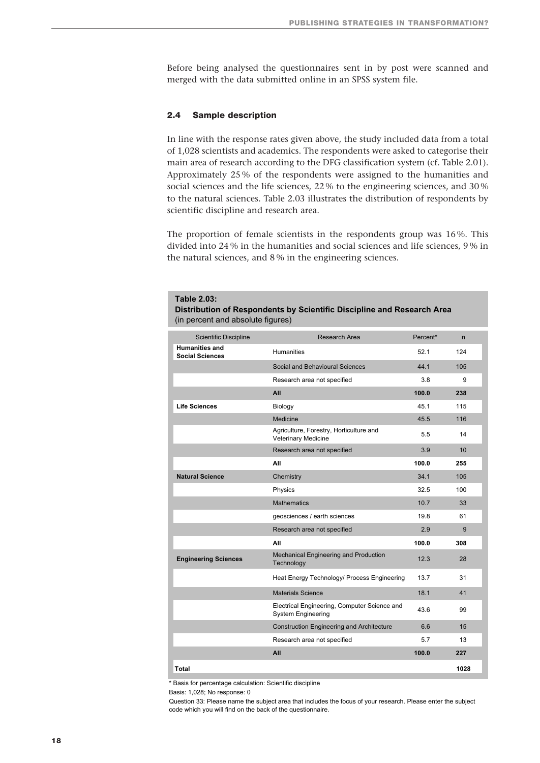Before being analysed the questionnaires sent in by post were scanned and merged with the data submitted online in an SPSS system file.

### 2.4 Sample description

In line with the response rates given above, the study included data from a total of 1,028 scientists and academics. The respondents were asked to categorise their main area of research according to the DFG classification system (cf. Table 2.01). Approximately 25 % of the respondents were assigned to the humanities and social sciences and the life sciences, 22 % to the engineering sciences, and 30 % to the natural sciences. Table 2.03 illustrates the distribution of respondents by scientific discipline and research area.

The proportion of female scientists in the respondents group was 16 %. This divided into 24 % in the humanities and social sciences and life sciences, 9 % in the natural sciences, and 8 % in the engineering sciences.

**Table 2.03:**
**Distribution of Respondents by Scientific Discipline and Research Area**
(in percent and absolute figures)

| Scientific Discipline | Research Area | Percent* | n |
|---|---|---|---|
| **Humanities and Social Sciences** | Humanities | 52.1 | 124 |
| | Social and Behavioural Sciences | 44.1 | 105 |
| | Research area not specified | 3.8 | 9 |
| | **All** | **100.0** | **238** |
| **Life Sciences** | Biology | 45.1 | 115 |
| | Medicine | 45.5 | 116 |
| | Agriculture, Forestry, Horticulture and Veterinary Medicine | 5.5 | 14 |
| | Research area not specified | 3.9 | 10 |
| | **All** | **100.0** | **255** |
| **Natural Science** | Chemistry | 34.1 | 105 |
| | Physics | 32.5 | 100 |
| | Mathematics | 10.7 | 33 |
| | geosciences / earth sciences | 19.8 | 61 |
| | Research area not specified | 2.9 | 9 |
| | **All** | **100.0** | **308** |
| **Engineering Sciences** | Mechanical Engineering and Production Technology | 12.3 | 28 |
| | Heat Energy Technology/ Process Engineering | 13.7 | 31 |
| | Materials Science | 18.1 | 41 |
| | Electrical Engineering, Computer Science and System Engineering | 43.6 | 99 |
| | Construction Engineering and Architecture | 6.6 | 15 |
| | Research area not specified | 5.7 | 13 |
| | **All** | **100.0** | **227** |
| **Total** | | | **1028** |

* Basis for percentage calculation: Scientific discipline

Basis: 1,028; No response: 0

Question 33: Please name the subject area that includes the focus of your research. Please enter the subject code which you will find on the back of the questionnaire.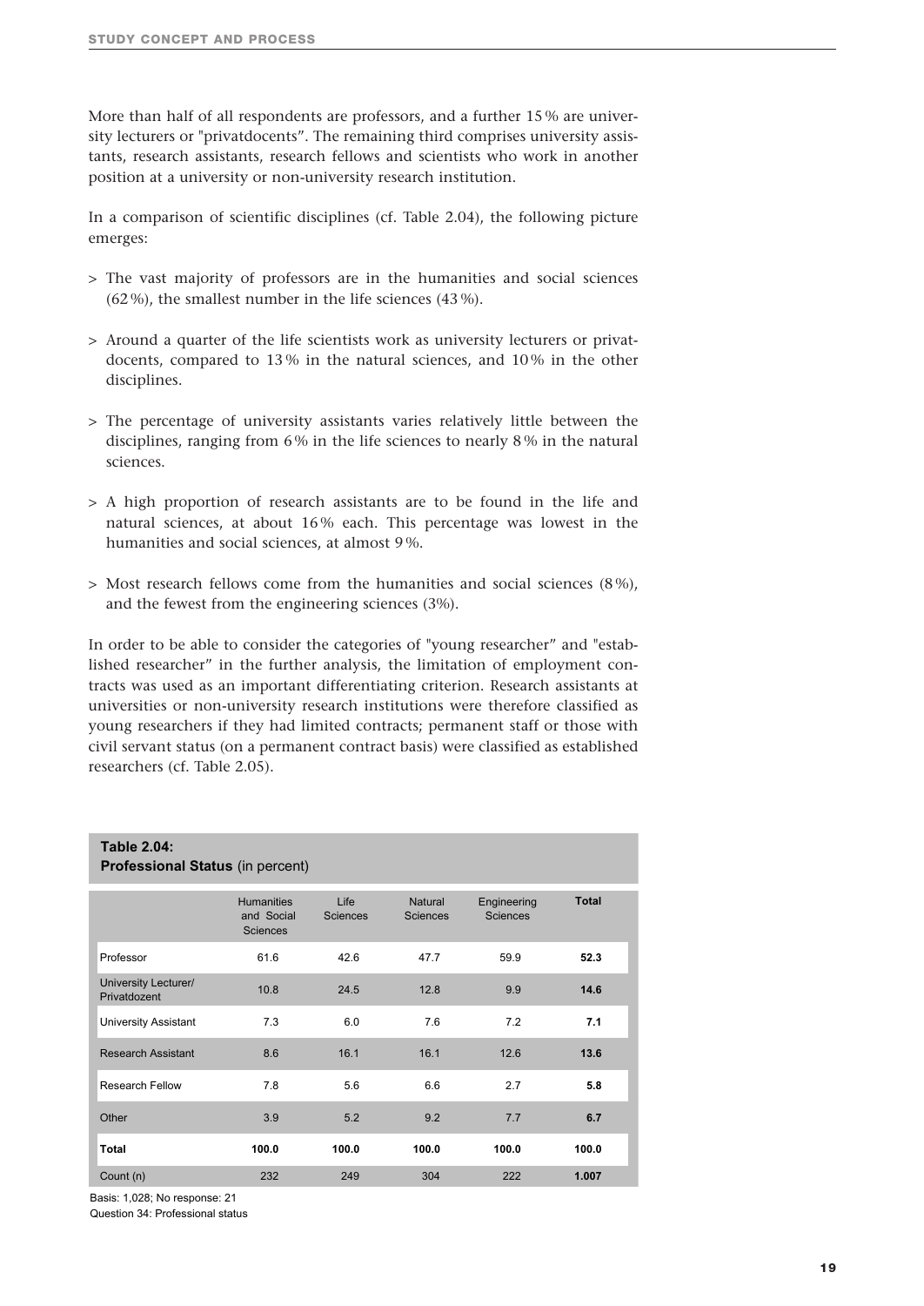More than half of all respondents are professors, and a further 15 % are university lecturers or "privatdocents". The remaining third comprises university assistants, research assistants, research fellows and scientists who work in another position at a university or non-university research institution.

In a comparison of scientific disciplines (cf. Table 2.04), the following picture emerges:

> The vast majority of professors are in the humanities and social sciences (62 %), the smallest number in the life sciences (43 %).

> Around a quarter of the life scientists work as university lecturers or privatdocents, compared to 13 % in the natural sciences, and 10 % in the other disciplines.

> The percentage of university assistants varies relatively little between the disciplines, ranging from 6 % in the life sciences to nearly 8 % in the natural sciences.

> A high proportion of research assistants are to be found in the life and natural sciences, at about 16 % each. This percentage was lowest in the humanities and social sciences, at almost 9 %.

> Most research fellows come from the humanities and social sciences (8 %), and the fewest from the engineering sciences (3%).

In order to be able to consider the categories of "young researcher" and "established researcher" in the further analysis, the limitation of employment contracts was used as an important differentiating criterion. Research assistants at universities or non-university research institutions were therefore classified as young researchers if they had limited contracts; permanent staff or those with civil servant status (on a permanent contract basis) were classified as established researchers (cf. Table 2.05).

**Table 2.04:**
**Professional Status** (in percent)

| | Humanities and Social Sciences | Life Sciences | Natural Sciences | Engineering Sciences | **Total** |
|---|---|---|---|---|---|
| Professor | 61.6 | 42.6 | 47.7 | 59.9 | **52.3** |
| University Lecturer/ Privatdozent | 10.8 | 24.5 | 12.8 | 9.9 | **14.6** |
| University Assistant | 7.3 | 6.0 | 7.6 | 7.2 | **7.1** |
| Research Assistant | 8.6 | 16.1 | 16.1 | 12.6 | **13.6** |
| Research Fellow | 7.8 | 5.6 | 6.6 | 2.7 | **5.8** |
| Other | 3.9 | 5.2 | 9.2 | 7.7 | **6.7** |
| **Total** | **100.0** | **100.0** | **100.0** | **100.0** | **100.0** |
| Count (n) | 232 | 249 | 304 | 222 | **1.007** |

Basis: 1,028; No response: 21
Question 34: Professional status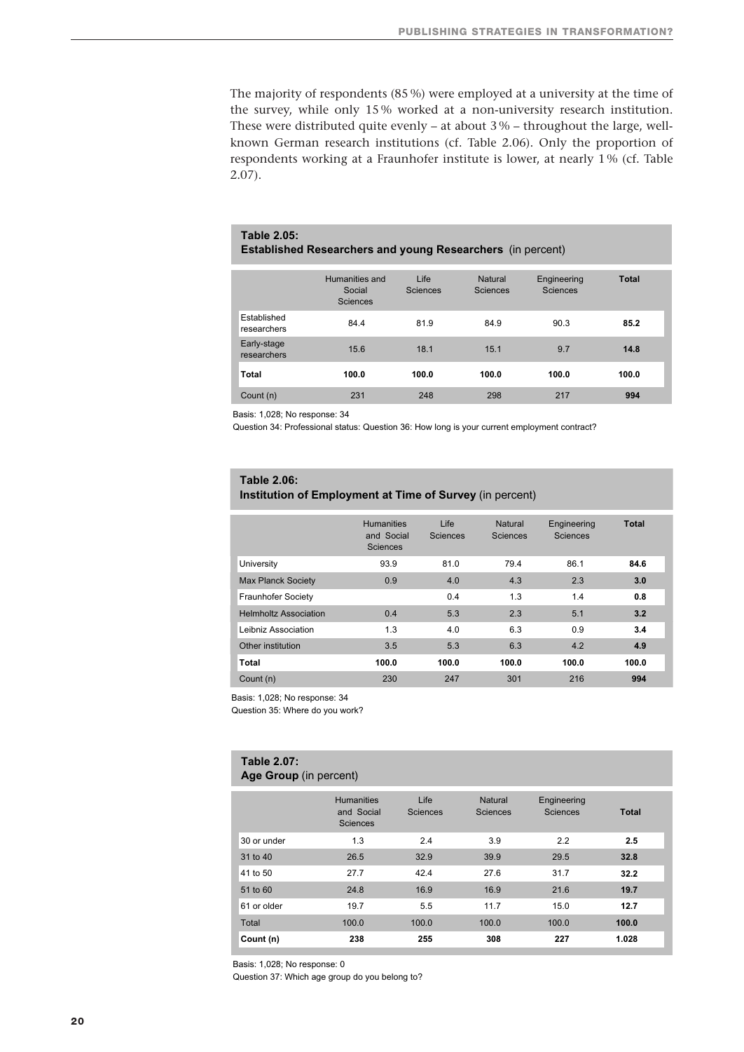The majority of respondents (85 %) were employed at a university at the time of the survey, while only 15 % worked at a non-university research institution. These were distributed quite evenly – at about 3 % – throughout the large, well-known German research institutions (cf. Table 2.06). Only the proportion of respondents working at a Fraunhofer institute is lower, at nearly 1 % (cf. Table 2.07).

**Table 2.05:**
**Established Researchers and young Researchers** (in percent)

| | Humanities and Social Sciences | Life Sciences | Natural Sciences | Engineering Sciences | **Total** |
|---|---|---|---|---|---|
| Established researchers | 84.4 | 81.9 | 84.9 | 90.3 | **85.2** |
| Early-stage researchers | 15.6 | 18.1 | 15.1 | 9.7 | **14.8** |
| **Total** | **100.0** | **100.0** | **100.0** | **100.0** | **100.0** |
| Count (n) | 231 | 248 | 298 | 217 | **994** |

Basis: 1,028; No response: 34
Question 34: Professional status: Question 36: How long is your current employment contract?

**Table 2.06:**
**Institution of Employment at Time of Survey** (in percent)

| | Humanities and Social Sciences | Life Sciences | Natural Sciences | Engineering Sciences | **Total** |
|---|---|---|---|---|---|
| University | 93.9 | 81.0 | 79.4 | 86.1 | **84.6** |
| Max Planck Society | 0.9 | 4.0 | 4.3 | 2.3 | **3.0** |
| Fraunhofer Society | | 0.4 | 1.3 | 1.4 | **0.8** |
| Helmholtz Association | 0.4 | 5.3 | 2.3 | 5.1 | **3.2** |
| Leibniz Association | 1.3 | 4.0 | 6.3 | 0.9 | **3.4** |
| Other institution | 3.5 | 5.3 | 6.3 | 4.2 | **4.9** |
| **Total** | **100.0** | **100.0** | **100.0** | **100.0** | **100.0** |
| Count (n) | 230 | 247 | 301 | 216 | **994** |

Basis: 1,028; No response: 34
Question 35: Where do you work?

**Table 2.07:**
**Age Group** (in percent)

| | Humanities and Social Sciences | Life Sciences | Natural Sciences | Engineering Sciences | **Total** |
|---|---|---|---|---|---|
| 30 or under | 1.3 | 2.4 | 3.9 | 2.2 | **2.5** |
| 31 to 40 | 26.5 | 32.9 | 39.9 | 29.5 | **32.8** |
| 41 to 50 | 27.7 | 42.4 | 27.6 | 31.7 | **32.2** |
| 51 to 60 | 24.8 | 16.9 | 16.9 | 21.6 | **19.7** |
| 61 or older | 19.7 | 5.5 | 11.7 | 15.0 | **12.7** |
| Total | 100.0 | 100.0 | 100.0 | 100.0 | **100.0** |
| **Count (n)** | **238** | **255** | **308** | **227** | **1.028** |

Basis: 1,028; No response: 0
Question 37: Which age group do you belong to?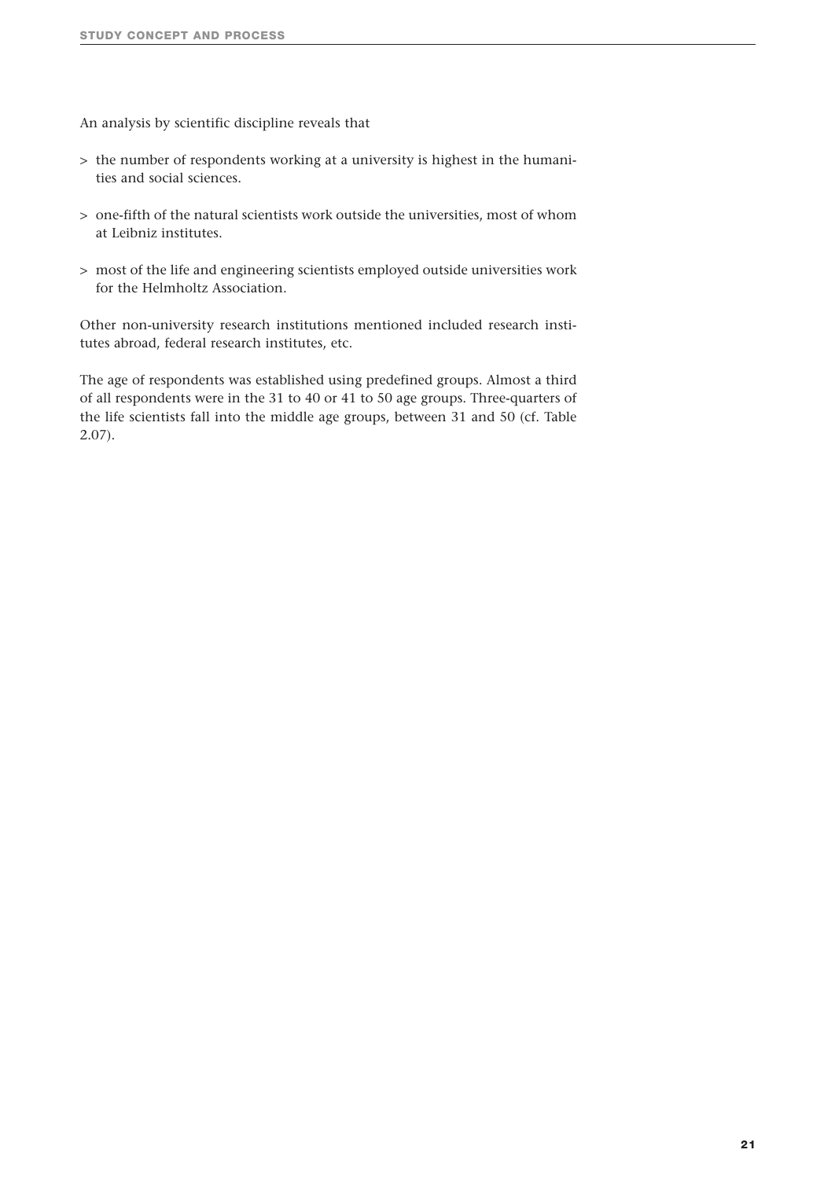An analysis by scientific discipline reveals that

- the number of respondents working at a university is highest in the humanities and social sciences.
- one-fifth of the natural scientists work outside the universities, most of whom at Leibniz institutes.
- most of the life and engineering scientists employed outside universities work for the Helmholtz Association.

Other non-university research institutions mentioned included research institutes abroad, federal research institutes, etc.

The age of respondents was established using predefined groups. Almost a third of all respondents were in the 31 to 40 or 41 to 50 age groups. Three-quarters of the life scientists fall into the middle age groups, between 31 and 50 (cf. Table 2.07).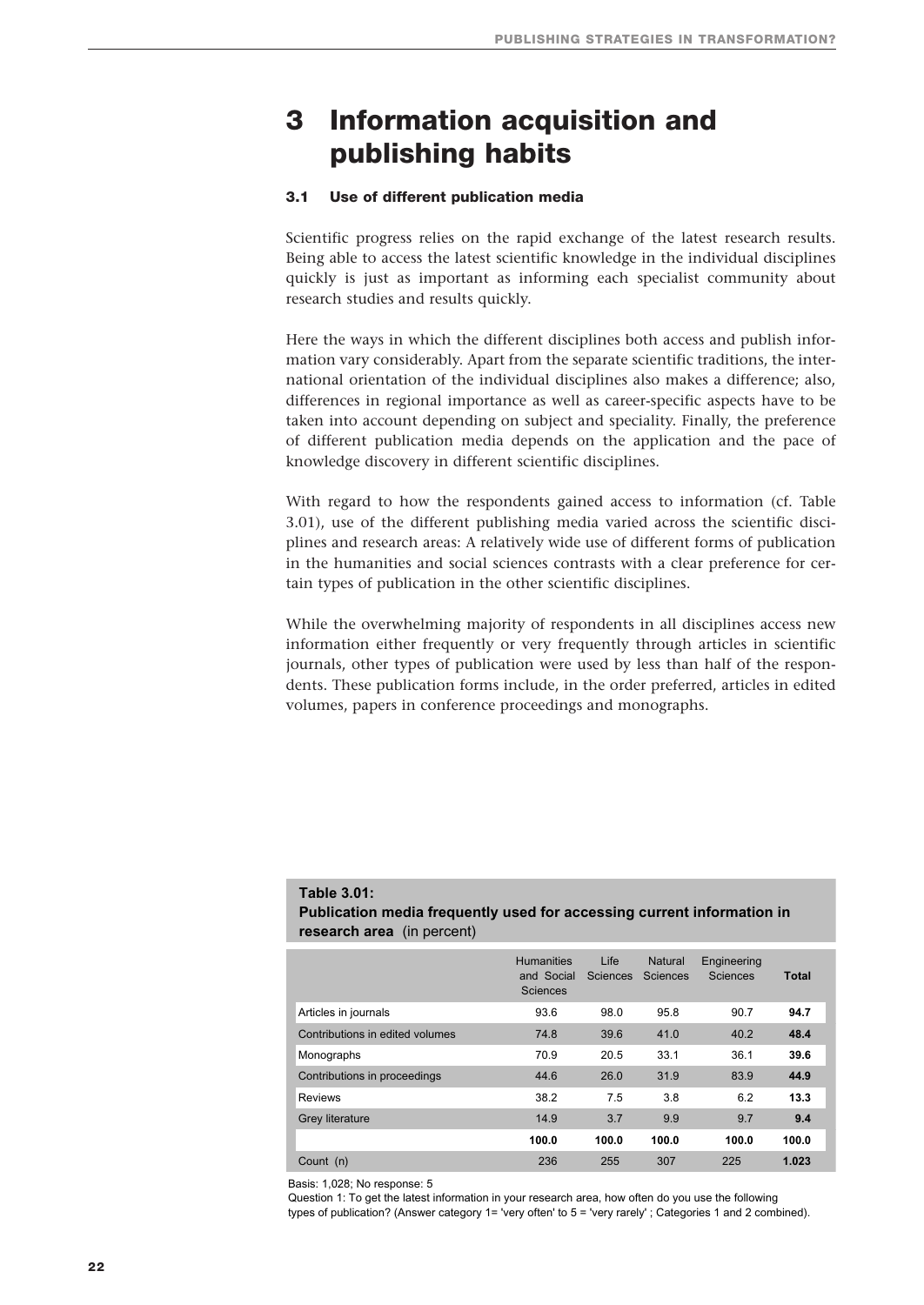# 3 Information acquisition and publishing habits

### 3.1 Use of different publication media

Scientific progress relies on the rapid exchange of the latest research results. Being able to access the latest scientific knowledge in the individual disciplines quickly is just as important as informing each specialist community about research studies and results quickly.

Here the ways in which the different disciplines both access and publish information vary considerably. Apart from the separate scientific traditions, the international orientation of the individual disciplines also makes a difference; also, differences in regional importance as well as career-specific aspects have to be taken into account depending on subject and speciality. Finally, the preference of different publication media depends on the application and the pace of knowledge discovery in different scientific disciplines.

With regard to how the respondents gained access to information (cf. Table 3.01), use of the different publishing media varied across the scientific disciplines and research areas: A relatively wide use of different forms of publication in the humanities and social sciences contrasts with a clear preference for certain types of publication in the other scientific disciplines.

While the overwhelming majority of respondents in all disciplines access new information either frequently or very frequently through articles in scientific journals, other types of publication were used by less than half of the respondents. These publication forms include, in the order preferred, articles in edited volumes, papers in conference proceedings and monographs.

**Table 3.01:**
**Publication media frequently used for accessing current information in research area** (in percent)

| | Humanities and Social Sciences | Life Sciences | Natural Sciences | Engineering Sciences | **Total** |
|---|---|---|---|---|---|
| Articles in journals | 93.6 | 98.0 | 95.8 | 90.7 | **94.7** |
| Contributions in edited volumes | 74.8 | 39.6 | 41.0 | 40.2 | **48.4** |
| Monographs | 70.9 | 20.5 | 33.1 | 36.1 | **39.6** |
| Contributions in proceedings | 44.6 | 26.0 | 31.9 | 83.9 | **44.9** |
| Reviews | 38.2 | 7.5 | 3.8 | 6.2 | **13.3** |
| Grey literature | 14.9 | 3.7 | 9.9 | 9.7 | **9.4** |
| | **100.0** | **100.0** | **100.0** | **100.0** | **100.0** |
| Count (n) | 236 | 255 | 307 | 225 | **1.023** |

Basis: 1,028; No response: 5
Question 1: To get the latest information in your research area, how often do you use the following types of publication? (Answer category 1= 'very often' to 5 = 'very rarely' ; Categories 1 and 2 combined).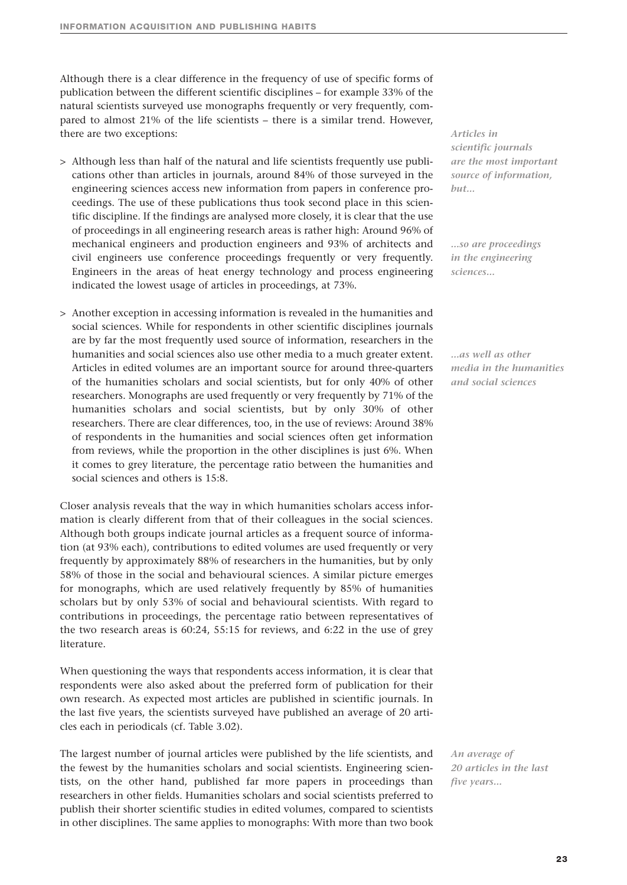Although there is a clear difference in the frequency of use of specific forms of publication between the different scientific disciplines – for example 33% of the natural scientists surveyed use monographs frequently or very frequently, compared to almost 21% of the life scientists – there is a similar trend. However, there are two exceptions:

*Articles in scientific journals are the most important source of information, but...*

> Although less than half of the natural and life scientists frequently use publications other than articles in journals, around 84% of those surveyed in the engineering sciences access new information from papers in conference proceedings. The use of these publications thus took second place in this scientific discipline. If the findings are analysed more closely, it is clear that the use of proceedings in all engineering research areas is rather high: Around 96% of mechanical engineers and production engineers and 93% of architects and civil engineers use conference proceedings frequently or very frequently. Engineers in the areas of heat energy technology and process engineering indicated the lowest usage of articles in proceedings, at 73%.

*...so are proceedings in the engineering sciences...*

> Another exception in accessing information is revealed in the humanities and social sciences. While for respondents in other scientific disciplines journals are by far the most frequently used source of information, researchers in the humanities and social sciences also use other media to a much greater extent. Articles in edited volumes are an important source for around three-quarters of the humanities scholars and social scientists, but for only 40% of other researchers. Monographs are used frequently or very frequently by 71% of the humanities scholars and social scientists, but by only 30% of other researchers. There are clear differences, too, in the use of reviews: Around 38% of respondents in the humanities and social sciences often get information from reviews, while the proportion in the other disciplines is just 6%. When it comes to grey literature, the percentage ratio between the humanities and social sciences and others is 15:8.

*...as well as other media in the humanities and social sciences*

Closer analysis reveals that the way in which humanities scholars access information is clearly different from that of their colleagues in the social sciences. Although both groups indicate journal articles as a frequent source of information (at 93% each), contributions to edited volumes are used frequently or very frequently by approximately 88% of researchers in the humanities, but by only 58% of those in the social and behavioural sciences. A similar picture emerges for monographs, which are used relatively frequently by 85% of humanities scholars but by only 53% of social and behavioural scientists. With regard to contributions in proceedings, the percentage ratio between representatives of the two research areas is 60:24, 55:15 for reviews, and 6:22 in the use of grey literature.

When questioning the ways that respondents access information, it is clear that respondents were also asked about the preferred form of publication for their own research. As expected most articles are published in scientific journals. In the last five years, the scientists surveyed have published an average of 20 articles each in periodicals (cf. Table 3.02).

*An average of 20 articles in the last five years...*

The largest number of journal articles were published by the life scientists, and the fewest by the humanities scholars and social scientists. Engineering scientists, on the other hand, published far more papers in proceedings than researchers in other fields. Humanities scholars and social scientists preferred to publish their shorter scientific studies in edited volumes, compared to scientists in other disciplines. The same applies to monographs: With more than two book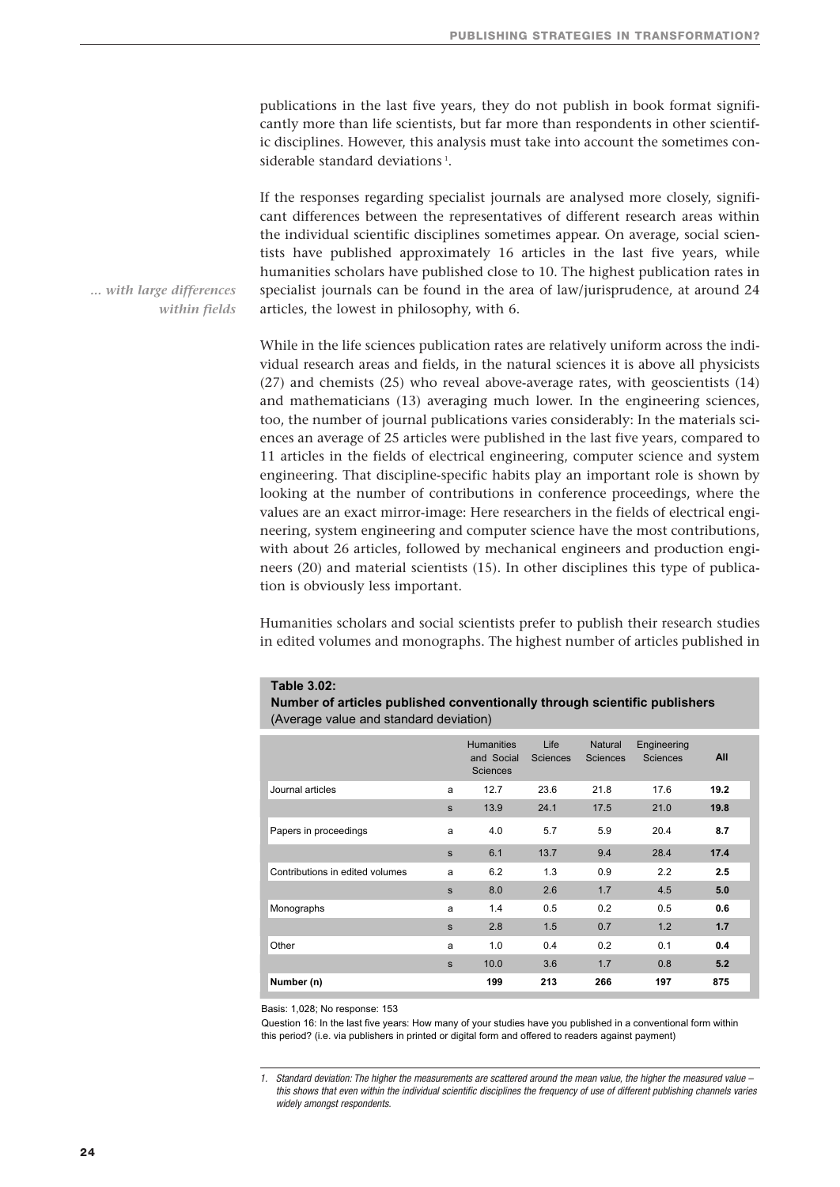publications in the last five years, they do not publish in book format significantly more than life scientists, but far more than respondents in other scientific disciplines. However, this analysis must take into account the sometimes considerable standard deviations [1].

If the responses regarding specialist journals are analysed more closely, significant differences between the representatives of different research areas within the individual scientific disciplines sometimes appear. On average, social scientists have published approximately 16 articles in the last five years, while humanities scholars have published close to 10. The highest publication rates in specialist journals can be found in the area of law/jurisprudence, at around 24 articles, the lowest in philosophy, with 6.

*... with large differences within fields*

While in the life sciences publication rates are relatively uniform across the individual research areas and fields, in the natural sciences it is above all physicists (27) and chemists (25) who reveal above-average rates, with geoscientists (14) and mathematicians (13) averaging much lower. In the engineering sciences, too, the number of journal publications varies considerably: In the materials sciences an average of 25 articles were published in the last five years, compared to 11 articles in the fields of electrical engineering, computer science and system engineering. That discipline-specific habits play an important role is shown by looking at the number of contributions in conference proceedings, where the values are an exact mirror-image: Here researchers in the fields of electrical engineering, system engineering and computer science have the most contributions, with about 26 articles, followed by mechanical engineers and production engineers (20) and material scientists (15). In other disciplines this type of publication is obviously less important.

Humanities scholars and social scientists prefer to publish their research studies in edited volumes and monographs. The highest number of articles published in

**Table 3.02:**
**Number of articles published conventionally through scientific publishers**
(Average value and standard deviation)

| | | Humanities and Social Sciences | Life Sciences | Natural Sciences | Engineering Sciences | **All** |
|---|---|---|---|---|---|---|
| Journal articles | a | 12.7 | 23.6 | 21.8 | 17.6 | **19.2** |
| | s | 13.9 | 24.1 | 17.5 | 21.0 | **19.8** |
| Papers in proceedings | a | 4.0 | 5.7 | 5.9 | 20.4 | **8.7** |
| | s | 6.1 | 13.7 | 9.4 | 28.4 | **17.4** |
| Contributions in edited volumes | a | 6.2 | 1.3 | 0.9 | 2.2 | **2.5** |
| | s | 8.0 | 2.6 | 1.7 | 4.5 | **5.0** |
| Monographs | a | 1.4 | 0.5 | 0.2 | 0.5 | **0.6** |
| | s | 2.8 | 1.5 | 0.7 | 1.2 | **1.7** |
| Other | a | 1.0 | 0.4 | 0.2 | 0.1 | **0.4** |
| | s | 10.0 | 3.6 | 1.7 | 0.8 | **5.2** |
| **Number (n)** | | **199** | **213** | **266** | **197** | **875** |

Basis: 1,028; No response: 153

Question 16: In the last five years: How many of your studies have you published in a conventional form within this period? (i.e. via publishers in printed or digital form and offered to readers against payment)

1. *Standard deviation: The higher the measurements are scattered around the mean value, the higher the measured value – this shows that even within the individual scientific disciplines the frequency of use of different publishing channels varies widely amongst respondents.*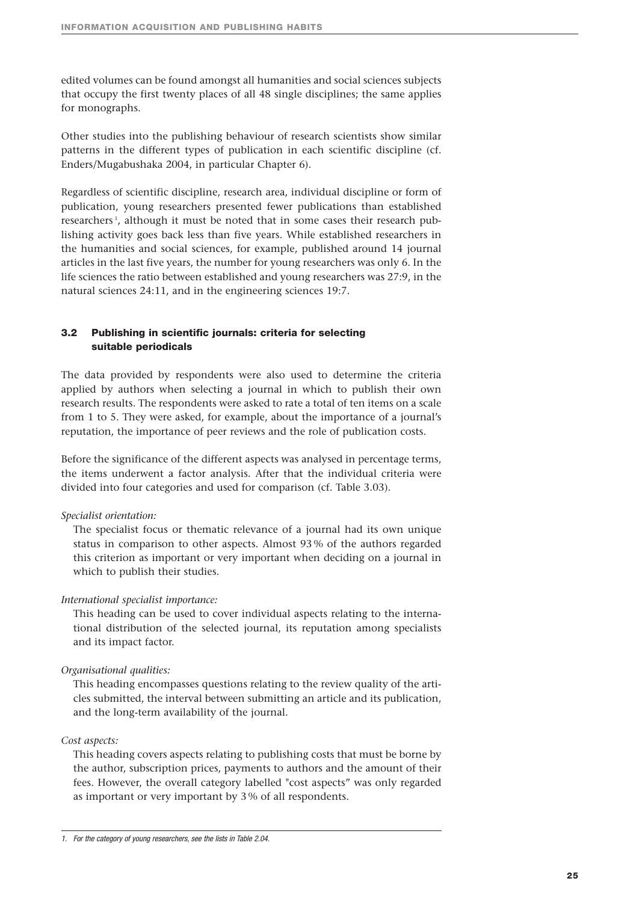edited volumes can be found amongst all humanities and social sciences subjects that occupy the first twenty places of all 48 single disciplines; the same applies for monographs.

Other studies into the publishing behaviour of research scientists show similar patterns in the different types of publication in each scientific discipline (cf. Enders/Mugabushaka 2004, in particular Chapter 6).

Regardless of scientific discipline, research area, individual discipline or form of publication, young researchers presented fewer publications than established researchers [1], although it must be noted that in some cases their research publishing activity goes back less than five years. While established researchers in the humanities and social sciences, for example, published around 14 journal articles in the last five years, the number for young researchers was only 6. In the life sciences the ratio between established and young researchers was 27:9, in the natural sciences 24:11, and in the engineering sciences 19:7.

## 3.2 Publishing in scientific journals: criteria for selecting suitable periodicals

The data provided by respondents were also used to determine the criteria applied by authors when selecting a journal in which to publish their own research results. The respondents were asked to rate a total of ten items on a scale from 1 to 5. They were asked, for example, about the importance of a journal's reputation, the importance of peer reviews and the role of publication costs.

Before the significance of the different aspects was analysed in percentage terms, the items underwent a factor analysis. After that the individual criteria were divided into four categories and used for comparison (cf. Table 3.03).

*Specialist orientation:*

The specialist focus or thematic relevance of a journal had its own unique status in comparison to other aspects. Almost 93 % of the authors regarded this criterion as important or very important when deciding on a journal in which to publish their studies.

*International specialist importance:*

This heading can be used to cover individual aspects relating to the international distribution of the selected journal, its reputation among specialists and its impact factor.

*Organisational qualities:*

This heading encompasses questions relating to the review quality of the articles submitted, the interval between submitting an article and its publication, and the long-term availability of the journal.

*Cost aspects:*

This heading covers aspects relating to publishing costs that must be borne by the author, subscription prices, payments to authors and the amount of their fees. However, the overall category labelled "cost aspects" was only regarded as important or very important by 3 % of all respondents.

---

1. *For the category of young researchers, see the lists in Table 2.04.*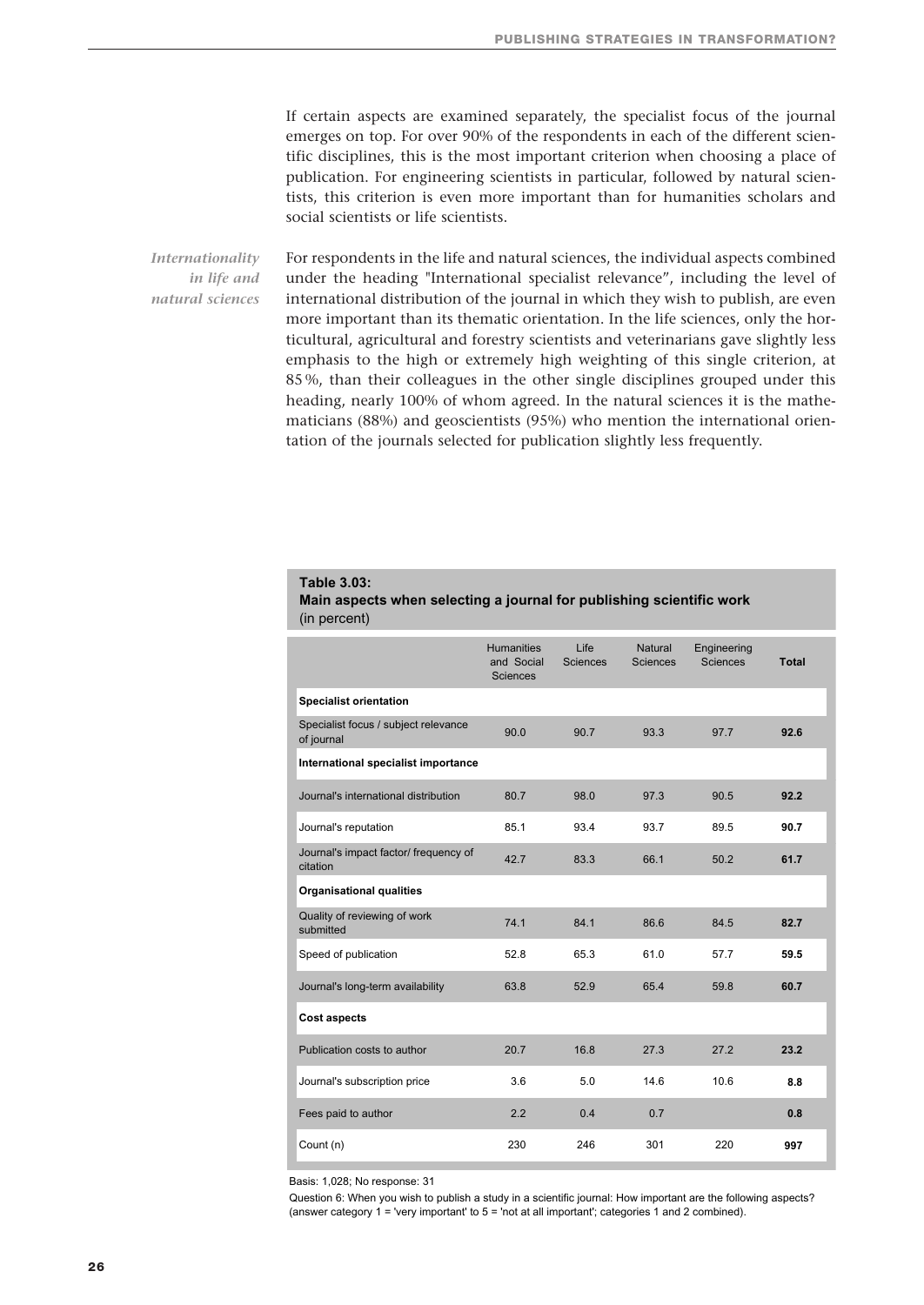If certain aspects are examined separately, the specialist focus of the journal emerges on top. For over 90% of the respondents in each of the different scientific disciplines, this is the most important criterion when choosing a place of publication. For engineering scientists in particular, followed by natural scientists, this criterion is even more important than for humanities scholars and social scientists or life scientists.

*Internationality in life and natural sciences*

For respondents in the life and natural sciences, the individual aspects combined under the heading "International specialist relevance", including the level of international distribution of the journal in which they wish to publish, are even more important than its thematic orientation. In the life sciences, only the horticultural, agricultural and forestry scientists and veterinarians gave slightly less emphasis to the high or extremely high weighting of this single criterion, at 85 %, than their colleagues in the other single disciplines grouped under this heading, nearly 100% of whom agreed. In the natural sciences it is the mathematicians (88%) and geoscientists (95%) who mention the international orientation of the journals selected for publication slightly less frequently.

**Table 3.03:**
**Main aspects when selecting a journal for publishing scientific work**
(in percent)

| | Humanities and Social Sciences | Life Sciences | Natural Sciences | Engineering Sciences | **Total** |
|---|---|---|---|---|---|
| **Specialist orientation** | | | | | |
| Specialist focus / subject relevance of journal | 90.0 | 90.7 | 93.3 | 97.7 | **92.6** |
| **International specialist importance** | | | | | |
| Journal's international distribution | 80.7 | 98.0 | 97.3 | 90.5 | **92.2** |
| Journal's reputation | 85.1 | 93.4 | 93.7 | 89.5 | **90.7** |
| Journal's impact factor/ frequency of citation | 42.7 | 83.3 | 66.1 | 50.2 | **61.7** |
| **Organisational qualities** | | | | | |
| Quality of reviewing of work submitted | 74.1 | 84.1 | 86.6 | 84.5 | **82.7** |
| Speed of publication | 52.8 | 65.3 | 61.0 | 57.7 | **59.5** |
| Journal's long-term availability | 63.8 | 52.9 | 65.4 | 59.8 | **60.7** |
| **Cost aspects** | | | | | |
| Publication costs to author | 20.7 | 16.8 | 27.3 | 27.2 | **23.2** |
| Journal's subscription price | 3.6 | 5.0 | 14.6 | 10.6 | **8.8** |
| Fees paid to author | 2.2 | 0.4 | 0.7 | | **0.8** |
| Count (n) | 230 | 246 | 301 | 220 | **997** |

Basis: 1,028; No response: 31

Question 6: When you wish to publish a study in a scientific journal: How important are the following aspects? (answer category 1 = 'very important' to 5 = 'not at all important'; categories 1 and 2 combined).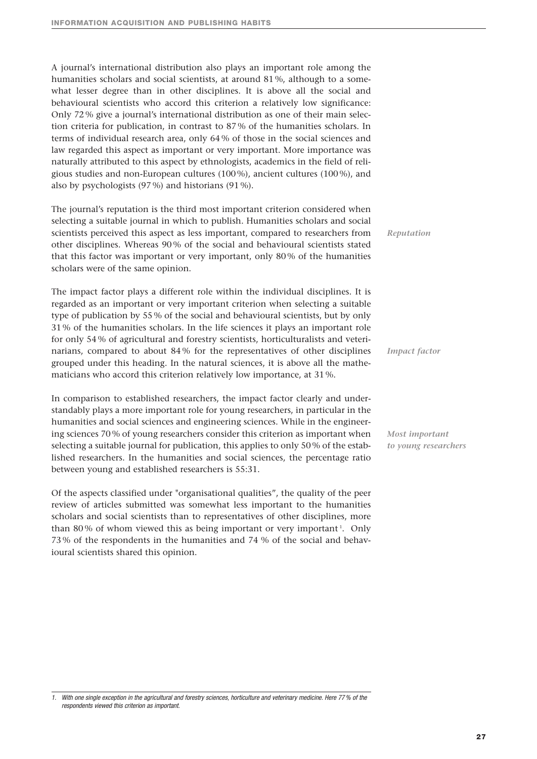A journal's international distribution also plays an important role among the humanities scholars and social scientists, at around 81 %, although to a somewhat lesser degree than in other disciplines. It is above all the social and behavioural scientists who accord this criterion a relatively low significance: Only 72 % give a journal's international distribution as one of their main selection criteria for publication, in contrast to 87 % of the humanities scholars. In terms of individual research area, only 64 % of those in the social sciences and law regarded this aspect as important or very important. More importance was naturally attributed to this aspect by ethnologists, academics in the field of religious studies and non-European cultures (100 %), ancient cultures (100 %), and also by psychologists (97 %) and historians (91 %).

*Reputation*

The journal's reputation is the third most important criterion considered when selecting a suitable journal in which to publish. Humanities scholars and social scientists perceived this aspect as less important, compared to researchers from other disciplines. Whereas 90 % of the social and behavioural scientists stated that this factor was important or very important, only 80 % of the humanities scholars were of the same opinion.

*Impact factor*

The impact factor plays a different role within the individual disciplines. It is regarded as an important or very important criterion when selecting a suitable type of publication by 55 % of the social and behavioural scientists, but by only 31 % of the humanities scholars. In the life sciences it plays an important role for only 54 % of agricultural and forestry scientists, horticulturalists and veterinarians, compared to about 84 % for the representatives of other disciplines grouped under this heading. In the natural sciences, it is above all the mathematicians who accord this criterion relatively low importance, at 31 %.

*Most important to young researchers*

In comparison to established researchers, the impact factor clearly and understandably plays a more important role for young researchers, in particular in the humanities and social sciences and engineering sciences. While in the engineering sciences 70 % of young researchers consider this criterion as important when selecting a suitable journal for publication, this applies to only 50 % of the established researchers. In the humanities and social sciences, the percentage ratio between young and established researchers is 55:31.

Of the aspects classified under "organisational qualities", the quality of the peer review of articles submitted was somewhat less important to the humanities scholars and social scientists than to representatives of other disciplines, more than 80 % of whom viewed this as being important or very important[1]. Only 73 % of the respondents in the humanities and 74 % of the social and behavioural scientists shared this opinion.

---

1. *With one single exception in the agricultural and forestry sciences, horticulture and veterinary medicine. Here 77 % of the respondents viewed this criterion as important.*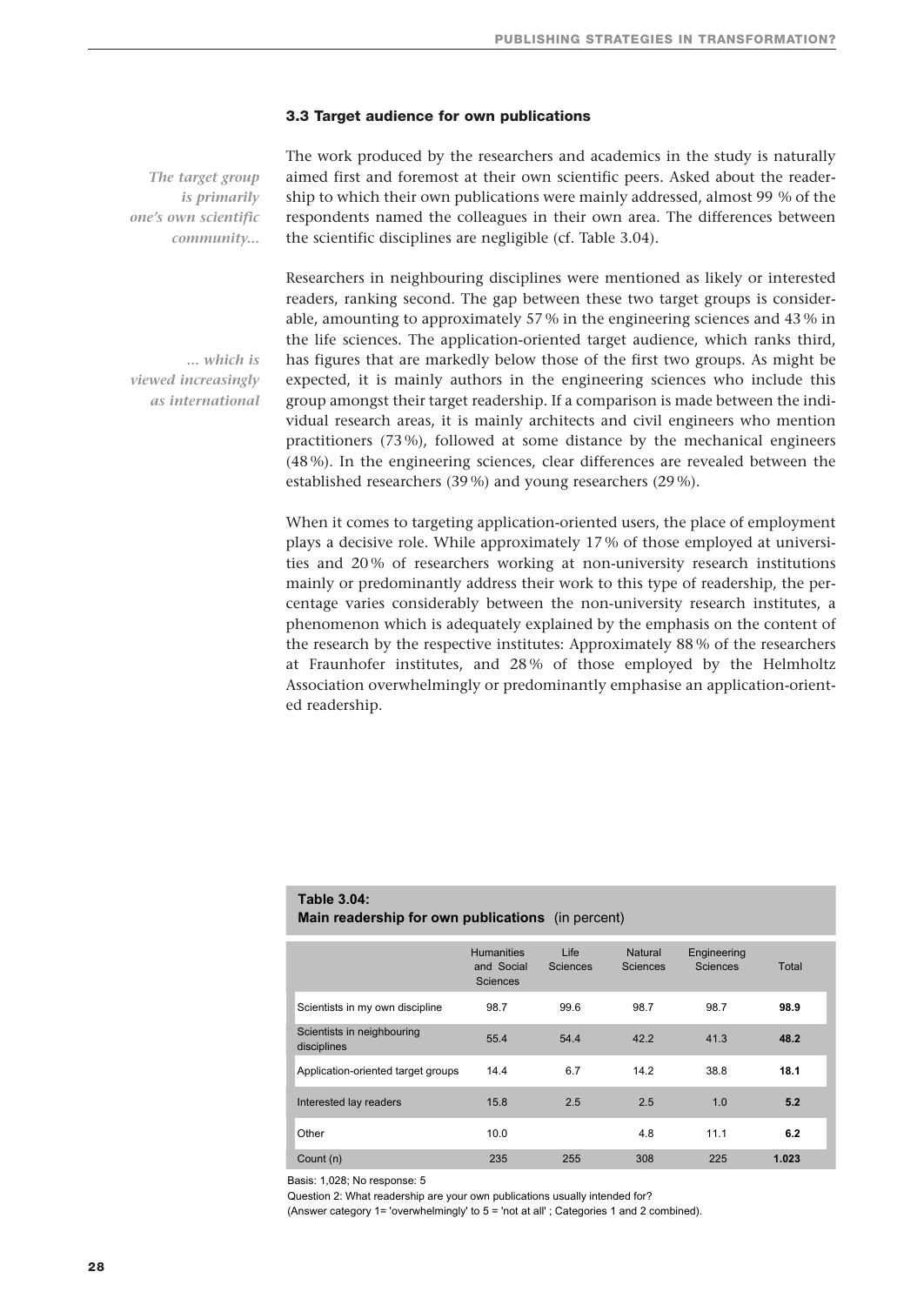### 3.3 Target audience for own publications

*The target group is primarily one's own scientific community...*

The work produced by the researchers and academics in the study is naturally aimed first and foremost at their own scientific peers. Asked about the readership to which their own publications were mainly addressed, almost 99 % of the respondents named the colleagues in their own area. The differences between the scientific disciplines are negligible (cf. Table 3.04).

*... which is viewed increasingly as international*

Researchers in neighbouring disciplines were mentioned as likely or interested readers, ranking second. The gap between these two target groups is considerable, amounting to approximately 57 % in the engineering sciences and 43 % in the life sciences. The application-oriented target audience, which ranks third, has figures that are markedly below those of the first two groups. As might be expected, it is mainly authors in the engineering sciences who include this group amongst their target readership. If a comparison is made between the individual research areas, it is mainly architects and civil engineers who mention practitioners (73 %), followed at some distance by the mechanical engineers (48 %). In the engineering sciences, clear differences are revealed between the established researchers (39 %) and young researchers (29 %).

When it comes to targeting application-oriented users, the place of employment plays a decisive role. While approximately 17 % of those employed at universities and 20 % of researchers working at non-university research institutions mainly or predominantly address their work to this type of readership, the percentage varies considerably between the non-university research institutes, a phenomenon which is adequately explained by the emphasis on the content of the research by the respective institutes: Approximately 88 % of the researchers at Fraunhofer institutes, and 28 % of those employed by the Helmholtz Association overwhelmingly or predominantly emphasise an application-oriented readership.

**Table 3.04:**
**Main readership for own publications** (in percent)

| | Humanities and Social Sciences | Life Sciences | Natural Sciences | Engineering Sciences | Total |
|---|---|---|---|---|---|
| Scientists in my own discipline | 98.7 | 99.6 | 98.7 | 98.7 | **98.9** |
| Scientists in neighbouring disciplines | 55.4 | 54.4 | 42.2 | 41.3 | **48.2** |
| Application-oriented target groups | 14.4 | 6.7 | 14.2 | 38.8 | **18.1** |
| Interested lay readers | 15.8 | 2.5 | 2.5 | 1.0 | **5.2** |
| Other | 10.0 | | 4.8 | 11.1 | **6.2** |
| Count (n) | 235 | 255 | 308 | 225 | **1.023** |

Basis: 1,028; No response: 5

Question 2: What readership are your own publications usually intended for?

(Answer category 1= 'overwhelmingly' to 5 = 'not at all' ; Categories 1 and 2 combined).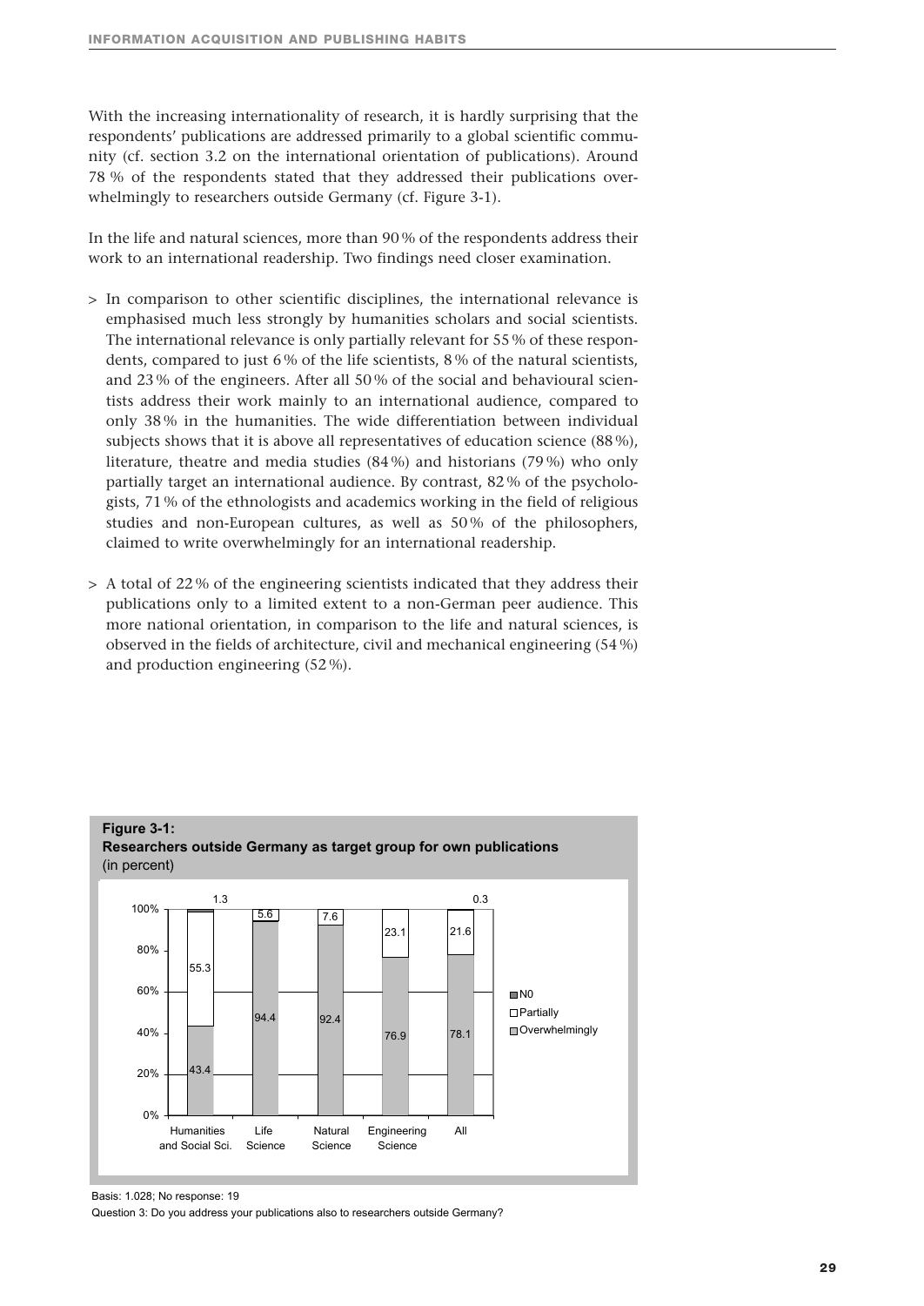With the increasing internationality of research, it is hardly surprising that the respondents' publications are addressed primarily to a global scientific community (cf. section 3.2 on the international orientation of publications). Around 78 % of the respondents stated that they addressed their publications overwhelmingly to researchers outside Germany (cf. Figure 3-1).

In the life and natural sciences, more than 90 % of the respondents address their work to an international readership. Two findings need closer examination.

> In comparison to other scientific disciplines, the international relevance is emphasised much less strongly by humanities scholars and social scientists. The international relevance is only partially relevant for 55 % of these respondents, compared to just 6 % of the life scientists, 8 % of the natural scientists, and 23 % of the engineers. After all 50 % of the social and behavioural scientists address their work mainly to an international audience, compared to only 38 % in the humanities. The wide differentiation between individual subjects shows that it is above all representatives of education science (88 %), literature, theatre and media studies (84 %) and historians (79 %) who only partially target an international audience. By contrast, 82 % of the psychologists, 71 % of the ethnologists and academics working in the field of religious studies and non-European cultures, as well as 50 % of the philosophers, claimed to write overwhelmingly for an international readership.

> A total of 22 % of the engineering scientists indicated that they address their publications only to a limited extent to a non-German peer audience. This more national orientation, in comparison to the life and natural sciences, is observed in the fields of architecture, civil and mechanical engineering (54 %) and production engineering (52 %).

**Figure 3-1:**
**Researchers outside Germany as target group for own publications**
(in percent)

| | Humanities and Social Sci. | Life Science | Natural Science | Engineering Science | All |
|---|---|---|---|---|---|
| N0 | 1.3 | | | | 0.3 |
| Partially | 55.3 | 5.6 | 7.6 | 23.1 | 21.6 |
| Overwhelmingly | 43.4 | 94.4 | 92.4 | 76.9 | 78.1 |

Basis: 1.028; No response: 19

Question 3: Do you address your publications also to researchers outside Germany?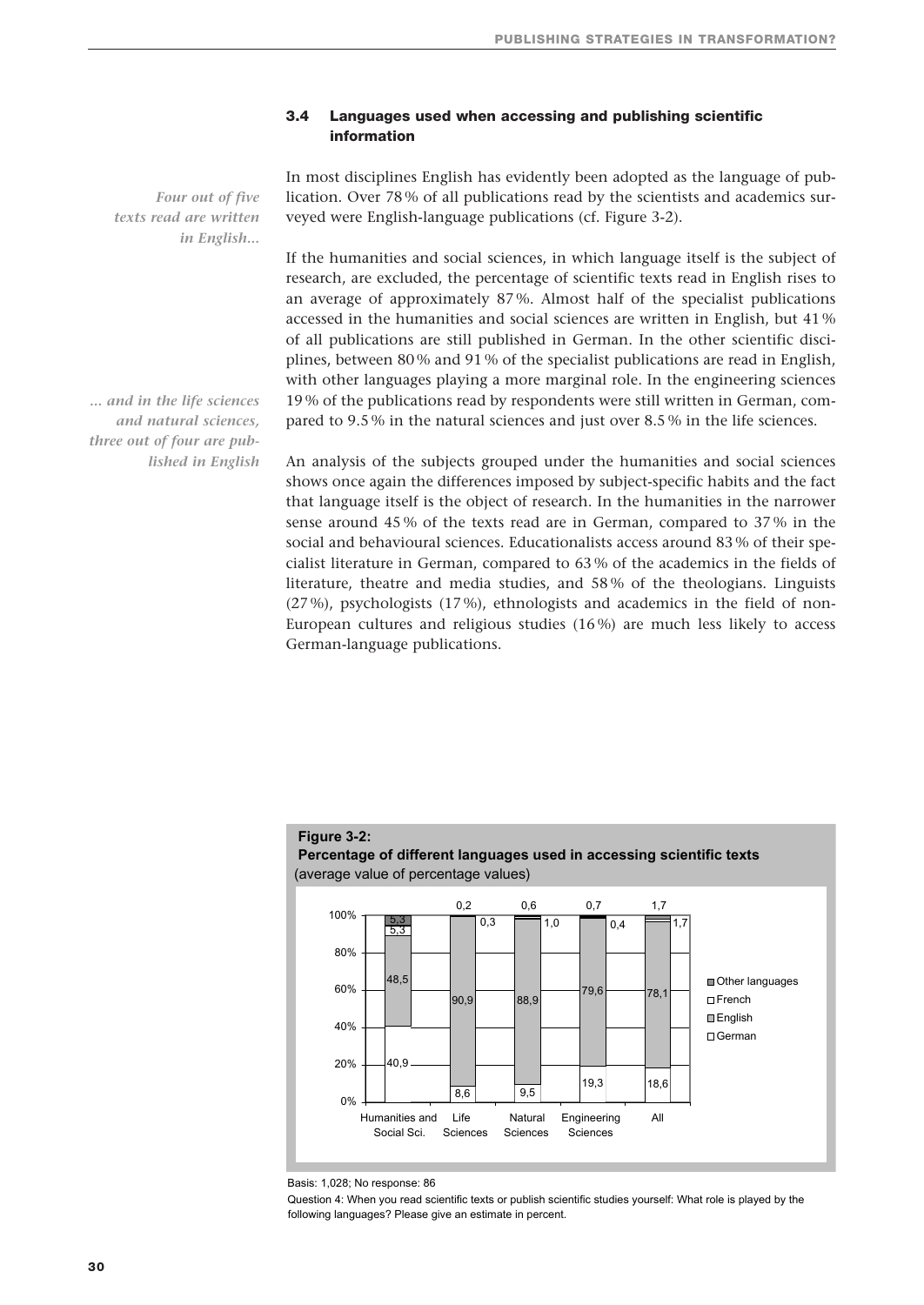### 3.4 Languages used when accessing and publishing scientific information

*Four out of five texts read are written in English…*

In most disciplines English has evidently been adopted as the language of publication. Over 78 % of all publications read by the scientists and academics surveyed were English-language publications (cf. Figure 3-2).

If the humanities and social sciences, in which language itself is the subject of research, are excluded, the percentage of scientific texts read in English rises to an average of approximately 87 %. Almost half of the specialist publications accessed in the humanities and social sciences are written in English, but 41 % of all publications are still published in German. In the other scientific disciplines, between 80 % and 91 % of the specialist publications are read in English, with other languages playing a more marginal role. In the engineering sciences 19 % of the publications read by respondents were still written in German, compared to 9.5 % in the natural sciences and just over 8.5 % in the life sciences.

*… and in the life sciences and natural sciences, three out of four are published in English*

An analysis of the subjects grouped under the humanities and social sciences shows once again the differences imposed by subject-specific habits and the fact that language itself is the object of research. In the humanities in the narrower sense around 45 % of the texts read are in German, compared to 37 % in the social and behavioural sciences. Educationalists access around 83 % of their specialist literature in German, compared to 63 % of the academics in the fields of literature, theatre and media studies, and 58 % of the theologians. Linguists (27 %), psychologists (17 %), ethnologists and academics in the field of non-European cultures and religious studies (16 %) are much less likely to access German-language publications.

**Figure 3-2:**
**Percentage of different languages used in accessing scientific texts**
(average value of percentage values)

| | Humanities and Social Sci. | Life Sciences | Natural Sciences | Engineering Sciences | All |
|---|---|---|---|---|---|
| German | 40,9 | 8,6 | 9,5 | 19,3 | 18,6 |
| English | 48,5 | 90,9 | 88,9 | 79,6 | 78,1 |
| French | 5,3 | 0,3 | 1,0 | 0,4 | 1,7 |
| Other languages | 5,3 | 0,2 | 0,6 | 0,7 | 1,7 |

Basis: 1,028; No response: 86

Question 4: When you read scientific texts or publish scientific studies yourself: What role is played by the following languages? Please give an estimate in percent.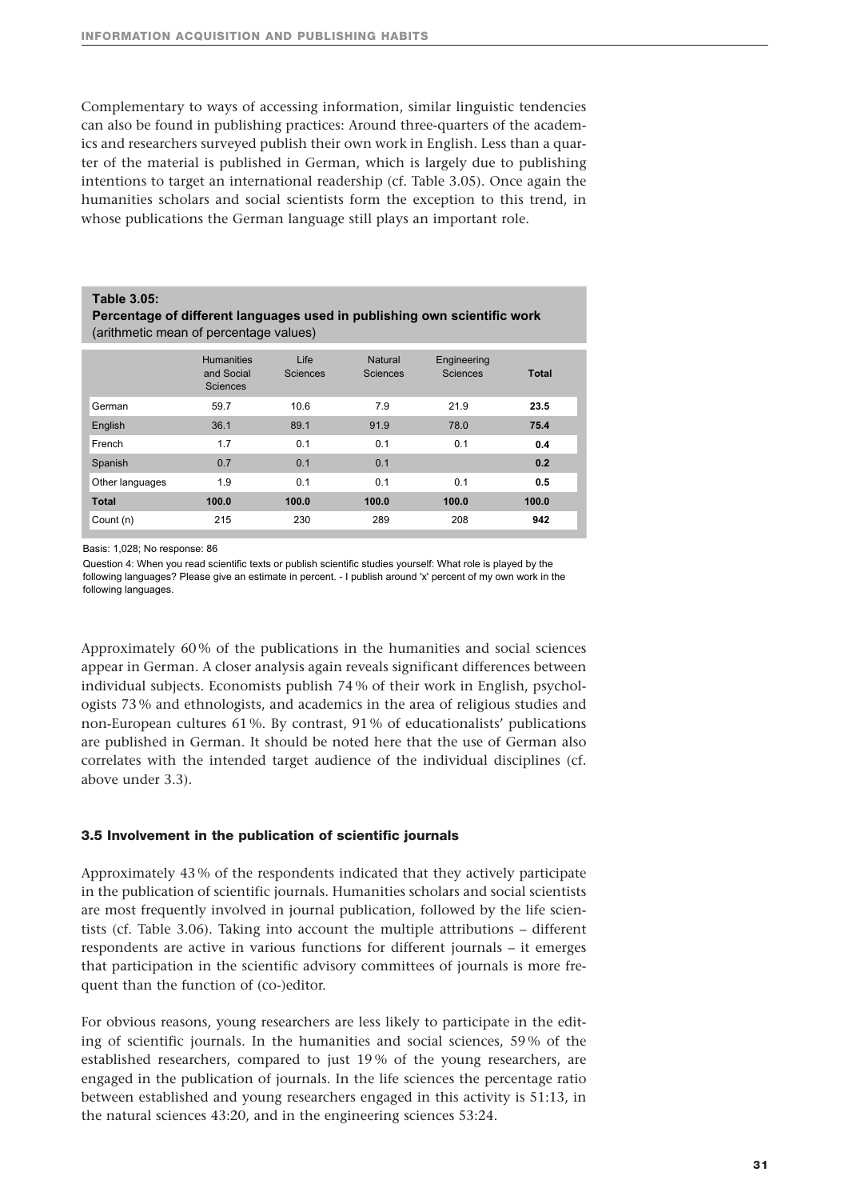Complementary to ways of accessing information, similar linguistic tendencies can also be found in publishing practices: Around three-quarters of the academics and researchers surveyed publish their own work in English. Less than a quarter of the material is published in German, which is largely due to publishing intentions to target an international readership (cf. Table 3.05). Once again the humanities scholars and social scientists form the exception to this trend, in whose publications the German language still plays an important role.

**Table 3.05:**
**Percentage of different languages used in publishing own scientific work**
(arithmetic mean of percentage values)

| | Humanities and Social Sciences | Life Sciences | Natural Sciences | Engineering Sciences | **Total** |
|---|---|---|---|---|---|
| German | 59.7 | 10.6 | 7.9 | 21.9 | **23.5** |
| English | 36.1 | 89.1 | 91.9 | 78.0 | **75.4** |
| French | 1.7 | 0.1 | 0.1 | 0.1 | **0.4** |
| Spanish | 0.7 | 0.1 | 0.1 | | **0.2** |
| Other languages | 1.9 | 0.1 | 0.1 | 0.1 | **0.5** |
| **Total** | **100.0** | **100.0** | **100.0** | **100.0** | **100.0** |
| Count (n) | 215 | 230 | 289 | 208 | **942** |

Basis: 1,028; No response: 86

Question 4: When you read scientific texts or publish scientific studies yourself: What role is played by the following languages? Please give an estimate in percent. - I publish around 'x' percent of my own work in the following languages.

Approximately 60 % of the publications in the humanities and social sciences appear in German. A closer analysis again reveals significant differences between individual subjects. Economists publish 74 % of their work in English, psychologists 73 % and ethnologists, and academics in the area of religious studies and non-European cultures 61 %. By contrast, 91 % of educationalists' publications are published in German. It should be noted here that the use of German also correlates with the intended target audience of the individual disciplines (cf. above under 3.3).

### 3.5 Involvement in the publication of scientific journals

Approximately 43 % of the respondents indicated that they actively participate in the publication of scientific journals. Humanities scholars and social scientists are most frequently involved in journal publication, followed by the life scientists (cf. Table 3.06). Taking into account the multiple attributions – different respondents are active in various functions for different journals – it emerges that participation in the scientific advisory committees of journals is more frequent than the function of (co-)editor.

For obvious reasons, young researchers are less likely to participate in the editing of scientific journals. In the humanities and social sciences, 59 % of the established researchers, compared to just 19 % of the young researchers, are engaged in the publication of journals. In the life sciences the percentage ratio between established and young researchers engaged in this activity is 51:13, in the natural sciences 43:20, and in the engineering sciences 53:24.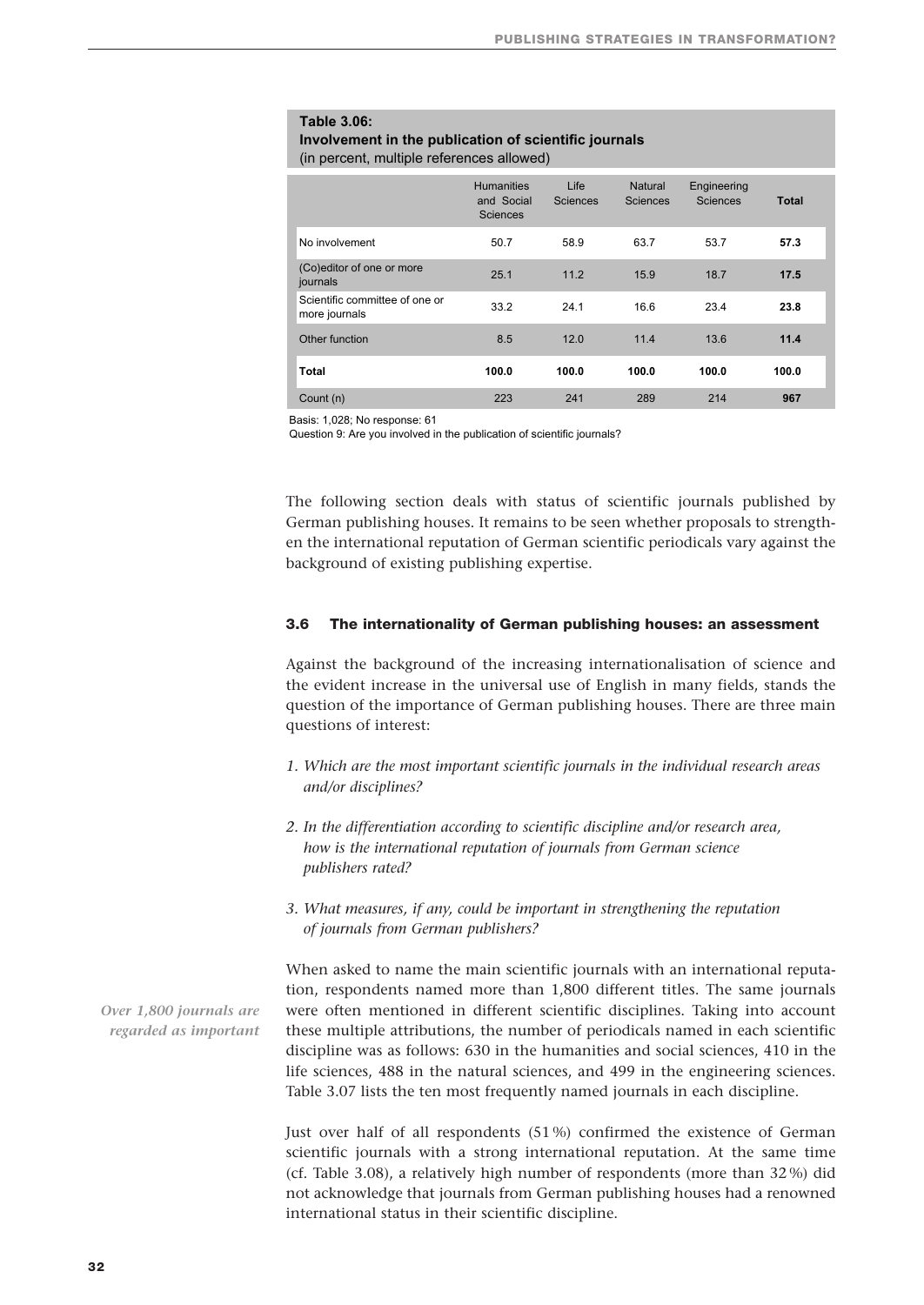**Table 3.06:**
**Involvement in the publication of scientific journals**
(in percent, multiple references allowed)

| | Humanities and Social Sciences | Life Sciences | Natural Sciences | Engineering Sciences | **Total** |
|---|---|---|---|---|---|
| No involvement | 50.7 | 58.9 | 63.7 | 53.7 | **57.3** |
| (Co)editor of one or more journals | 25.1 | 11.2 | 15.9 | 18.7 | **17.5** |
| Scientific committee of one or more journals | 33.2 | 24.1 | 16.6 | 23.4 | **23.8** |
| Other function | 8.5 | 12.0 | 11.4 | 13.6 | **11.4** |
| **Total** | **100.0** | **100.0** | **100.0** | **100.0** | **100.0** |
| Count (n) | 223 | 241 | 289 | 214 | **967** |

Basis: 1,028; No response: 61
Question 9: Are you involved in the publication of scientific journals?

The following section deals with status of scientific journals published by German publishing houses. It remains to be seen whether proposals to strengthen the international reputation of German scientific periodicals vary against the background of existing publishing expertise.

### 3.6 The internationality of German publishing houses: an assessment

Against the background of the increasing internationalisation of science and the evident increase in the universal use of English in many fields, stands the question of the importance of German publishing houses. There are three main questions of interest:

1. *Which are the most important scientific journals in the individual research areas and/or disciplines?*
2. *In the differentiation according to scientific discipline and/or research area, how is the international reputation of journals from German science publishers rated?*
3. *What measures, if any, could be important in strengthening the reputation of journals from German publishers?*

*Over 1,800 journals are regarded as important*

When asked to name the main scientific journals with an international reputation, respondents named more than 1,800 different titles. The same journals were often mentioned in different scientific disciplines. Taking into account these multiple attributions, the number of periodicals named in each scientific discipline was as follows: 630 in the humanities and social sciences, 410 in the life sciences, 488 in the natural sciences, and 499 in the engineering sciences. Table 3.07 lists the ten most frequently named journals in each discipline.

Just over half of all respondents (51 %) confirmed the existence of German scientific journals with a strong international reputation. At the same time (cf. Table 3.08), a relatively high number of respondents (more than 32 %) did not acknowledge that journals from German publishing houses had a renowned international status in their scientific discipline.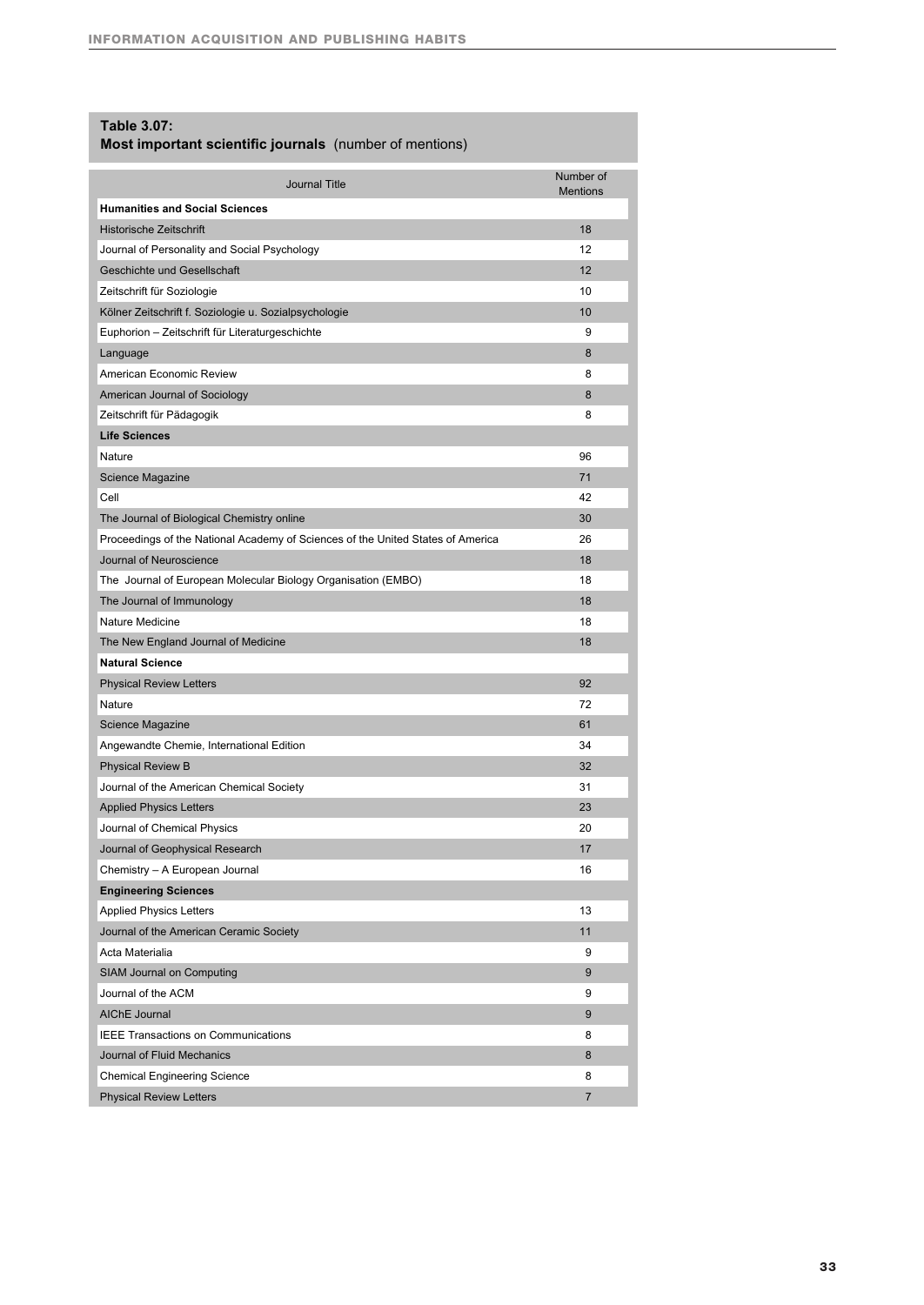**Table 3.07:**
**Most important scientific journals** (number of mentions)

| Journal Title | Number of Mentions |
|---|---|
| **Humanities and Social Sciences** | |
| Historische Zeitschrift | 18 |
| Journal of Personality and Social Psychology | 12 |
| Geschichte und Gesellschaft | 12 |
| Zeitschrift für Soziologie | 10 |
| Kölner Zeitschrift f. Soziologie u. Sozialpsychologie | 10 |
| Euphorion – Zeitschrift für Literaturgeschichte | 9 |
| Language | 8 |
| American Economic Review | 8 |
| American Journal of Sociology | 8 |
| Zeitschrift für Pädagogik | 8 |
| **Life Sciences** | |
| Nature | 96 |
| Science Magazine | 71 |
| Cell | 42 |
| The Journal of Biological Chemistry online | 30 |
| Proceedings of the National Academy of Sciences of the United States of America | 26 |
| Journal of Neuroscience | 18 |
| The Journal of European Molecular Biology Organisation (EMBO) | 18 |
| The Journal of Immunology | 18 |
| Nature Medicine | 18 |
| The New England Journal of Medicine | 18 |
| **Natural Science** | |
| Physical Review Letters | 92 |
| Nature | 72 |
| Science Magazine | 61 |
| Angewandte Chemie, International Edition | 34 |
| Physical Review B | 32 |
| Journal of the American Chemical Society | 31 |
| Applied Physics Letters | 23 |
| Journal of Chemical Physics | 20 |
| Journal of Geophysical Research | 17 |
| Chemistry – A European Journal | 16 |
| **Engineering Sciences** | |
| Applied Physics Letters | 13 |
| Journal of the American Ceramic Society | 11 |
| Acta Materialia | 9 |
| SIAM Journal on Computing | 9 |
| Journal of the ACM | 9 |
| AIChE Journal | 9 |
| IEEE Transactions on Communications | 8 |
| Journal of Fluid Mechanics | 8 |
| Chemical Engineering Science | 8 |
| Physical Review Letters | 7 |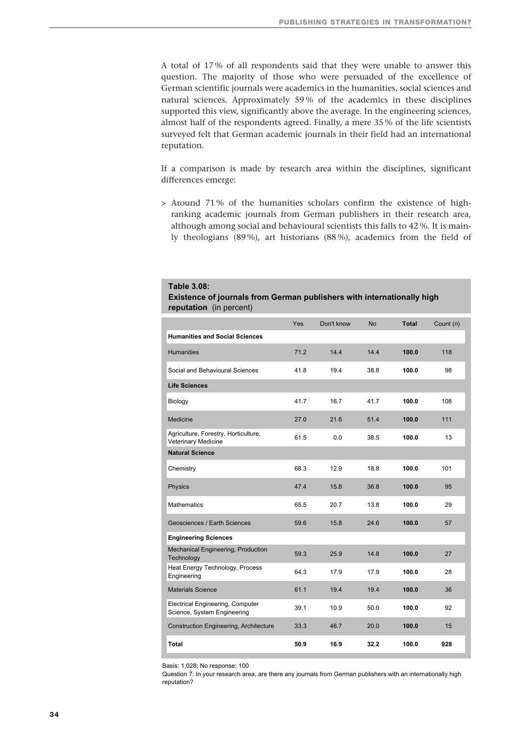A total of 17 % of all respondents said that they were unable to answer this question. The majority of those who were persuaded of the excellence of German scientific journals were academics in the humanities, social sciences and natural sciences. Approximately 59 % of the academics in these disciplines supported this view, significantly above the average. In the engineering sciences, almost half of the respondents agreed. Finally, a mere 35 % of the life scientists surveyed felt that German academic journals in their field had an international reputation.

If a comparison is made by research area within the disciplines, significant differences emerge:

> Around 71 % of the humanities scholars confirm the existence of high-ranking academic journals from German publishers in their research area, although among social and behavioural scientists this falls to 42 %. It is mainly theologians (89 %), art historians (88 %), academics from the field of

**Table 3.08:**
**Existence of journals from German publishers with internationally high reputation** (in percent)

| | Yes | Don't know | No | **Total** | Count (n) |
|---|---|---|---|---|---|
| **Humanities and Social Sciences** | | | | | |
| Humanities | 71.2 | 14.4 | 14.4 | **100.0** | 118 |
| Social and Behavioural Sciences | 41.8 | 19.4 | 38.8 | **100.0** | 98 |
| **Life Sciences** | | | | | |
| Biology | 41.7 | 16.7 | 41.7 | **100.0** | 108 |
| Medicine | 27.0 | 21.6 | 51.4 | **100.0** | 111 |
| Agriculture, Forestry, Horticulture, Veterinary Medicine | 61.5 | 0.0 | 38.5 | **100.0** | 13 |
| **Natural Science** | | | | | |
| Chemistry | 68.3 | 12.9 | 18.8 | **100.0** | 101 |
| Physics | 47.4 | 15.8 | 36.8 | **100.0** | 95 |
| Mathematics | 65.5 | 20.7 | 13.8 | **100.0** | 29 |
| Geosciences / Earth Sciences | 59.6 | 15.8 | 24.6 | **100.0** | 57 |
| **Engineering Sciences** | | | | | |
| Mechanical Engineering, Production Technology | 59.3 | 25.9 | 14.8 | **100.0** | 27 |
| Heat Energy Technology, Process Engineering | 64.3 | 17.9 | 17.9 | **100.0** | 28 |
| Materials Science | 61.1 | 19.4 | 19.4 | **100.0** | 36 |
| Electrical Engineering, Computer Science, System Engineering | 39.1 | 10.9 | 50.0 | **100.0** | 92 |
| Construction Engineering, Architecture | 33.3 | 46.7 | 20.0 | **100.0** | 15 |
| **Total** | **50.9** | **16.9** | **32.2** | **100.0** | **928** |

Basis: 1,028; No response: 100

Question 7: In your research area, are there any journals from German publishers with an internationally high reputation?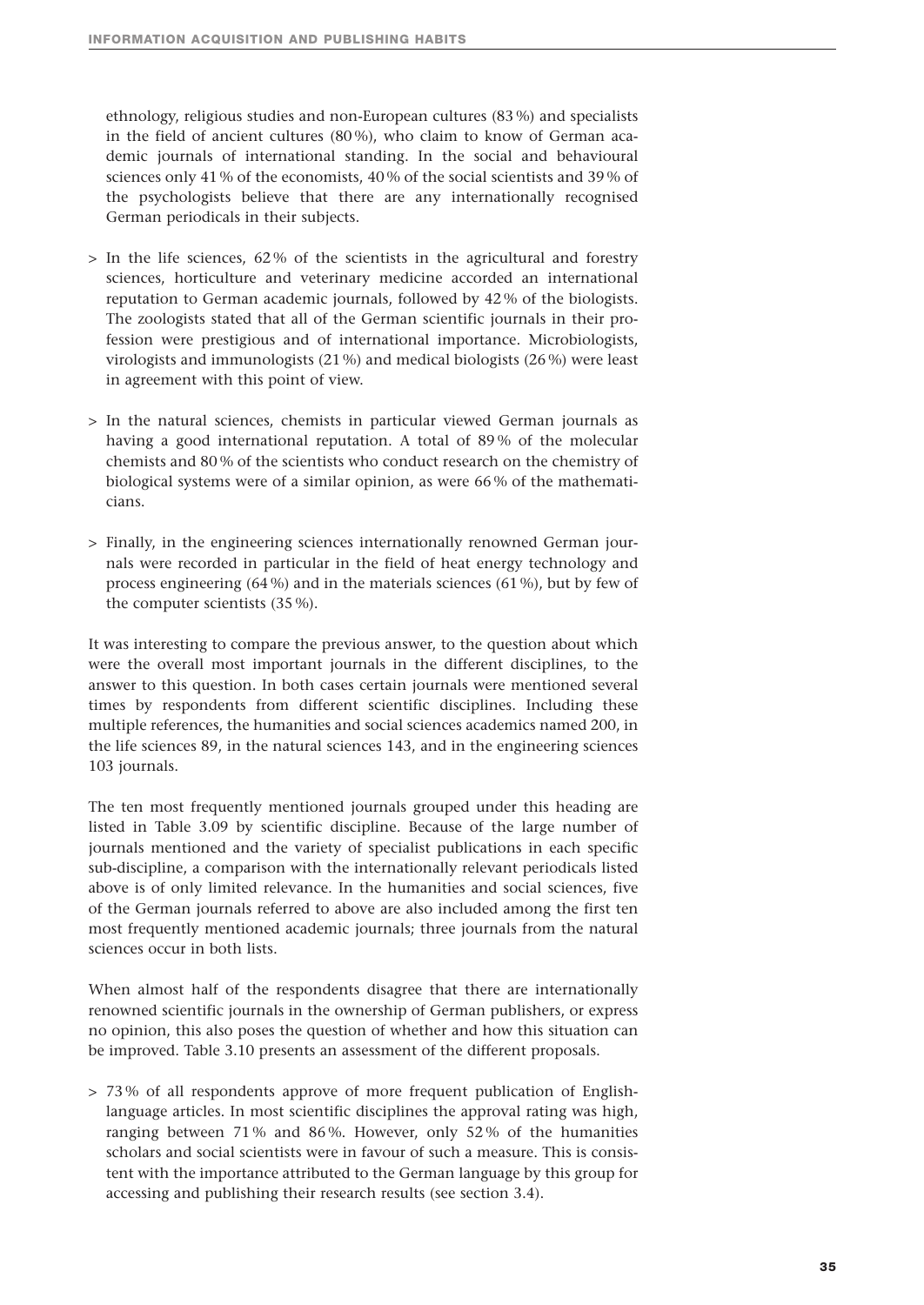ethnology, religious studies and non-European cultures (83 %) and specialists in the field of ancient cultures (80 %), who claim to know of German academic journals of international standing. In the social and behavioural sciences only 41 % of the economists, 40 % of the social scientists and 39 % of the psychologists believe that there are any internationally recognised German periodicals in their subjects.

> In the life sciences, 62 % of the scientists in the agricultural and forestry sciences, horticulture and veterinary medicine accorded an international reputation to German academic journals, followed by 42 % of the biologists. The zoologists stated that all of the German scientific journals in their profession were prestigious and of international importance. Microbiologists, virologists and immunologists (21 %) and medical biologists (26 %) were least in agreement with this point of view.

> In the natural sciences, chemists in particular viewed German journals as having a good international reputation. A total of 89 % of the molecular chemists and 80 % of the scientists who conduct research on the chemistry of biological systems were of a similar opinion, as were 66 % of the mathematicians.

> Finally, in the engineering sciences internationally renowned German journals were recorded in particular in the field of heat energy technology and process engineering (64 %) and in the materials sciences (61 %), but by few of the computer scientists (35 %).

It was interesting to compare the previous answer, to the question about which were the overall most important journals in the different disciplines, to the answer to this question. In both cases certain journals were mentioned several times by respondents from different scientific disciplines. Including these multiple references, the humanities and social sciences academics named 200, in the life sciences 89, in the natural sciences 143, and in the engineering sciences 103 journals.

The ten most frequently mentioned journals grouped under this heading are listed in Table 3.09 by scientific discipline. Because of the large number of journals mentioned and the variety of specialist publications in each specific sub-discipline, a comparison with the internationally relevant periodicals listed above is of only limited relevance. In the humanities and social sciences, five of the German journals referred to above are also included among the first ten most frequently mentioned academic journals; three journals from the natural sciences occur in both lists.

When almost half of the respondents disagree that there are internationally renowned scientific journals in the ownership of German publishers, or express no opinion, this also poses the question of whether and how this situation can be improved. Table 3.10 presents an assessment of the different proposals.

> 73 % of all respondents approve of more frequent publication of English-language articles. In most scientific disciplines the approval rating was high, ranging between 71 % and 86 %. However, only 52 % of the humanities scholars and social scientists were in favour of such a measure. This is consistent with the importance attributed to the German language by this group for accessing and publishing their research results (see section 3.4).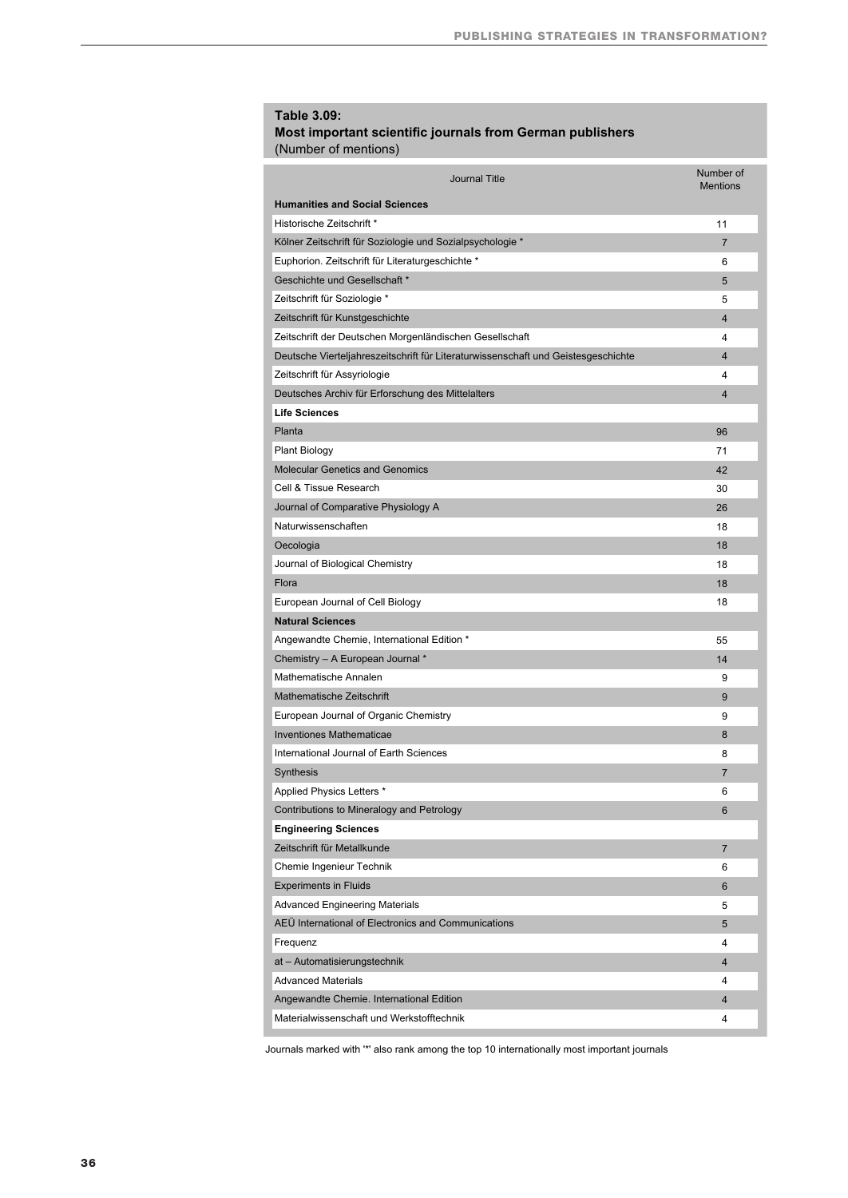**Table 3.09:**
**Most important scientific journals from German publishers**
(Number of mentions)

| Journal Title | Number of Mentions |
|---|---|
| **Humanities and Social Sciences** | |
| Historische Zeitschrift * | 11 |
| Kölner Zeitschrift für Soziologie und Sozialpsychologie * | 7 |
| Euphorion. Zeitschrift für Literaturgeschichte * | 6 |
| Geschichte und Gesellschaft * | 5 |
| Zeitschrift für Soziologie * | 5 |
| Zeitschrift für Kunstgeschichte | 4 |
| Zeitschrift der Deutschen Morgenländischen Gesellschaft | 4 |
| Deutsche Vierteljahreszeitschrift für Literaturwissenschaft und Geistesgeschichte | 4 |
| Zeitschrift für Assyriologie | 4 |
| Deutsches Archiv für Erforschung des Mittelalters | 4 |
| **Life Sciences** | |
| Planta | 96 |
| Plant Biology | 71 |
| Molecular Genetics and Genomics | 42 |
| Cell & Tissue Research | 30 |
| Journal of Comparative Physiology A | 26 |
| Naturwissenschaften | 18 |
| Oecologia | 18 |
| Journal of Biological Chemistry | 18 |
| Flora | 18 |
| European Journal of Cell Biology | 18 |
| **Natural Sciences** | |
| Angewandte Chemie, International Edition * | 55 |
| Chemistry – A European Journal * | 14 |
| Mathematische Annalen | 9 |
| Mathematische Zeitschrift | 9 |
| European Journal of Organic Chemistry | 9 |
| Inventiones Mathematicae | 8 |
| International Journal of Earth Sciences | 8 |
| Synthesis | 7 |
| Applied Physics Letters * | 6 |
| Contributions to Mineralogy and Petrology | 6 |
| **Engineering Sciences** | |
| Zeitschrift für Metallkunde | 7 |
| Chemie Ingenieur Technik | 6 |
| Experiments in Fluids | 6 |
| Advanced Engineering Materials | 5 |
| AEÜ International of Electronics and Communications | 5 |
| Frequenz | 4 |
| at – Automatisierungstechnik | 4 |
| Advanced Materials | 4 |
| Angewandte Chemie. International Edition | 4 |
| Materialwissenschaft und Werkstofftechnik | 4 |

Journals marked with '*' also rank among the top 10 internationally most important journals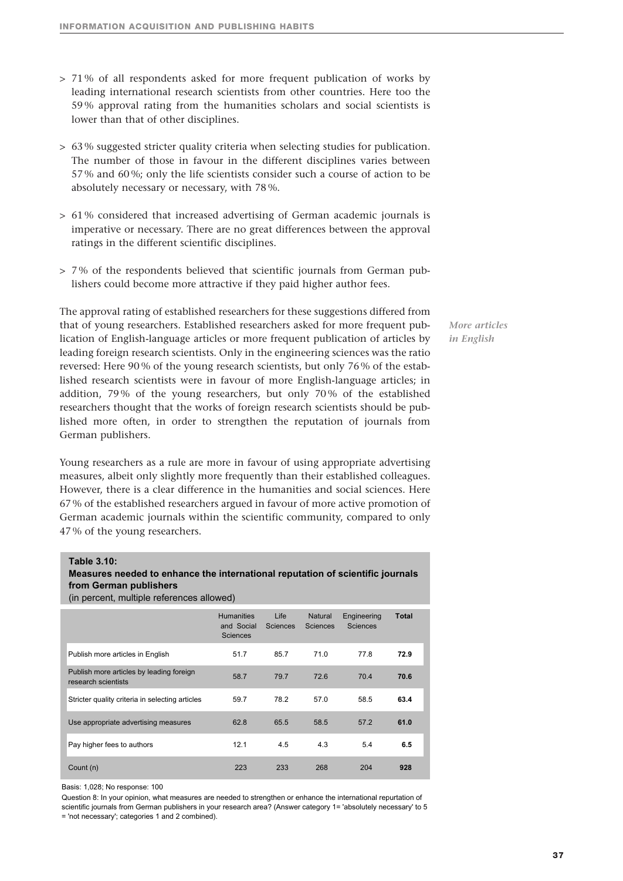> 71 % of all respondents asked for more frequent publication of works by leading international research scientists from other countries. Here too the 59 % approval rating from the humanities scholars and social scientists is lower than that of other disciplines.

> 63 % suggested stricter quality criteria when selecting studies for publication. The number of those in favour in the different disciplines varies between 57 % and 60 %; only the life scientists consider such a course of action to be absolutely necessary or necessary, with 78 %.

> 61 % considered that increased advertising of German academic journals is imperative or necessary. There are no great differences between the approval ratings in the different scientific disciplines.

> 7 % of the respondents believed that scientific journals from German publishers could become more attractive if they paid higher author fees.

*More articles in English*

The approval rating of established researchers for these suggestions differed from that of young researchers. Established researchers asked for more frequent publication of English-language articles or more frequent publication of articles by leading foreign research scientists. Only in the engineering sciences was the ratio reversed: Here 90 % of the young research scientists, but only 76 % of the established research scientists were in favour of more English-language articles; in addition, 79 % of the young researchers, but only 70 % of the established researchers thought that the works of foreign research scientists should be published more often, in order to strengthen the reputation of journals from German publishers.

Young researchers as a rule are more in favour of using appropriate advertising measures, albeit only slightly more frequently than their established colleagues. However, there is a clear difference in the humanities and social sciences. Here 67 % of the established researchers argued in favour of more active promotion of German academic journals within the scientific community, compared to only 47 % of the young researchers.

**Table 3.10:**
**Measures needed to enhance the international reputation of scientific journals from German publishers**
(in percent, multiple references allowed)

| | Humanities and Social Sciences | Life Sciences | Natural Sciences | Engineering Sciences | **Total** |
|---|---|---|---|---|---|
| Publish more articles in English | 51.7 | 85.7 | 71.0 | 77.8 | **72.9** |
| Publish more articles by leading foreign research scientists | 58.7 | 79.7 | 72.6 | 70.4 | **70.6** |
| Stricter quality criteria in selecting articles | 59.7 | 78.2 | 57.0 | 58.5 | **63.4** |
| Use appropriate advertising measures | 62.8 | 65.5 | 58.5 | 57.2 | **61.0** |
| Pay higher fees to authors | 12.1 | 4.5 | 4.3 | 5.4 | **6.5** |
| Count (n) | 223 | 233 | 268 | 204 | **928** |

Basis: 1,028; No response: 100

Question 8: In your opinion, what measures are needed to strengthen or enhance the international repurtation of scientific journals from German publishers in your research area? (Answer category 1= 'absolutely necessary' to 5 = 'not necessary'; categories 1 and 2 combined).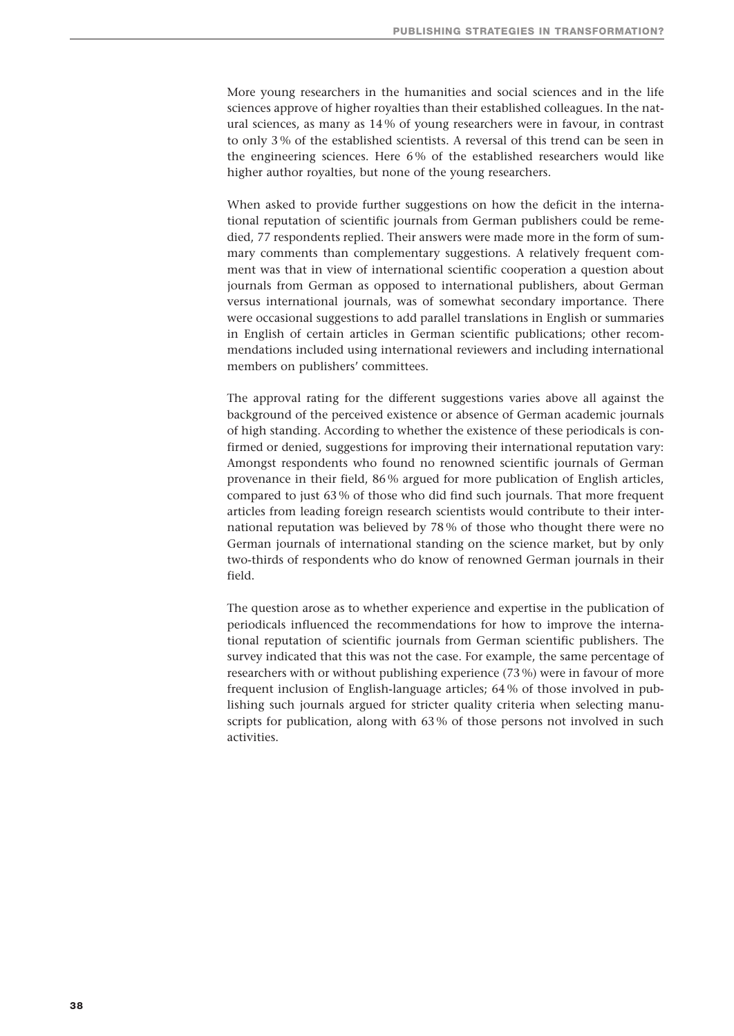More young researchers in the humanities and social sciences and in the life sciences approve of higher royalties than their established colleagues. In the natural sciences, as many as 14 % of young researchers were in favour, in contrast to only 3 % of the established scientists. A reversal of this trend can be seen in the engineering sciences. Here 6 % of the established researchers would like higher author royalties, but none of the young researchers.

When asked to provide further suggestions on how the deficit in the international reputation of scientific journals from German publishers could be remedied, 77 respondents replied. Their answers were made more in the form of summary comments than complementary suggestions. A relatively frequent comment was that in view of international scientific cooperation a question about journals from German as opposed to international publishers, about German versus international journals, was of somewhat secondary importance. There were occasional suggestions to add parallel translations in English or summaries in English of certain articles in German scientific publications; other recommendations included using international reviewers and including international members on publishers' committees.

The approval rating for the different suggestions varies above all against the background of the perceived existence or absence of German academic journals of high standing. According to whether the existence of these periodicals is confirmed or denied, suggestions for improving their international reputation vary: Amongst respondents who found no renowned scientific journals of German provenance in their field, 86 % argued for more publication of English articles, compared to just 63 % of those who did find such journals. That more frequent articles from leading foreign research scientists would contribute to their international reputation was believed by 78 % of those who thought there were no German journals of international standing on the science market, but by only two-thirds of respondents who do know of renowned German journals in their field.

The question arose as to whether experience and expertise in the publication of periodicals influenced the recommendations for how to improve the international reputation of scientific journals from German scientific publishers. The survey indicated that this was not the case. For example, the same percentage of researchers with or without publishing experience (73 %) were in favour of more frequent inclusion of English-language articles; 64 % of those involved in publishing such journals argued for stricter quality criteria when selecting manuscripts for publication, along with 63 % of those persons not involved in such activities.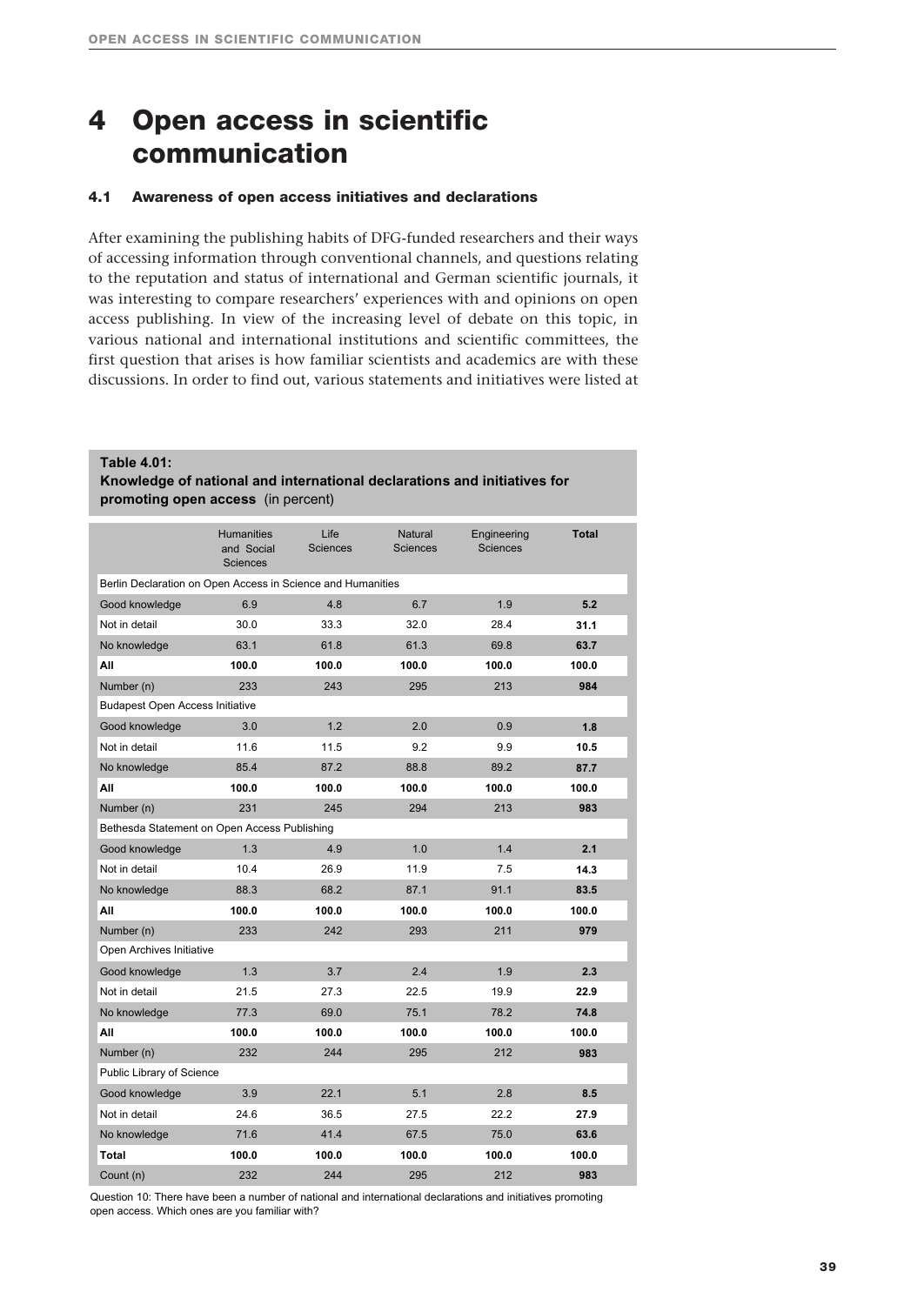# 4 Open access in scientific communication

## 4.1 Awareness of open access initiatives and declarations

After examining the publishing habits of DFG-funded researchers and their ways of accessing information through conventional channels, and questions relating to the reputation and status of international and German scientific journals, it was interesting to compare researchers' experiences with and opinions on open access publishing. In view of the increasing level of debate on this topic, in various national and international institutions and scientific committees, the first question that arises is how familiar scientists and academics are with these discussions. In order to find out, various statements and initiatives were listed at

**Table 4.01:**
**Knowledge of national and international declarations and initiatives for promoting open access** (in percent)

| | Humanities and Social Sciences | Life Sciences | Natural Sciences | Engineering Sciences | **Total** |
|---|---|---|---|---|---|
| Berlin Declaration on Open Access in Science and Humanities | | | | | |
| Good knowledge | 6.9 | 4.8 | 6.7 | 1.9 | **5.2** |
| Not in detail | 30.0 | 33.3 | 32.0 | 28.4 | **31.1** |
| No knowledge | 63.1 | 61.8 | 61.3 | 69.8 | **63.7** |
| **All** | **100.0** | **100.0** | **100.0** | **100.0** | **100.0** |
| Number (n) | 233 | 243 | 295 | 213 | **984** |
| Budapest Open Access Initiative | | | | | |
| Good knowledge | 3.0 | 1.2 | 2.0 | 0.9 | **1.8** |
| Not in detail | 11.6 | 11.5 | 9.2 | 9.9 | **10.5** |
| No knowledge | 85.4 | 87.2 | 88.8 | 89.2 | **87.7** |
| **All** | **100.0** | **100.0** | **100.0** | **100.0** | **100.0** |
| Number (n) | 231 | 245 | 294 | 213 | **983** |
| Bethesda Statement on Open Access Publishing | | | | | |
| Good knowledge | 1.3 | 4.9 | 1.0 | 1.4 | **2.1** |
| Not in detail | 10.4 | 26.9 | 11.9 | 7.5 | **14.3** |
| No knowledge | 88.3 | 68.2 | 87.1 | 91.1 | **83.5** |
| **All** | **100.0** | **100.0** | **100.0** | **100.0** | **100.0** |
| Number (n) | 233 | 242 | 293 | 211 | **979** |
| Open Archives Initiative | | | | | |
| Good knowledge | 1.3 | 3.7 | 2.4 | 1.9 | **2.3** |
| Not in detail | 21.5 | 27.3 | 22.5 | 19.9 | **22.9** |
| No knowledge | 77.3 | 69.0 | 75.1 | 78.2 | **74.8** |
| **All** | **100.0** | **100.0** | **100.0** | **100.0** | **100.0** |
| Number (n) | 232 | 244 | 295 | 212 | **983** |
| Public Library of Science | | | | | |
| Good knowledge | 3.9 | 22.1 | 5.1 | 2.8 | **8.5** |
| Not in detail | 24.6 | 36.5 | 27.5 | 22.2 | **27.9** |
| No knowledge | 71.6 | 41.4 | 67.5 | 75.0 | **63.6** |
| **Total** | **100.0** | **100.0** | **100.0** | **100.0** | **100.0** |
| Count (n) | 232 | 244 | 295 | 212 | **983** |

Question 10: There have been a number of national and international declarations and initiatives promoting open access. Which ones are you familiar with?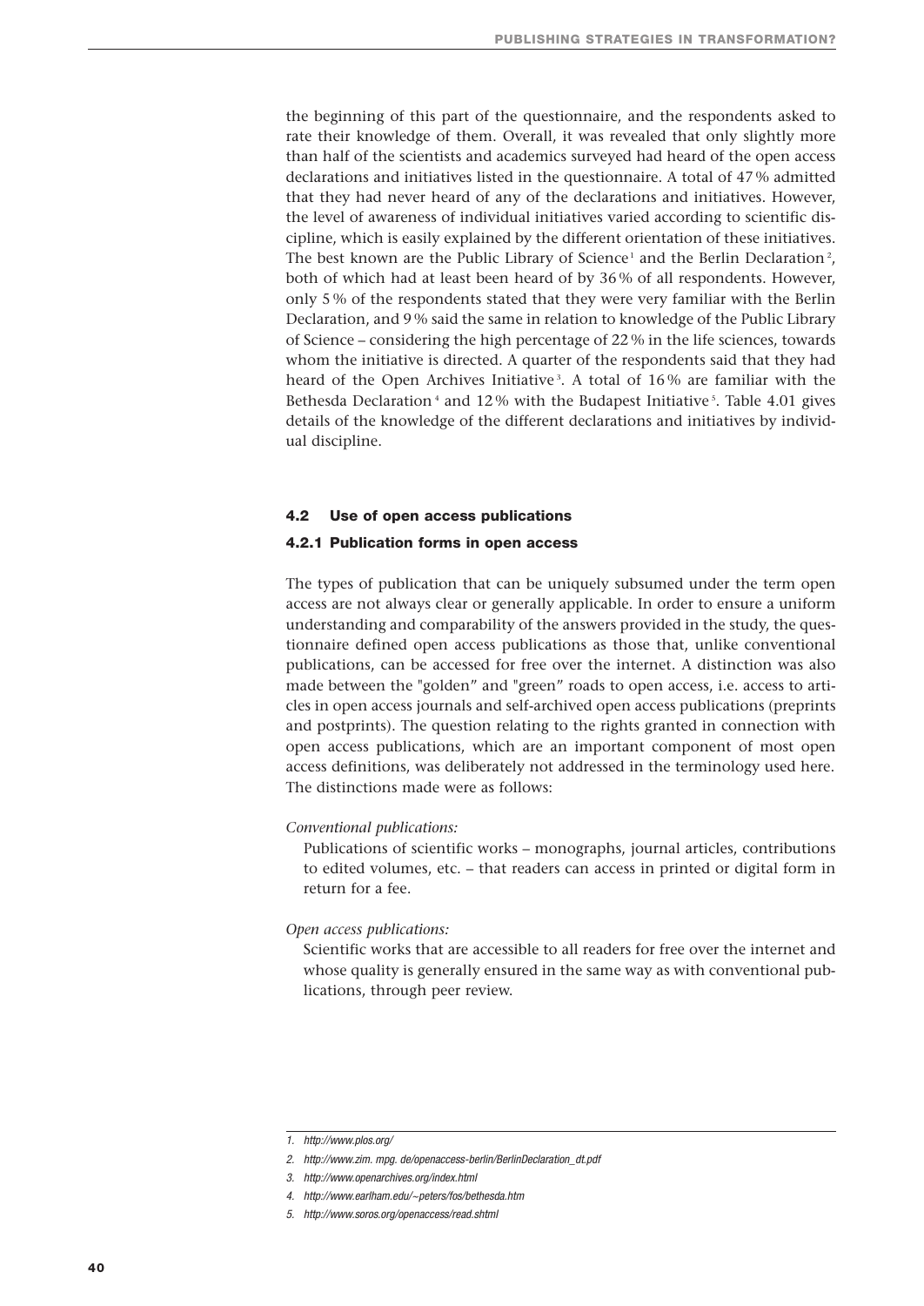the beginning of this part of the questionnaire, and the respondents asked to rate their knowledge of them. Overall, it was revealed that only slightly more than half of the scientists and academics surveyed had heard of the open access declarations and initiatives listed in the questionnaire. A total of 47 % admitted that they had never heard of any of the declarations and initiatives. However, the level of awareness of individual initiatives varied according to scientific discipline, which is easily explained by the different orientation of these initiatives. The best known are the Public Library of Science[1] and the Berlin Declaration[2], both of which had at least been heard of by 36 % of all respondents. However, only 5 % of the respondents stated that they were very familiar with the Berlin Declaration, and 9 % said the same in relation to knowledge of the Public Library of Science – considering the high percentage of 22 % in the life sciences, towards whom the initiative is directed. A quarter of the respondents said that they had heard of the Open Archives Initiative[3]. A total of 16 % are familiar with the Bethesda Declaration[4] and 12 % with the Budapest Initiative[5]. Table 4.01 gives details of the knowledge of the different declarations and initiatives by individual discipline.

## 4.2 Use of open access publications

### 4.2.1 Publication forms in open access

The types of publication that can be uniquely subsumed under the term open access are not always clear or generally applicable. In order to ensure a uniform understanding and comparability of the answers provided in the study, the questionnaire defined open access publications as those that, unlike conventional publications, can be accessed for free over the internet. A distinction was also made between the "golden" and "green" roads to open access, i.e. access to articles in open access journals and self-archived open access publications (preprints and postprints). The question relating to the rights granted in connection with open access publications, which are an important component of most open access definitions, was deliberately not addressed in the terminology used here. The distinctions made were as follows:

*Conventional publications:*

Publications of scientific works – monographs, journal articles, contributions to edited volumes, etc. – that readers can access in printed or digital form in return for a fee.

*Open access publications:*

Scientific works that are accessible to all readers for free over the internet and whose quality is generally ensured in the same way as with conventional publications, through peer review.

1. http://www.plos.org/
2. http://www.zim. mpg. de/openaccess-berlin/BerlinDeclaration_dt.pdf
3. http://www.openarchives.org/index.html
4. http://www.earlham.edu/~peters/fos/bethesda.htm
5. http://www.soros.org/openaccess/read.shtml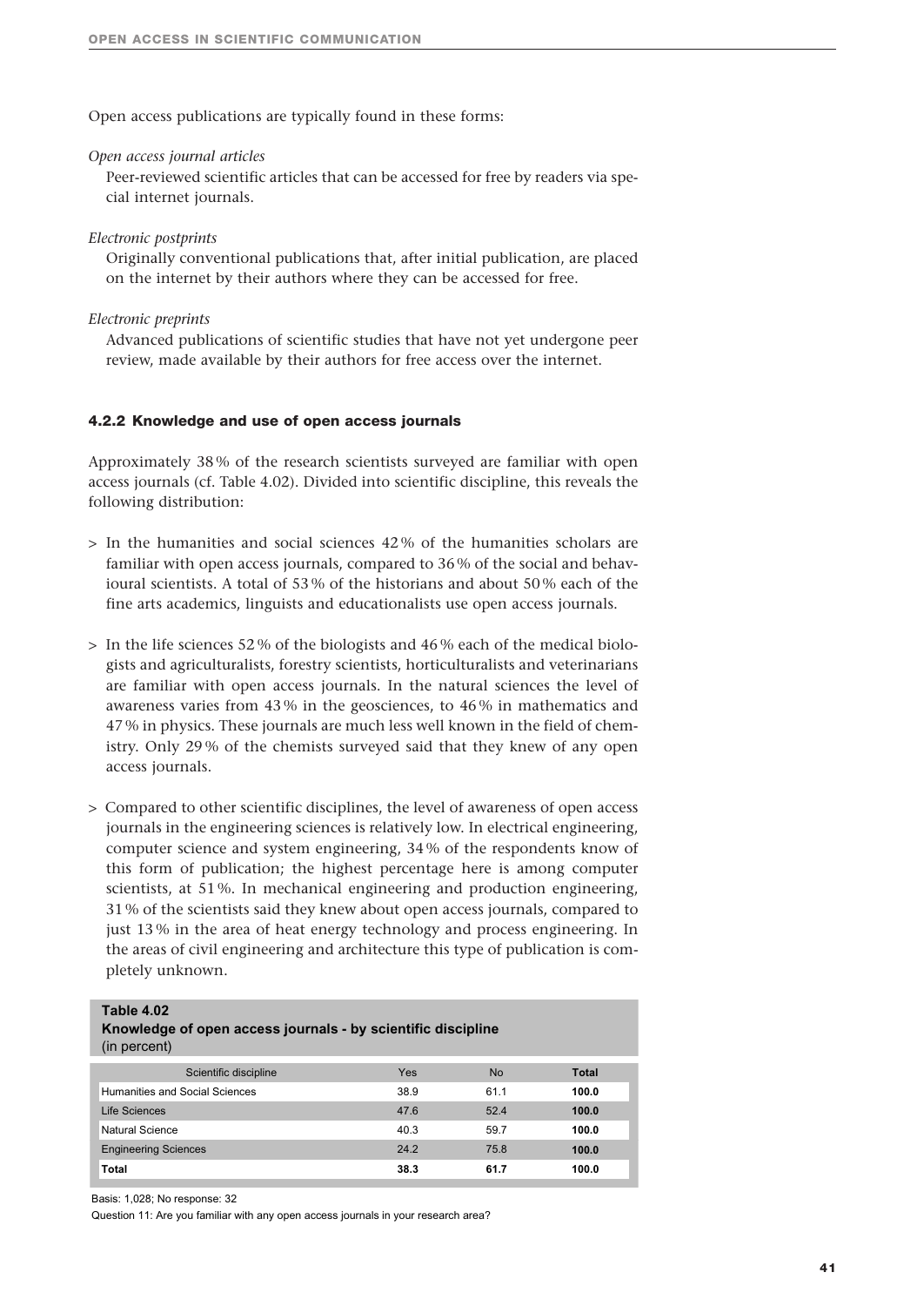Open access publications are typically found in these forms:

*Open access journal articles*

Peer-reviewed scientific articles that can be accessed for free by readers via special internet journals.

*Electronic postprints*

Originally conventional publications that, after initial publication, are placed on the internet by their authors where they can be accessed for free.

*Electronic preprints*

Advanced publications of scientific studies that have not yet undergone peer review, made available by their authors for free access over the internet.

### 4.2.2 Knowledge and use of open access journals

Approximately 38 % of the research scientists surveyed are familiar with open access journals (cf. Table 4.02). Divided into scientific discipline, this reveals the following distribution:

> In the humanities and social sciences 42 % of the humanities scholars are familiar with open access journals, compared to 36 % of the social and behavioural scientists. A total of 53 % of the historians and about 50 % each of the fine arts academics, linguists and educationalists use open access journals.

> In the life sciences 52 % of the biologists and 46 % each of the medical biologists and agriculturalists, forestry scientists, horticulturalists and veterinarians are familiar with open access journals. In the natural sciences the level of awareness varies from 43 % in the geosciences, to 46 % in mathematics and 47 % in physics. These journals are much less well known in the field of chemistry. Only 29 % of the chemists surveyed said that they knew of any open access journals.

> Compared to other scientific disciplines, the level of awareness of open access journals in the engineering sciences is relatively low. In electrical engineering, computer science and system engineering, 34 % of the respondents know of this form of publication; the highest percentage here is among computer scientists, at 51 %. In mechanical engineering and production engineering, 31 % of the scientists said they knew about open access journals, compared to just 13 % in the area of heat energy technology and process engineering. In the areas of civil engineering and architecture this type of publication is completely unknown.

**Table 4.02**
**Knowledge of open access journals - by scientific discipline**
(in percent)

| Scientific discipline | Yes | No | **Total** |
|---|---|---|---|
| Humanities and Social Sciences | 38.9 | 61.1 | **100.0** |
| Life Sciences | 47.6 | 52.4 | **100.0** |
| Natural Science | 40.3 | 59.7 | **100.0** |
| Engineering Sciences | 24.2 | 75.8 | **100.0** |
| **Total** | **38.3** | **61.7** | **100.0** |

Basis: 1,028; No response: 32

Question 11: Are you familiar with any open access journals in your research area?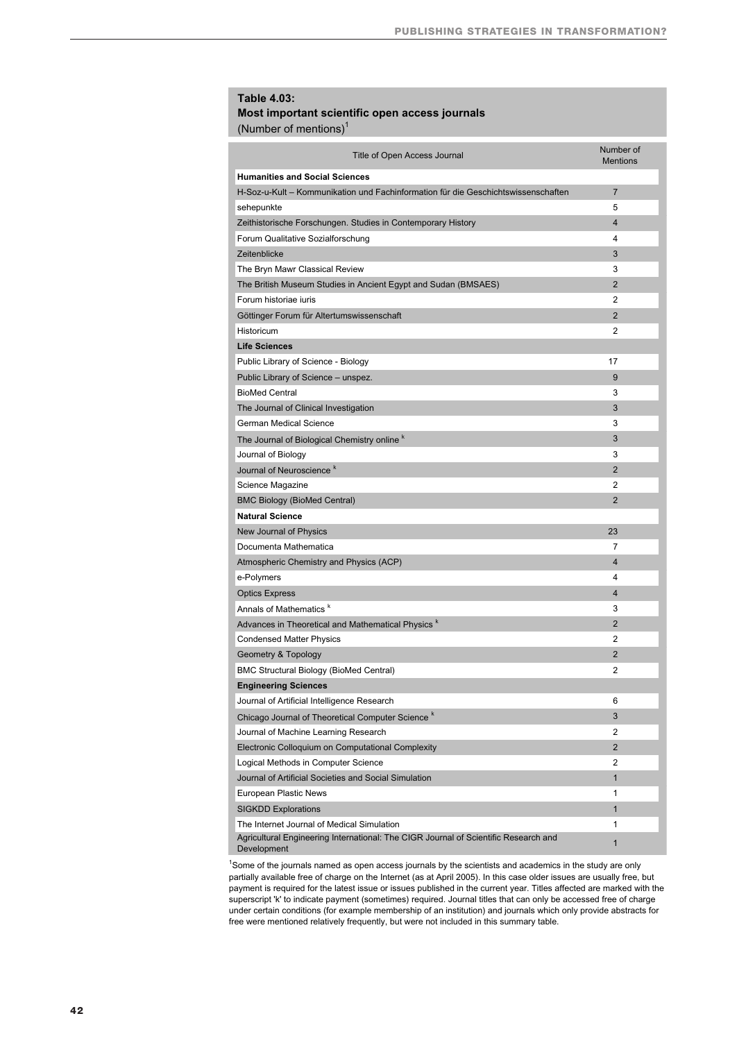**Table 4.03:**
**Most important scientific open access journals**
(Number of mentions)[1]

| Title of Open Access Journal | Number of Mentions |
|---|---|
| **Humanities and Social Sciences** | |
| H-Soz-u-Kult – Kommunikation und Fachinformation für die Geschichtswissenschaften | 7 |
| sehepunkte | 5 |
| Zeithistorische Forschungen. Studies in Contemporary History | 4 |
| Forum Qualitative Sozialforschung | 4 |
| Zeitenblicke | 3 |
| The Bryn Mawr Classical Review | 3 |
| The British Museum Studies in Ancient Egypt and Sudan (BMSAES) | 2 |
| Forum historiae iuris | 2 |
| Göttinger Forum für Altertumswissenschaft | 2 |
| Historicum | 2 |
| **Life Sciences** | |
| Public Library of Science - Biology | 17 |
| Public Library of Science – unspez. | 9 |
| BioMed Central | 3 |
| The Journal of Clinical Investigation | 3 |
| German Medical Science | 3 |
| The Journal of Biological Chemistry online [k] | 3 |
| Journal of Biology | 3 |
| Journal of Neuroscience [k] | 2 |
| Science Magazine | 2 |
| BMC Biology (BioMed Central) | 2 |
| **Natural Science** | |
| New Journal of Physics | 23 |
| Documenta Mathematica | 7 |
| Atmospheric Chemistry and Physics (ACP) | 4 |
| e-Polymers | 4 |
| Optics Express | 4 |
| Annals of Mathematics [k] | 3 |
| Advances in Theoretical and Mathematical Physics [k] | 2 |
| Condensed Matter Physics | 2 |
| Geometry & Topology | 2 |
| BMC Structural Biology (BioMed Central) | 2 |
| **Engineering Sciences** | |
| Journal of Artificial Intelligence Research | 6 |
| Chicago Journal of Theoretical Computer Science [k] | 3 |
| Journal of Machine Learning Research | 2 |
| Electronic Colloquium on Computational Complexity | 2 |
| Logical Methods in Computer Science | 2 |
| Journal of Artificial Societies and Social Simulation | 1 |
| European Plastic News | 1 |
| SIGKDD Explorations | 1 |
| The Internet Journal of Medical Simulation | 1 |
| Agricultural Engineering International: The CIGR Journal of Scientific Research and Development | 1 |

[1]Some of the journals named as open access journals by the scientists and academics in the study are only partially available free of charge on the Internet (as at April 2005). In this case older issues are usually free, but payment is required for the latest issue or issues published in the current year. Titles affected are marked with the superscript 'k' to indicate payment (sometimes) required. Journal titles that can only be accessed free of charge under certain conditions (for example membership of an institution) and journals which only provide abstracts for free were mentioned relatively frequently, but were not included in this summary table.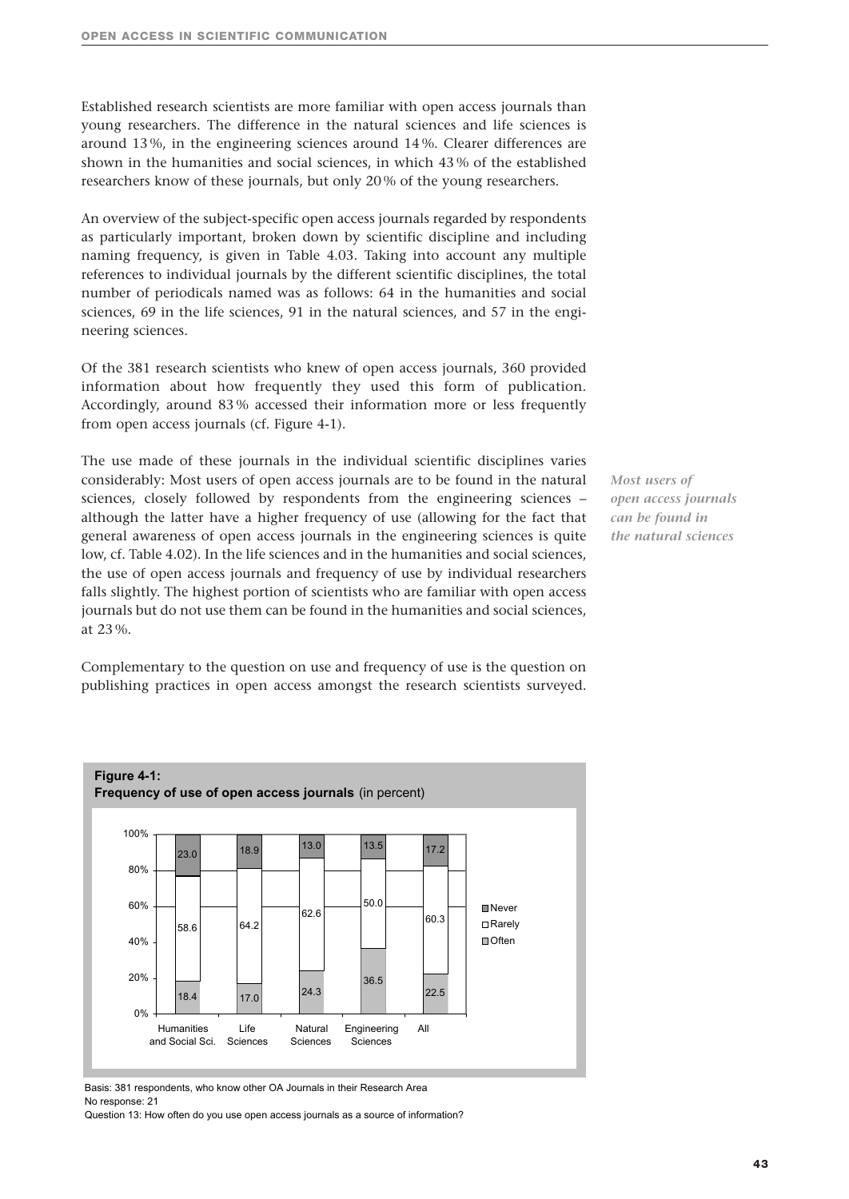Established research scientists are more familiar with open access journals than young researchers. The difference in the natural sciences and life sciences is around 13 %, in the engineering sciences around 14 %. Clearer differences are shown in the humanities and social sciences, in which 43 % of the established researchers know of these journals, but only 20 % of the young researchers.

An overview of the subject-specific open access journals regarded by respondents as particularly important, broken down by scientific discipline and including naming frequency, is given in Table 4.03. Taking into account any multiple references to individual journals by the different scientific disciplines, the total number of periodicals named was as follows: 64 in the humanities and social sciences, 69 in the life sciences, 91 in the natural sciences, and 57 in the engineering sciences.

Of the 381 research scientists who knew of open access journals, 360 provided information about how frequently they used this form of publication. Accordingly, around 83 % accessed their information more or less frequently from open access journals (cf. Figure 4-1).

*Most users of open access journals can be found in the natural sciences*

The use made of these journals in the individual scientific disciplines varies considerably: Most users of open access journals are to be found in the natural sciences, closely followed by respondents from the engineering sciences – although the latter have a higher frequency of use (allowing for the fact that general awareness of open access journals in the engineering sciences is quite low, cf. Table 4.02). In the life sciences and in the humanities and social sciences, the use of open access journals and frequency of use by individual researchers falls slightly. The highest portion of scientists who are familiar with open access journals but do not use them can be found in the humanities and social sciences, at 23 %.

Complementary to the question on use and frequency of use is the question on publishing practices in open access amongst the research scientists surveyed.

**Figure 4-1:**
**Frequency of use of open access journals** (in percent)

| | Humanities and Social Sci. | Life Sciences | Natural Sciences | Engineering Sciences | All |
|---|---|---|---|---|---|
| Never | 23.0 | 18.9 | 13.0 | 13.5 | 17.2 |
| Rarely | 58.6 | 64.2 | 62.6 | 50.0 | 60.3 |
| Often | 18.4 | 17.0 | 24.3 | 36.5 | 22.5 |

Basis: 381 respondents, who know other OA Journals in their Research Area
No response: 21
Question 13: How often do you use open access journals as a source of information?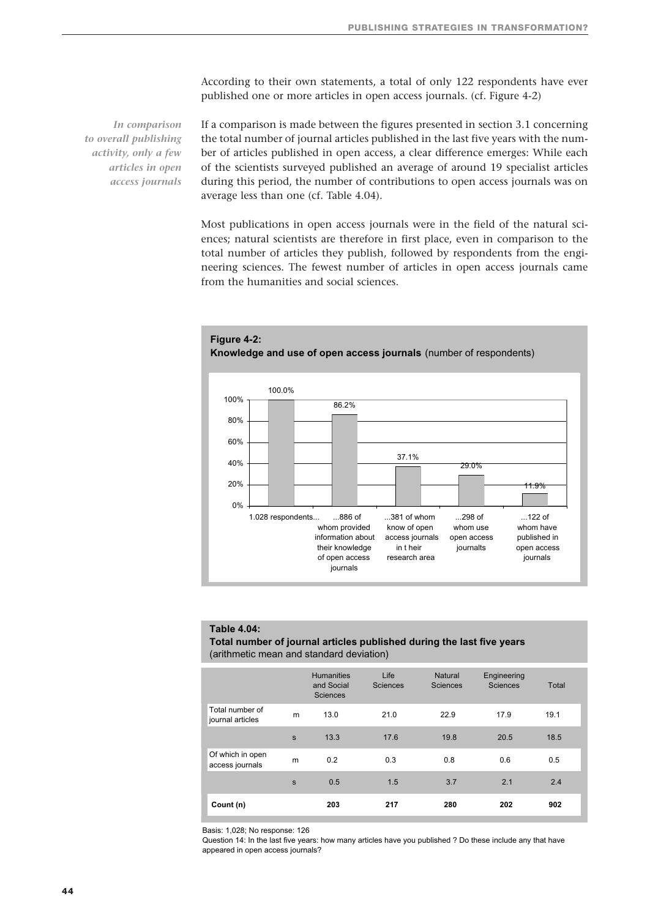According to their own statements, a total of only 122 respondents have ever published one or more articles in open access journals. (cf. Figure 4-2)

*In comparison to overall publishing activity, only a few articles in open access journals*

If a comparison is made between the figures presented in section 3.1 concerning the total number of journal articles published in the last five years with the number of articles published in open access, a clear difference emerges: While each of the scientists surveyed published an average of around 19 specialist articles during this period, the number of contributions to open access journals was on average less than one (cf. Table 4.04).

Most publications in open access journals were in the field of the natural sciences; natural scientists are therefore in first place, even in comparison to the total number of articles they publish, followed by respondents from the engineering sciences. The fewest number of articles in open access journals came from the humanities and social sciences.

**Figure 4-2:**
**Knowledge and use of open access journals** (number of respondents)

| | Percentage |
|---|---|
| 1.028 respondents... | 100.0% |
| ...886 of whom provided information about their knowledge of open access journals | 86.2% |
| ...381 of whom know of open access journals in t heir research area | 37.1% |
| ...298 of whom use open access journalts | 29.0% |
| ...122 of whom have published in open access journals | 11.9% |

**Table 4.04:**
**Total number of journal articles published during the last five years** (arithmetic mean and standard deviation)

| | | Humanities and Social Sciences | Life Sciences | Natural Sciences | Engineering Sciences | Total |
|---|---|---|---|---|---|---|
| Total number of journal articles | m | 13.0 | 21.0 | 22.9 | 17.9 | 19.1 |
| | s | 13.3 | 17.6 | 19.8 | 20.5 | 18.5 |
| Of which in open access journals | m | 0.2 | 0.3 | 0.8 | 0.6 | 0.5 |
| | s | 0.5 | 1.5 | 3.7 | 2.1 | 2.4 |
| **Count (n)** | | **203** | **217** | **280** | **202** | **902** |

Basis: 1,028; No response: 126

Question 14: In the last five years: how many articles have you published ? Do these include any that have appeared in open access journals?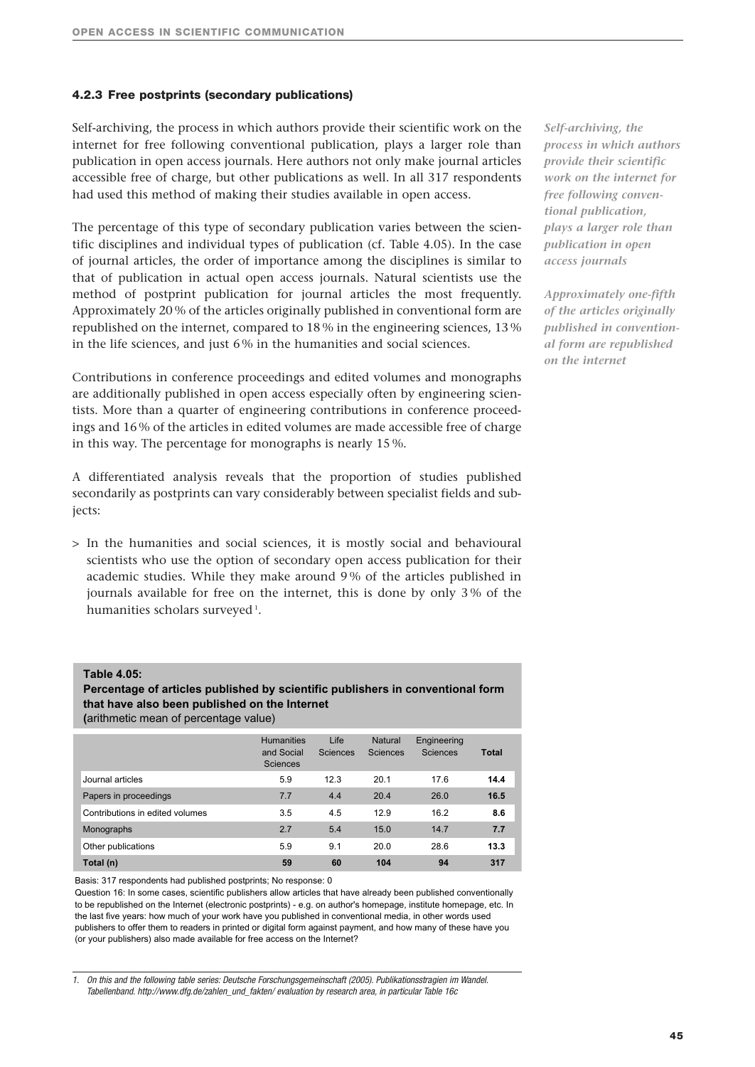### 4.2.3 Free postprints (secondary publications)

Self-archiving, the process in which authors provide their scientific work on the internet for free following conventional publication, plays a larger role than publication in open access journals. Here authors not only make journal articles accessible free of charge, but other publications as well. In all 317 respondents had used this method of making their studies available in open access.

*Self-archiving, the process in which authors provide their scientific work on the internet for free following conventional publication, plays a larger role than publication in open access journals*

The percentage of this type of secondary publication varies between the scientific disciplines and individual types of publication (cf. Table 4.05). In the case of journal articles, the order of importance among the disciplines is similar to that of publication in actual open access journals. Natural scientists use the method of postprint publication for journal articles the most frequently. Approximately 20 % of the articles originally published in conventional form are republished on the internet, compared to 18 % in the engineering sciences, 13 % in the life sciences, and just 6 % in the humanities and social sciences.

*Approximately one-fifth of the articles originally published in conventional form are republished on the internet*

Contributions in conference proceedings and edited volumes and monographs are additionally published in open access especially often by engineering scientists. More than a quarter of engineering contributions in conference proceedings and 16 % of the articles in edited volumes are made accessible free of charge in this way. The percentage for monographs is nearly 15 %.

A differentiated analysis reveals that the proportion of studies published secondarily as postprints can vary considerably between specialist fields and subjects:

> In the humanities and social sciences, it is mostly social and behavioural scientists who use the option of secondary open access publication for their academic studies. While they make around 9 % of the articles published in journals available for free on the internet, this is done by only 3 % of the humanities scholars surveyed [1].

**Table 4.05:**
**Percentage of articles published by scientific publishers in conventional form that have also been published on the Internet**
(arithmetic mean of percentage value)

| | Humanities and Social Sciences | Life Sciences | Natural Sciences | Engineering Sciences | Total |
|---|---|---|---|---|---|
| Journal articles | 5.9 | 12.3 | 20.1 | 17.6 | **14.4** |
| Papers in proceedings | 7.7 | 4.4 | 20.4 | 26.0 | **16.5** |
| Contributions in edited volumes | 3.5 | 4.5 | 12.9 | 16.2 | **8.6** |
| Monographs | 2.7 | 5.4 | 15.0 | 14.7 | **7.7** |
| Other publications | 5.9 | 9.1 | 20.0 | 28.6 | **13.3** |
| **Total (n)** | **59** | **60** | **104** | **94** | **317** |

Basis: 317 respondents had published postprints; No response: 0

Question 16: In some cases, scientific publishers allow articles that have already been published conventionally to be republished on the Internet (electronic postprints) - e.g. on author's homepage, institute homepage, etc. In the last five years: how much of your work have you published in conventional media, in other words used publishers to offer them to readers in printed or digital form against payment, and how many of these have you (or your publishers) also made available for free access on the Internet?

1. *On this and the following table series: Deutsche Forschungsgemeinschaft (2005). Publikationsstragien im Wandel. Tabellenband. http://www.dfg.de/zahlen_und_fakten/ evaluation by research area, in particular Table 16c*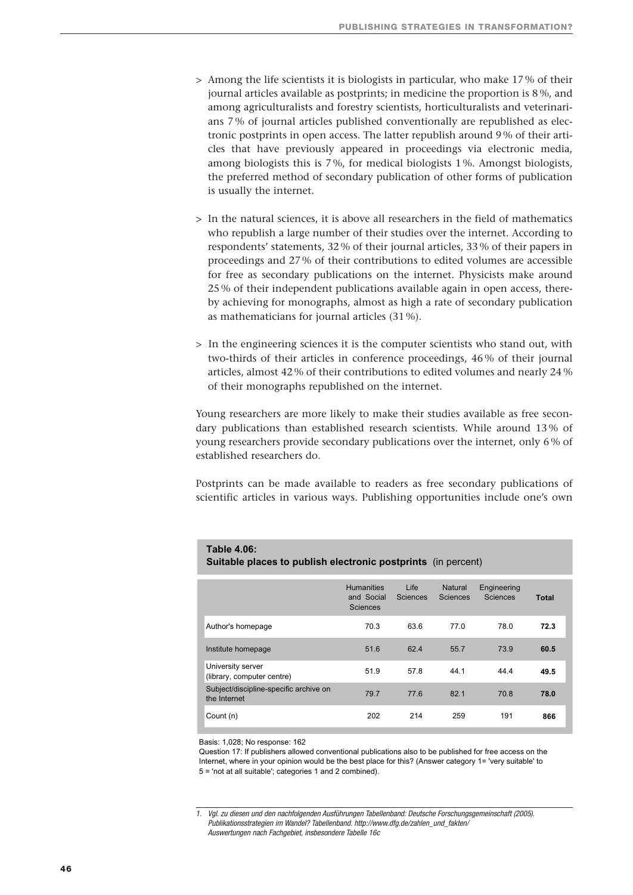> Among the life scientists it is biologists in particular, who make 17 % of their journal articles available as postprints; in medicine the proportion is 8 %, and among agriculturalists and forestry scientists, horticulturalists and veterinarians 7 % of journal articles published conventionally are republished as electronic postprints in open access. The latter republish around 9 % of their articles that have previously appeared in proceedings via electronic media, among biologists this is 7 %, for medical biologists 1 %. Amongst biologists, the preferred method of secondary publication of other forms of publication is usually the internet.

> In the natural sciences, it is above all researchers in the field of mathematics who republish a large number of their studies over the internet. According to respondents' statements, 32 % of their journal articles, 33 % of their papers in proceedings and 27 % of their contributions to edited volumes are accessible for free as secondary publications on the internet. Physicists make around 25 % of their independent publications available again in open access, thereby achieving for monographs, almost as high a rate of secondary publication as mathematicians for journal articles (31 %).

> In the engineering sciences it is the computer scientists who stand out, with two-thirds of their articles in conference proceedings, 46 % of their journal articles, almost 42 % of their contributions to edited volumes and nearly 24 % of their monographs republished on the internet.

Young researchers are more likely to make their studies available as free secondary publications than established research scientists. While around 13 % of young researchers provide secondary publications over the internet, only 6 % of established researchers do.

Postprints can be made available to readers as free secondary publications of scientific articles in various ways. Publishing opportunities include one's own

**Table 4.06:**
**Suitable places to publish electronic postprints** (in percent)

| | Humanities and Social Sciences | Life Sciences | Natural Sciences | Engineering Sciences | **Total** |
|---|---|---|---|---|---|
| Author's homepage | 70.3 | 63.6 | 77.0 | 78.0 | **72.3** |
| Institute homepage | 51.6 | 62.4 | 55.7 | 73.9 | **60.5** |
| University server (library, computer centre) | 51.9 | 57.8 | 44.1 | 44.4 | **49.5** |
| Subject/discipline-specific archive on the Internet | 79.7 | 77.6 | 82.1 | 70.8 | **78.0** |
| Count (n) | 202 | 214 | 259 | 191 | **866** |

Basis: 1,028; No response: 162

Question 17: If publishers allowed conventional publications also to be published for free access on the Internet, where in your opinion would be the best place for this? (Answer category 1= 'very suitable' to 5 = 'not at all suitable'; categories 1 and 2 combined).

---

*1. Vgl. zu diesen und den nachfolgenden Ausführungen Tabellenband: Deutsche Forschungsgemeinschaft (2005). Publikationsstrategien im Wandel? Tabellenband. http://www.dfg.de/zahlen_und_fakten/ Auswertungen nach Fachgebiet, insbesondere Tabelle 16c*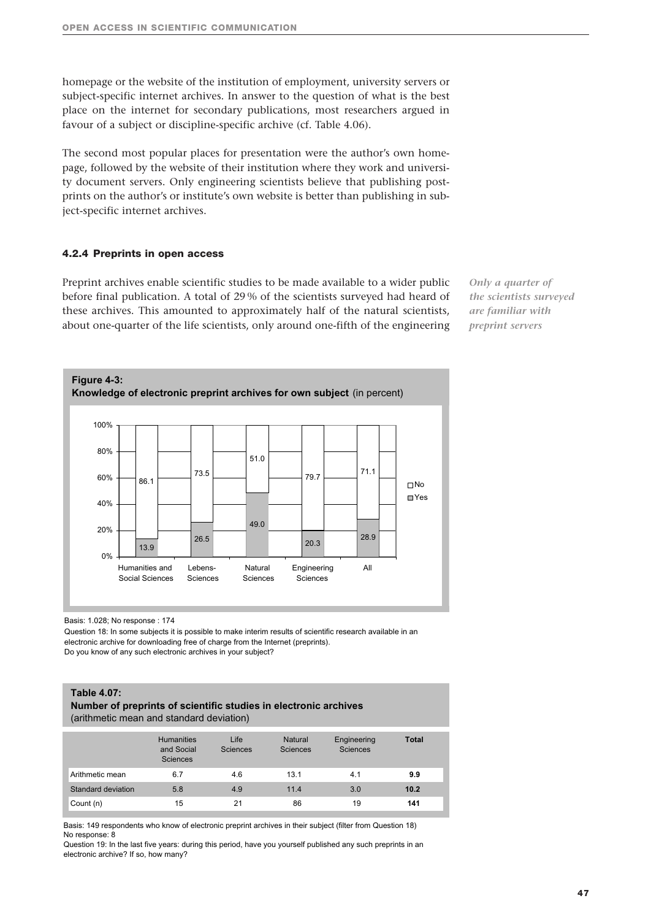homepage or the website of the institution of employment, university servers or subject-specific internet archives. In answer to the question of what is the best place on the internet for secondary publications, most researchers argued in favour of a subject or discipline-specific archive (cf. Table 4.06).

The second most popular places for presentation were the author's own homepage, followed by the website of their institution where they work and university document servers. Only engineering scientists believe that publishing postprints on the author's or institute's own website is better than publishing in subject-specific internet archives.

### 4.2.4 Preprints in open access

*Only a quarter of the scientists surveyed are familiar with preprint servers*

Preprint archives enable scientific studies to be made available to a wider public before final publication. A total of 29 % of the scientists surveyed had heard of these archives. This amounted to approximately half of the natural scientists, about one-quarter of the life scientists, only around one-fifth of the engineering

**Figure 4-3:**
**Knowledge of electronic preprint archives for own subject** (in percent)

| | Humanities and Social Sciences | Lebens-Sciences | Natural Sciences | Engineering Sciences | All |
|---|---|---|---|---|---|
| No | 86.1 | 73.5 | 51.0 | 79.7 | 71.1 |
| Yes | 13.9 | 26.5 | 49.0 | 20.3 | 28.9 |

Basis: 1.028; No response : 174

Question 18: In some subjects it is possible to make interim results of scientific research available in an electronic archive for downloading free of charge from the Internet (preprints).
Do you know of any such electronic archives in your subject?

**Table 4.07:**
**Number of preprints of scientific studies in electronic archives**
(arithmetic mean and standard deviation)

| | Humanities and Social Sciences | Life Sciences | Natural Sciences | Engineering Sciences | **Total** |
|---|---|---|---|---|---|
| Arithmetic mean | 6.7 | 4.6 | 13.1 | 4.1 | **9.9** |
| Standard deviation | 5.8 | 4.9 | 11.4 | 3.0 | **10.2** |
| Count (n) | 15 | 21 | 86 | 19 | **141** |

Basis: 149 respondents who know of electronic preprint archives in their subject (filter from Question 18)
No response: 8

Question 19: In the last five years: during this period, have you yourself published any such preprints in an electronic archive? If so, how many?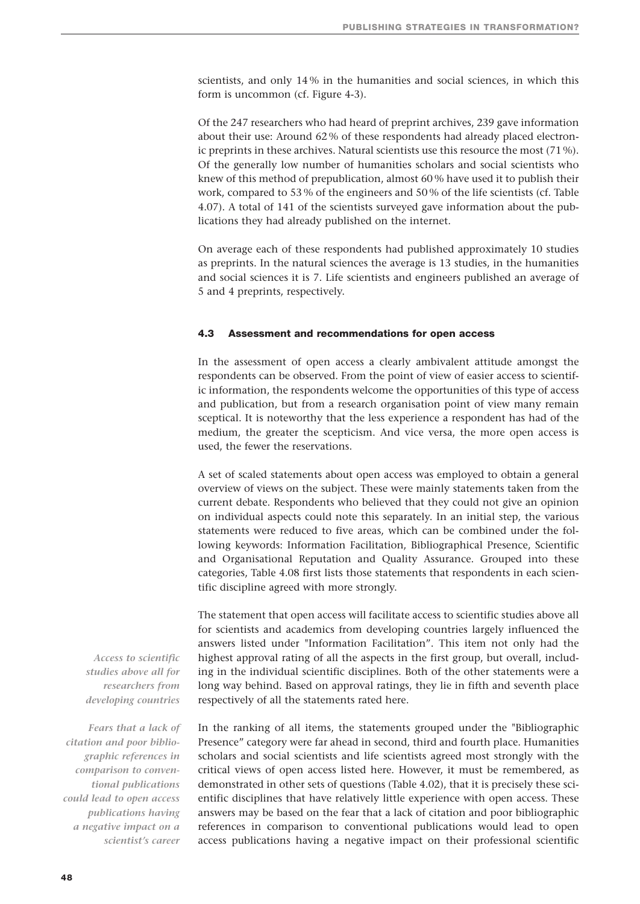scientists, and only 14 % in the humanities and social sciences, in which this form is uncommon (cf. Figure 4-3).

Of the 247 researchers who had heard of preprint archives, 239 gave information about their use: Around 62 % of these respondents had already placed electronic preprints in these archives. Natural scientists use this resource the most (71 %). Of the generally low number of humanities scholars and social scientists who knew of this method of prepublication, almost 60 % have used it to publish their work, compared to 53 % of the engineers and 50 % of the life scientists (cf. Table 4.07). A total of 141 of the scientists surveyed gave information about the publications they had already published on the internet.

On average each of these respondents had published approximately 10 studies as preprints. In the natural sciences the average is 13 studies, in the humanities and social sciences it is 7. Life scientists and engineers published an average of 5 and 4 preprints, respectively.

### 4.3 Assessment and recommendations for open access

In the assessment of open access a clearly ambivalent attitude amongst the respondents can be observed. From the point of view of easier access to scientific information, the respondents welcome the opportunities of this type of access and publication, but from a research organisation point of view many remain sceptical. It is noteworthy that the less experience a respondent has had of the medium, the greater the scepticism. And vice versa, the more open access is used, the fewer the reservations.

A set of scaled statements about open access was employed to obtain a general overview of views on the subject. These were mainly statements taken from the current debate. Respondents who believed that they could not give an opinion on individual aspects could note this separately. In an initial step, the various statements were reduced to five areas, which can be combined under the following keywords: Information Facilitation, Bibliographical Presence, Scientific and Organisational Reputation and Quality Assurance. Grouped into these categories, Table 4.08 first lists those statements that respondents in each scientific discipline agreed with more strongly.

*Access to scientific studies above all for researchers from developing countries*

The statement that open access will facilitate access to scientific studies above all for scientists and academics from developing countries largely influenced the answers listed under "Information Facilitation". This item not only had the highest approval rating of all the aspects in the first group, but overall, including in the individual scientific disciplines. Both of the other statements were a long way behind. Based on approval ratings, they lie in fifth and seventh place respectively of all the statements rated here.

*Fears that a lack of citation and poor bibliographic references in comparison to conventional publications could lead to open access publications having a negative impact on a scientist's career*

In the ranking of all items, the statements grouped under the "Bibliographic Presence" category were far ahead in second, third and fourth place. Humanities scholars and social scientists and life scientists agreed most strongly with the critical views of open access listed here. However, it must be remembered, as demonstrated in other sets of questions (Table 4.02), that it is precisely these scientific disciplines that have relatively little experience with open access. These answers may be based on the fear that a lack of citation and poor bibliographic references in comparison to conventional publications would lead to open access publications having a negative impact on their professional scientific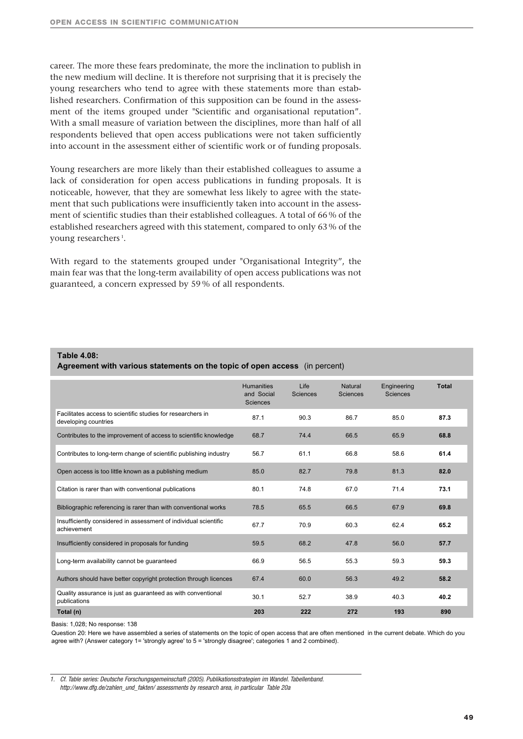career. The more these fears predominate, the more the inclination to publish in the new medium will decline. It is therefore not surprising that it is precisely the young researchers who tend to agree with these statements more than established researchers. Confirmation of this supposition can be found in the assessment of the items grouped under "Scientific and organisational reputation". With a small measure of variation between the disciplines, more than half of all respondents believed that open access publications were not taken sufficiently into account in the assessment either of scientific work or of funding proposals.

Young researchers are more likely than their established colleagues to assume a lack of consideration for open access publications in funding proposals. It is noticeable, however, that they are somewhat less likely to agree with the statement that such publications were insufficiently taken into account in the assessment of scientific studies than their established colleagues. A total of 66 % of the established researchers agreed with this statement, compared to only 63 % of the young researchers [1].

With regard to the statements grouped under "Organisational Integrity", the main fear was that the long-term availability of open access publications was not guaranteed, a concern expressed by 59 % of all respondents.

**Table 4.08:**
**Agreement with various statements on the topic of open access** (in percent)

| | Humanities and Social Sciences | Life Sciences | Natural Sciences | Engineering Sciences | **Total** |
|---|---|---|---|---|---|
| Facilitates access to scientific studies for researchers in developing countries | 87.1 | 90.3 | 86.7 | 85.0 | **87.3** |
| Contributes to the improvement of access to scientific knowledge | 68.7 | 74.4 | 66.5 | 65.9 | **68.8** |
| Contributes to long-term change of scientific publishing industry | 56.7 | 61.1 | 66.8 | 58.6 | **61.4** |
| Open access is too little known as a publishing medium | 85.0 | 82.7 | 79.8 | 81.3 | **82.0** |
| Citation is rarer than with conventional publications | 80.1 | 74.8 | 67.0 | 71.4 | **73.1** |
| Bibliographic referencing is rarer than with conventional works | 78.5 | 65.5 | 66.5 | 67.9 | **69.8** |
| Insufficiently considered in assessment of individual scientific achievement | 67.7 | 70.9 | 60.3 | 62.4 | **65.2** |
| Insufficiently considered in proposals for funding | 59.5 | 68.2 | 47.8 | 56.0 | **57.7** |
| Long-term availability cannot be guaranteed | 66.9 | 56.5 | 55.3 | 59.3 | **59.3** |
| Authors should have better copyright protection through licences | 67.4 | 60.0 | 56.3 | 49.2 | **58.2** |
| Quality assurance is just as guaranteed as with conventional publications | 30.1 | 52.7 | 38.9 | 40.3 | **40.2** |
| **Total (n)** | **203** | **222** | **272** | **193** | **890** |

Basis: 1,028; No response: 138

Question 20: Here we have assembled a series of statements on the topic of open access that are often mentioned in the current debate. Which do you agree with? (Answer category 1= 'strongly agree' to 5 = 'strongly disagree'; categories 1 and 2 combined).

1. *Cf. Table series: Deutsche Forschungsgemeinschaft (2005). Publikationsstrategien im Wandel. Tabellenband. http://www.dfg.de/zahlen_und_fakten/ assessments by research area, in particular Table 20a*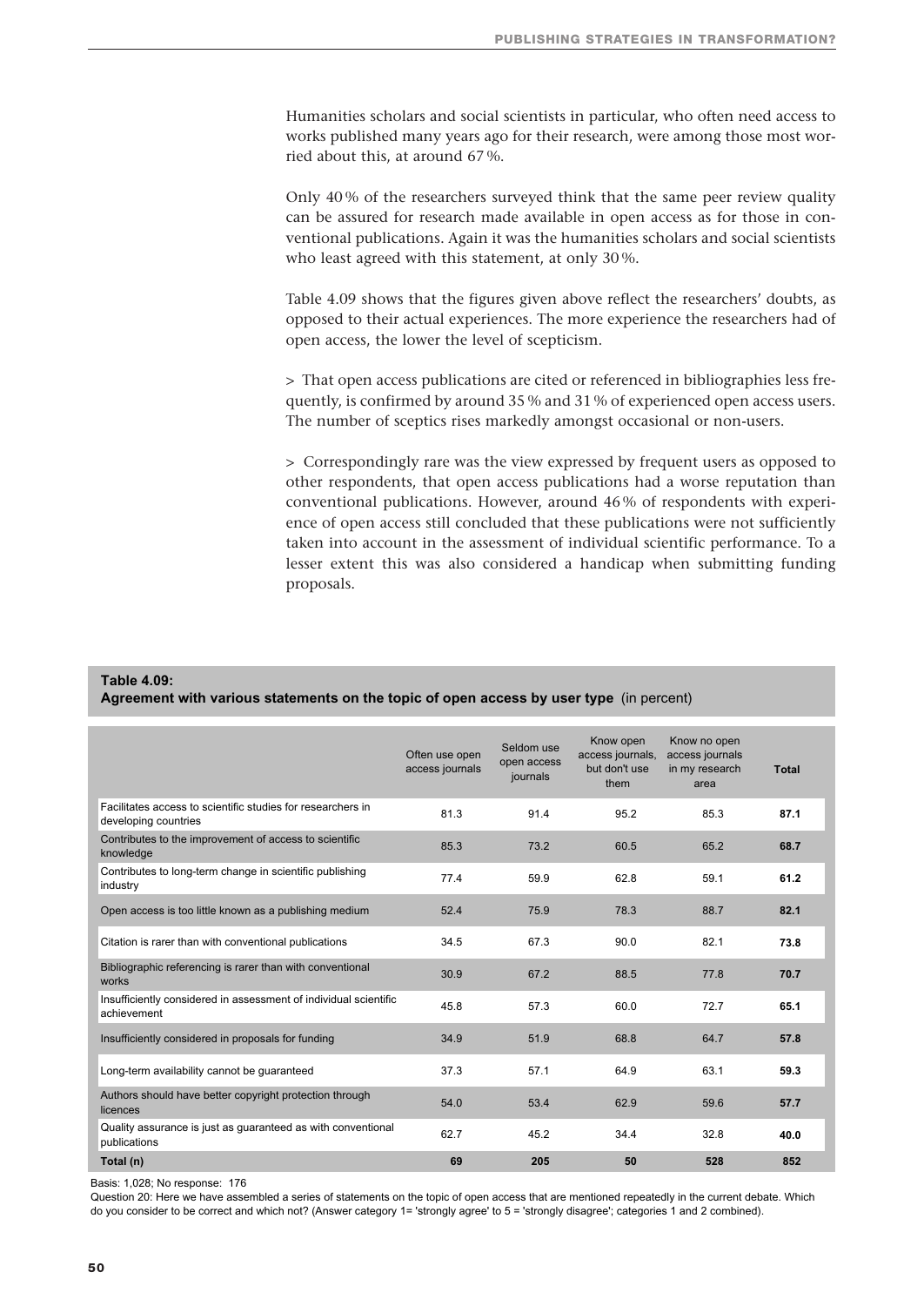Humanities scholars and social scientists in particular, who often need access to works published many years ago for their research, were among those most worried about this, at around 67 %.

Only 40 % of the researchers surveyed think that the same peer review quality can be assured for research made available in open access as for those in conventional publications. Again it was the humanities scholars and social scientists who least agreed with this statement, at only 30 %.

Table 4.09 shows that the figures given above reflect the researchers' doubts, as opposed to their actual experiences. The more experience the researchers had of open access, the lower the level of scepticism.

> That open access publications are cited or referenced in bibliographies less frequently, is confirmed by around 35 % and 31 % of experienced open access users. The number of sceptics rises markedly amongst occasional or non-users.

> Correspondingly rare was the view expressed by frequent users as opposed to other respondents, that open access publications had a worse reputation than conventional publications. However, around 46 % of respondents with experience of open access still concluded that these publications were not sufficiently taken into account in the assessment of individual scientific performance. To a lesser extent this was also considered a handicap when submitting funding proposals.

**Table 4.09:**
**Agreement with various statements on the topic of open access by user type** (in percent)

| | Often use open access journals | Seldom use open access journals | Know open access journals, but don't use them | Know no open access journals in my research area | Total |
|---|---|---|---|---|---|
| Facilitates access to scientific studies for researchers in developing countries | 81.3 | 91.4 | 95.2 | 85.3 | **87.1** |
| Contributes to the improvement of access to scientific knowledge | 85.3 | 73.2 | 60.5 | 65.2 | **68.7** |
| Contributes to long-term change in scientific publishing industry | 77.4 | 59.9 | 62.8 | 59.1 | **61.2** |
| Open access is too little known as a publishing medium | 52.4 | 75.9 | 78.3 | 88.7 | **82.1** |
| Citation is rarer than with conventional publications | 34.5 | 67.3 | 90.0 | 82.1 | **73.8** |
| Bibliographic referencing is rarer than with conventional works | 30.9 | 67.2 | 88.5 | 77.8 | **70.7** |
| Insufficiently considered in assessment of individual scientific achievement | 45.8 | 57.3 | 60.0 | 72.7 | **65.1** |
| Insufficiently considered in proposals for funding | 34.9 | 51.9 | 68.8 | 64.7 | **57.8** |
| Long-term availability cannot be guaranteed | 37.3 | 57.1 | 64.9 | 63.1 | **59.3** |
| Authors should have better copyright protection through licences | 54.0 | 53.4 | 62.9 | 59.6 | **57.7** |
| Quality assurance is just as guaranteed as with conventional publications | 62.7 | 45.2 | 34.4 | 32.8 | **40.0** |
| **Total (n)** | **69** | **205** | **50** | **528** | **852** |

Basis: 1,028; No response: 176

Question 20: Here we have assembled a series of statements on the topic of open access that are mentioned repeatedly in the current debate. Which do you consider to be correct and which not? (Answer category 1= 'strongly agree' to 5 = 'strongly disagree'; categories 1 and 2 combined).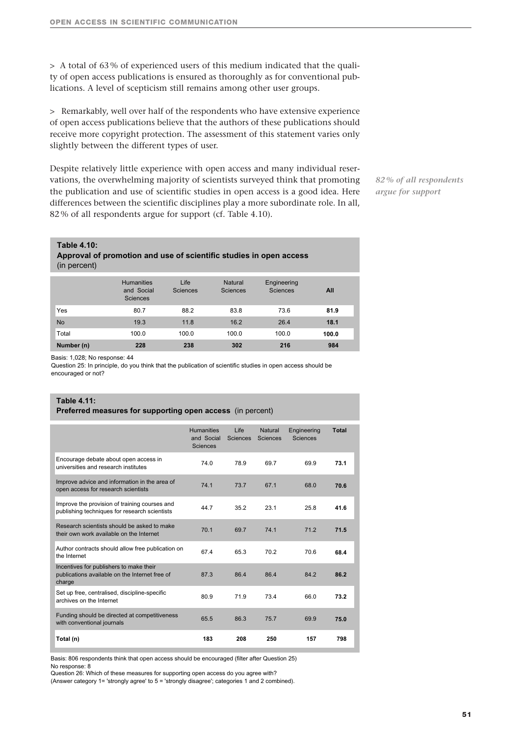> A total of 63 % of experienced users of this medium indicated that the quality of open access publications is ensured as thoroughly as for conventional publications. A level of scepticism still remains among other user groups.

> Remarkably, well over half of the respondents who have extensive experience of open access publications believe that the authors of these publications should receive more copyright protection. The assessment of this statement varies only slightly between the different types of user.

Despite relatively little experience with open access and many individual reservations, the overwhelming majority of scientists surveyed think that promoting the publication and use of scientific studies in open access is a good idea. Here differences between the scientific disciplines play a more subordinate role. In all, 82 % of all respondents argue for support (cf. Table 4.10).

*82 % of all respondents argue for support*

**Table 4.10:**
**Approval of promotion and use of scientific studies in open access** (in percent)

| | Humanities and Social Sciences | Life Sciences | Natural Sciences | Engineering Sciences | **All** |
|---|---|---|---|---|---|
| Yes | 80.7 | 88.2 | 83.8 | 73.6 | **81.9** |
| No | 19.3 | 11.8 | 16.2 | 26.4 | **18.1** |
| Total | 100.0 | 100.0 | 100.0 | 100.0 | **100.0** |
| **Number (n)** | **228** | **238** | **302** | **216** | **984** |

Basis: 1,028; No response: 44
Question 25: In principle, do you think that the publication of scientific studies in open access should be encouraged or not?

**Table 4.11:**
**Preferred measures for supporting open access** (in percent)

| | Humanities and Social Sciences | Life Sciences | Natural Sciences | Engineering Sciences | **Total** |
|---|---|---|---|---|---|
| Encourage debate about open access in universities and research institutes | 74.0 | 78.9 | 69.7 | 69.9 | **73.1** |
| Improve advice and information in the area of open access for research scientists | 74.1 | 73.7 | 67.1 | 68.0 | **70.6** |
| Improve the provision of training courses and publishing techniques for research scientists | 44.7 | 35.2 | 23.1 | 25.8 | **41.6** |
| Research scientists should be asked to make their own work available on the Internet | 70.1 | 69.7 | 74.1 | 71.2 | **71.5** |
| Author contracts should allow free publication on the Internet | 67.4 | 65.3 | 70.2 | 70.6 | **68.4** |
| Incentives for publishers to make their publications available on the Internet free of charge | 87.3 | 86.4 | 86.4 | 84.2 | **86.2** |
| Set up free, centralised, discipline-specific archives on the Internet | 80.9 | 71.9 | 73.4 | 66.0 | **73.2** |
| Funding should be directed at competitiveness with conventional journals | 65.5 | 86.3 | 75.7 | 69.9 | **75.0** |
| **Total (n)** | **183** | **208** | **250** | **157** | **798** |

Basis: 806 respondents think that open access should be encouraged (filter after Question 25)
No response: 8
Question 26: Which of these measures for supporting open access do you agree with?
(Answer category 1= 'strongly agree' to 5 = 'strongly disagree'; categories 1 and 2 combined).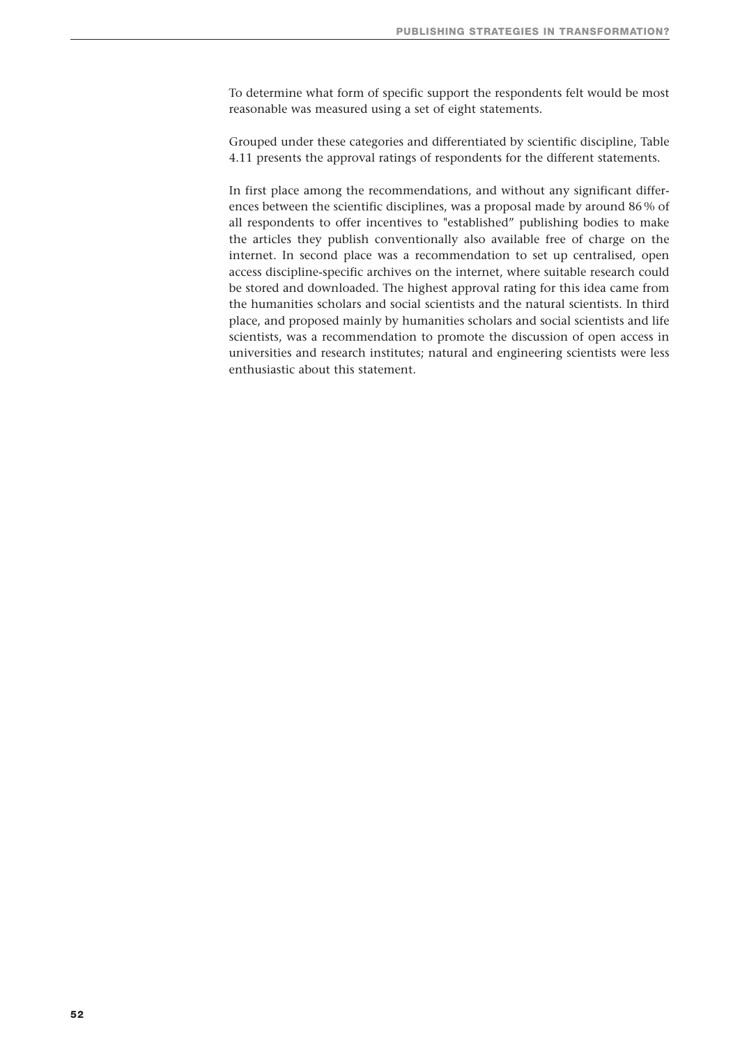To determine what form of specific support the respondents felt would be most reasonable was measured using a set of eight statements.

Grouped under these categories and differentiated by scientific discipline, Table 4.11 presents the approval ratings of respondents for the different statements.

In first place among the recommendations, and without any significant differences between the scientific disciplines, was a proposal made by around 86 % of all respondents to offer incentives to "established" publishing bodies to make the articles they publish conventionally also available free of charge on the internet. In second place was a recommendation to set up centralised, open access discipline-specific archives on the internet, where suitable research could be stored and downloaded. The highest approval rating for this idea came from the humanities scholars and social scientists and the natural scientists. In third place, and proposed mainly by humanities scholars and social scientists and life scientists, was a recommendation to promote the discussion of open access in universities and research institutes; natural and engineering scientists were less enthusiastic about this statement.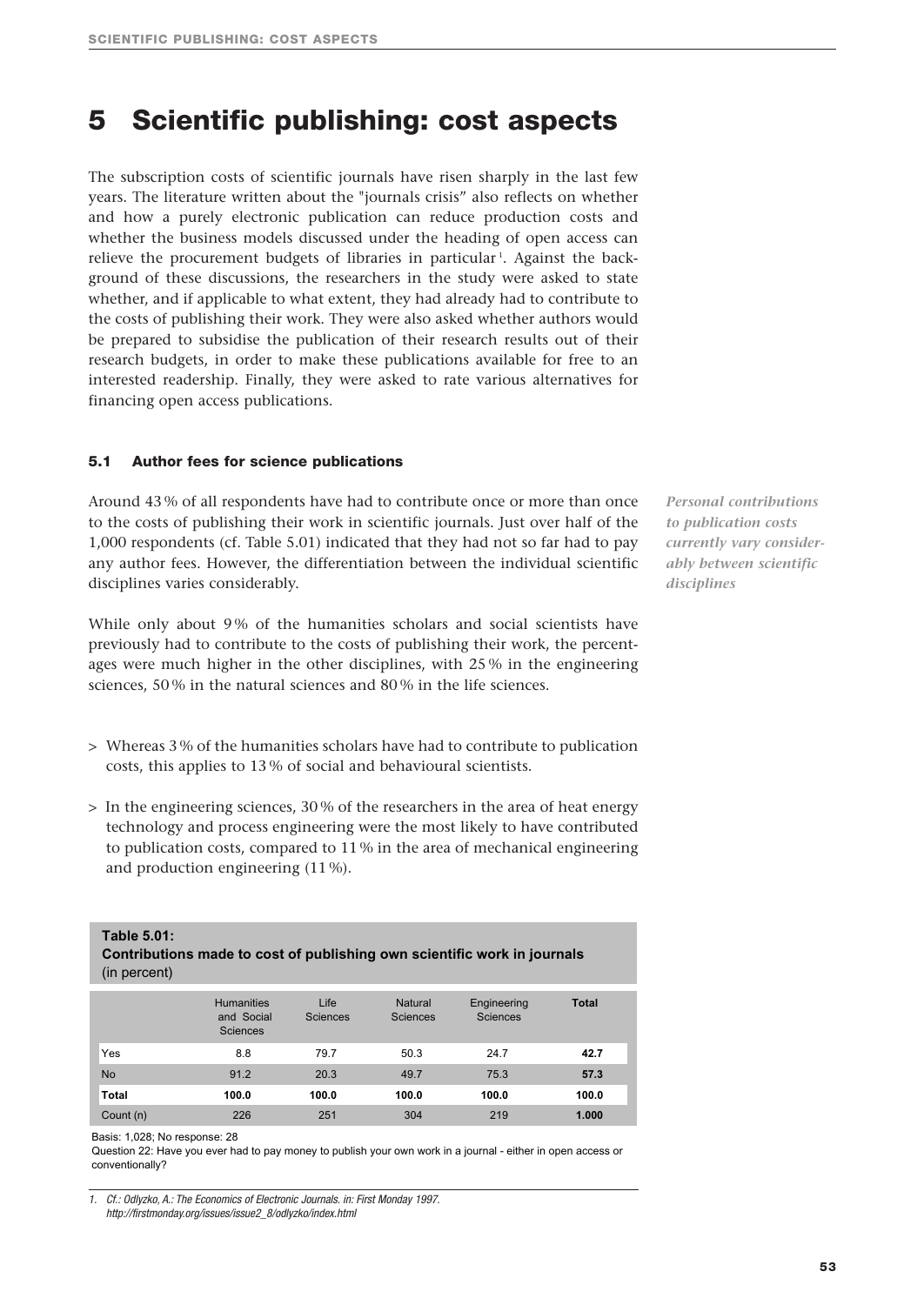# 5 Scientific publishing: cost aspects

The subscription costs of scientific journals have risen sharply in the last few years. The literature written about the "journals crisis" also reflects on whether and how a purely electronic publication can reduce production costs and whether the business models discussed under the heading of open access can relieve the procurement budgets of libraries in particular[1]. Against the background of these discussions, the researchers in the study were asked to state whether, and if applicable to what extent, they had already had to contribute to the costs of publishing their work. They were also asked whether authors would be prepared to subsidise the publication of their research results out of their research budgets, in order to make these publications available for free to an interested readership. Finally, they were asked to rate various alternatives for financing open access publications.

### 5.1 Author fees for science publications

*Personal contributions to publication costs currently vary considerably between scientific disciplines*

Around 43 % of all respondents have had to contribute once or more than once to the costs of publishing their work in scientific journals. Just over half of the 1,000 respondents (cf. Table 5.01) indicated that they had not so far had to pay any author fees. However, the differentiation between the individual scientific disciplines varies considerably.

While only about 9 % of the humanities scholars and social scientists have previously had to contribute to the costs of publishing their work, the percentages were much higher in the other disciplines, with 25 % in the engineering sciences, 50 % in the natural sciences and 80 % in the life sciences.

- > Whereas 3 % of the humanities scholars have had to contribute to publication costs, this applies to 13 % of social and behavioural scientists.
- > In the engineering sciences, 30 % of the researchers in the area of heat energy technology and process engineering were the most likely to have contributed to publication costs, compared to 11 % in the area of mechanical engineering and production engineering (11 %).

**Table 5.01:**
**Contributions made to cost of publishing own scientific work in journals** (in percent)

| | Humanities and Social Sciences | Life Sciences | Natural Sciences | Engineering Sciences | **Total** |
|---|---|---|---|---|---|
| Yes | 8.8 | 79.7 | 50.3 | 24.7 | **42.7** |
| No | 91.2 | 20.3 | 49.7 | 75.3 | **57.3** |
| **Total** | **100.0** | **100.0** | **100.0** | **100.0** | **100.0** |
| Count (n) | 226 | 251 | 304 | 219 | **1.000** |

Basis: 1,028; No response: 28
Question 22: Have you ever had to pay money to publish your own work in a journal - either in open access or conventionally?

1. *Cf.: Odlyzko, A.: The Economics of Electronic Journals. in: First Monday 1997. http://firstmonday.org/issues/issue2_8/odlyzko/index.html*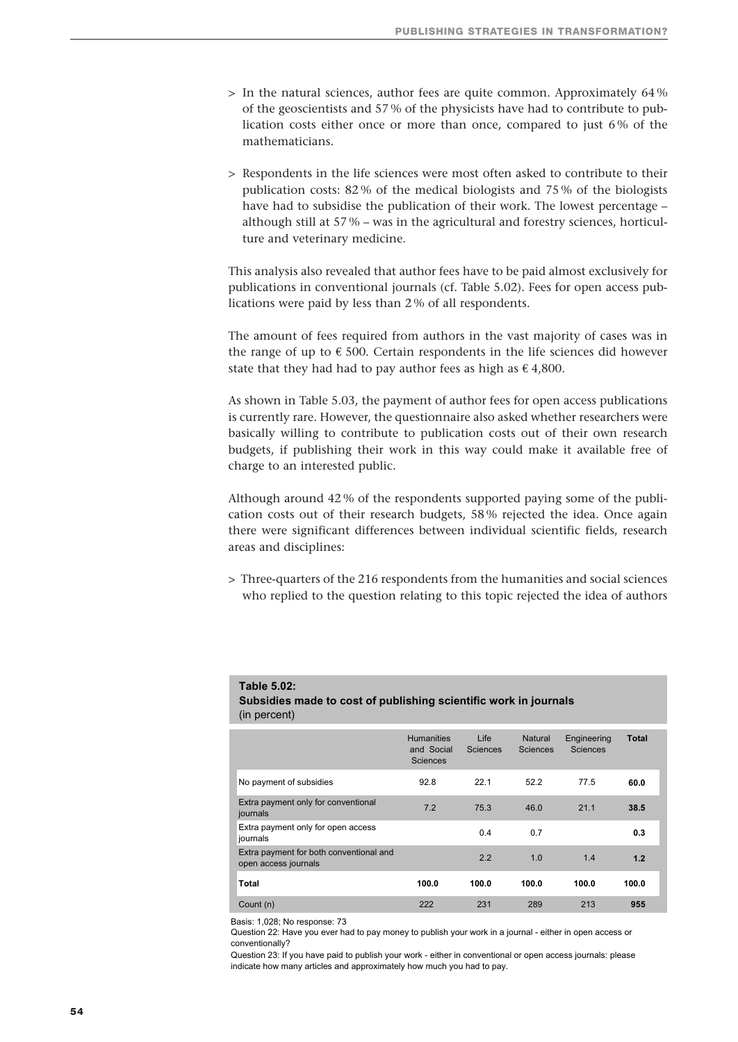> In the natural sciences, author fees are quite common. Approximately 64 % of the geoscientists and 57 % of the physicists have had to contribute to publication costs either once or more than once, compared to just 6 % of the mathematicians.

> Respondents in the life sciences were most often asked to contribute to their publication costs: 82 % of the medical biologists and 75 % of the biologists have had to subsidise the publication of their work. The lowest percentage – although still at 57 % – was in the agricultural and forestry sciences, horticulture and veterinary medicine.

This analysis also revealed that author fees have to be paid almost exclusively for publications in conventional journals (cf. Table 5.02). Fees for open access publications were paid by less than 2 % of all respondents.

The amount of fees required from authors in the vast majority of cases was in the range of up to € 500. Certain respondents in the life sciences did however state that they had had to pay author fees as high as € 4,800.

As shown in Table 5.03, the payment of author fees for open access publications is currently rare. However, the questionnaire also asked whether researchers were basically willing to contribute to publication costs out of their own research budgets, if publishing their work in this way could make it available free of charge to an interested public.

Although around 42 % of the respondents supported paying some of the publication costs out of their research budgets, 58 % rejected the idea. Once again there were significant differences between individual scientific fields, research areas and disciplines:

> Three-quarters of the 216 respondents from the humanities and social sciences who replied to the question relating to this topic rejected the idea of authors

**Table 5.02:**
**Subsidies made to cost of publishing scientific work in journals**
(in percent)

| | Humanities and Social Sciences | Life Sciences | Natural Sciences | Engineering Sciences | **Total** |
|---|---|---|---|---|---|
| No payment of subsidies | 92.8 | 22.1 | 52.2 | 77.5 | **60.0** |
| Extra payment only for conventional journals | 7.2 | 75.3 | 46.0 | 21.1 | **38.5** |
| Extra payment only for open access journals | | 0.4 | 0.7 | | **0.3** |
| Extra payment for both conventional and open access journals | | 2.2 | 1.0 | 1.4 | **1.2** |
| **Total** | **100.0** | **100.0** | **100.0** | **100.0** | **100.0** |
| Count (n) | 222 | 231 | 289 | 213 | **955** |

Basis: 1,028; No response: 73

Question 22: Have you ever had to pay money to publish your work in a journal - either in open access or conventionally?

Question 23: If you have paid to publish your work - either in conventional or open access journals: please indicate how many articles and approximately how much you had to pay.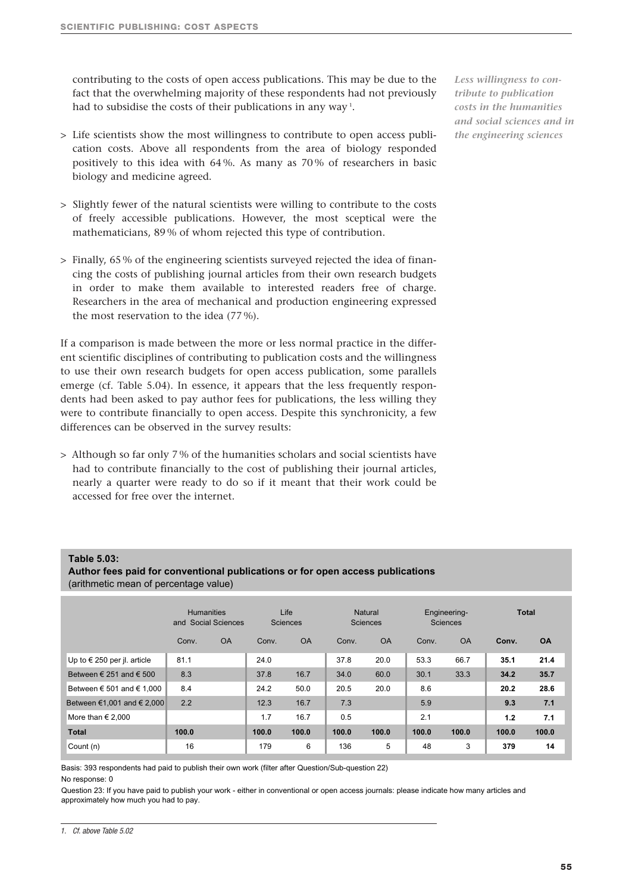contributing to the costs of open access publications. This may be due to the fact that the overwhelming majority of these respondents had not previously had to subsidise the costs of their publications in any way [1].

*Less willingness to contribute to publication costs in the humanities and social sciences and in the engineering sciences*

> Life scientists show the most willingness to contribute to open access publication costs. Above all respondents from the area of biology responded positively to this idea with 64 %. As many as 70 % of researchers in basic biology and medicine agreed.

> Slightly fewer of the natural scientists were willing to contribute to the costs of freely accessible publications. However, the most sceptical were the mathematicians, 89 % of whom rejected this type of contribution.

> Finally, 65 % of the engineering scientists surveyed rejected the idea of financing the costs of publishing journal articles from their own research budgets in order to make them available to interested readers free of charge. Researchers in the area of mechanical and production engineering expressed the most reservation to the idea (77 %).

If a comparison is made between the more or less normal practice in the different scientific disciplines of contributing to publication costs and the willingness to use their own research budgets for open access publication, some parallels emerge (cf. Table 5.04). In essence, it appears that the less frequently respondents had been asked to pay author fees for publications, the less willing they were to contribute financially to open access. Despite this synchronicity, a few differences can be observed in the survey results:

> Although so far only 7 % of the humanities scholars and social scientists have had to contribute financially to the cost of publishing their journal articles, nearly a quarter were ready to do so if it meant that their work could be accessed for free over the internet.

**Table 5.03:**
**Author fees paid for conventional publications or for open access publications**
(arithmetic mean of percentage value)

| | Humanities and Social Sciences | | Life Sciences | | Natural Sciences | | Engineering-Sciences | | **Total** | |
|---|---|---|---|---|---|---|---|---|---|---|
| | Conv. | OA | Conv. | OA | Conv. | OA | Conv. | OA | **Conv.** | **OA** |
| Up to € 250 per jl. article | 81.1 | | 24.0 | | 37.8 | 20.0 | 53.3 | 66.7 | **35.1** | **21.4** |
| Between € 251 and € 500 | 8.3 | | 37.8 | 16.7 | 34.0 | 60.0 | 30.1 | 33.3 | **34.2** | **35.7** |
| Between € 501 and € 1,000 | 8.4 | | 24.2 | 50.0 | 20.5 | 20.0 | 8.6 | | **20.2** | **28.6** |
| Between €1,001 and € 2,000 | 2.2 | | 12.3 | 16.7 | 7.3 | | 5.9 | | **9.3** | **7.1** |
| More than € 2,000 | | | 1.7 | 16.7 | 0.5 | | 2.1 | | **1.2** | **7.1** |
| **Total** | **100.0** | | **100.0** | **100.0** | **100.0** | **100.0** | **100.0** | **100.0** | **100.0** | **100.0** |
| Count (n) | 16 | | 179 | 6 | 136 | 5 | 48 | 3 | **379** | **14** |

Basis: 393 respondents had paid to publish their own work (filter after Question/Sub-question 22)

No response: 0

Question 23: If you have paid to publish your work - either in conventional or open access journals: please indicate how many articles and approximately how much you had to pay.

1. *Cf. above Table 5.02*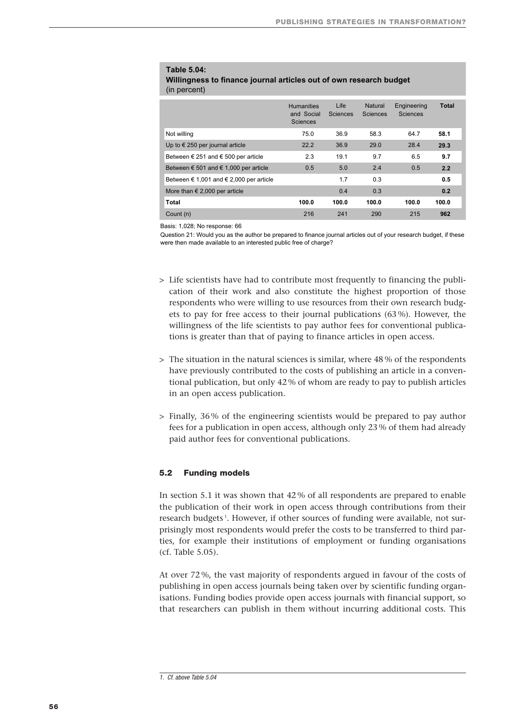**Table 5.04:**
**Willingness to finance journal articles out of own research budget**
(in percent)

| | Humanities and Social Sciences | Life Sciences | Natural Sciences | Engineering Sciences | **Total** |
|---|---|---|---|---|---|
| Not willing | 75.0 | 36.9 | 58.3 | 64.7 | **58.1** |
| Up to € 250 per journal article | 22.2 | 36.9 | 29.0 | 28.4 | **29.3** |
| Between € 251 and € 500 per article | 2.3 | 19.1 | 9.7 | 6.5 | **9.7** |
| Between € 501 and € 1,000 per article | 0.5 | 5.0 | 2.4 | 0.5 | **2.2** |
| Between € 1,001 and € 2,000 per article | | 1.7 | 0.3 | | **0.5** |
| More than € 2,000 per article | | 0.4 | 0.3 | | **0.2** |
| **Total** | **100.0** | **100.0** | **100.0** | **100.0** | **100.0** |
| Count (n) | 216 | 241 | 290 | 215 | **962** |

Basis: 1,028; No response: 66

Question 21: Would you as the author be prepared to finance journal articles out of your research budget, if these were then made available to an interested public free of charge?

- Life scientists have had to contribute most frequently to financing the publication of their work and also constitute the highest proportion of those respondents who were willing to use resources from their own research budgets to pay for free access to their journal publications (63 %). However, the willingness of the life scientists to pay author fees for conventional publications is greater than that of paying to finance articles in open access.

- The situation in the natural sciences is similar, where 48 % of the respondents have previously contributed to the costs of publishing an article in a conventional publication, but only 42 % of whom are ready to pay to publish articles in an open access publication.

- Finally, 36 % of the engineering scientists would be prepared to pay author fees for a publication in open access, although only 23 % of them had already paid author fees for conventional publications.

### 5.2 Funding models

In section 5.1 it was shown that 42 % of all respondents are prepared to enable the publication of their work in open access through contributions from their research budgets [1]. However, if other sources of funding were available, not surprisingly most respondents would prefer the costs to be transferred to third parties, for example their institutions of employment or funding organisations (cf. Table 5.05).

At over 72 %, the vast majority of respondents argued in favour of the costs of publishing in open access journals being taken over by scientific funding organisations. Funding bodies provide open access journals with financial support, so that researchers can publish in them without incurring additional costs. This

1. *Cf. above Table 5.04*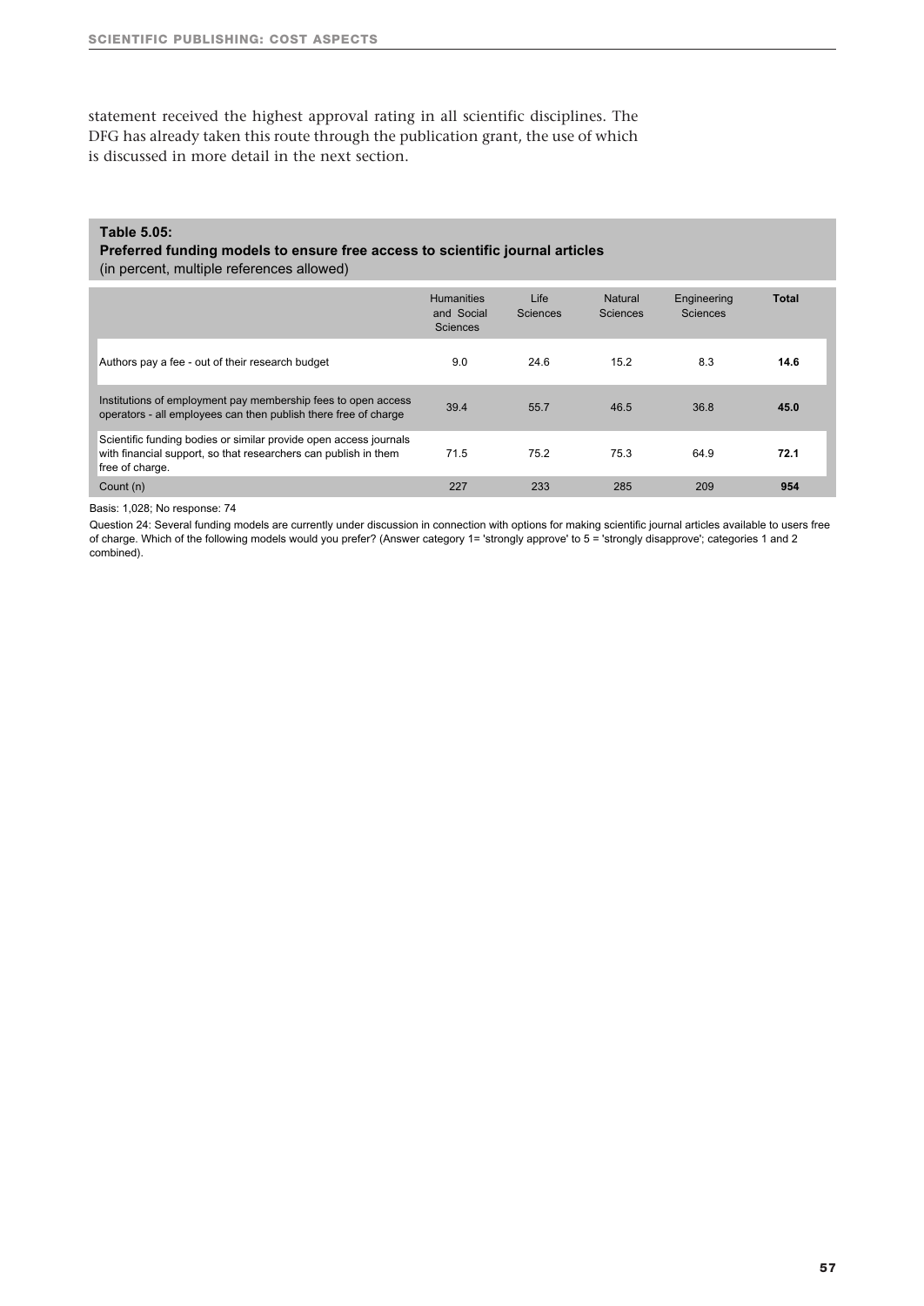statement received the highest approval rating in all scientific disciplines. The DFG has already taken this route through the publication grant, the use of which is discussed in more detail in the next section.

**Table 5.05:**
**Preferred funding models to ensure free access to scientific journal articles**
(in percent, multiple references allowed)

| | Humanities and Social Sciences | Life Sciences | Natural Sciences | Engineering Sciences | **Total** |
|---|---|---|---|---|---|
| Authors pay a fee - out of their research budget | 9.0 | 24.6 | 15.2 | 8.3 | **14.6** |
| Institutions of employment pay membership fees to open access operators - all employees can then publish there free of charge | 39.4 | 55.7 | 46.5 | 36.8 | **45.0** |
| Scientific funding bodies or similar provide open access journals with financial support, so that researchers can publish in them free of charge. | 71.5 | 75.2 | 75.3 | 64.9 | **72.1** |
| Count (n) | 227 | 233 | 285 | 209 | **954** |

Basis: 1,028; No response: 74

Question 24: Several funding models are currently under discussion in connection with options for making scientific journal articles available to users free of charge. Which of the following models would you prefer? (Answer category 1= 'strongly approve' to 5 = 'strongly disapprove'; categories 1 and 2 combined).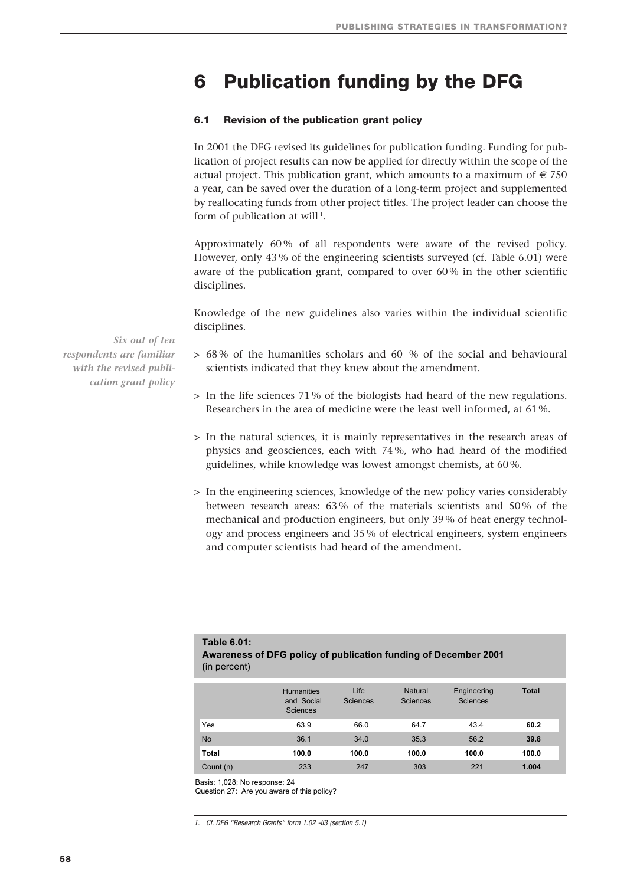# 6 Publication funding by the DFG

### 6.1 Revision of the publication grant policy

In 2001 the DFG revised its guidelines for publication funding. Funding for publication of project results can now be applied for directly within the scope of the actual project. This publication grant, which amounts to a maximum of € 750 a year, can be saved over the duration of a long-term project and supplemented by reallocating funds from other project titles. The project leader can choose the form of publication at will[1].

Approximately 60 % of all respondents were aware of the revised policy. However, only 43 % of the engineering scientists surveyed (cf. Table 6.01) were aware of the publication grant, compared to over 60 % in the other scientific disciplines.

Knowledge of the new guidelines also varies within the individual scientific disciplines.

*Six out of ten respondents are familiar with the revised publication grant policy*

> 68 % of the humanities scholars and 60 % of the social and behavioural scientists indicated that they knew about the amendment.

> In the life sciences 71 % of the biologists had heard of the new regulations. Researchers in the area of medicine were the least well informed, at 61 %.

> In the natural sciences, it is mainly representatives in the research areas of physics and geosciences, each with 74 %, who had heard of the modified guidelines, while knowledge was lowest amongst chemists, at 60 %.

> In the engineering sciences, knowledge of the new policy varies considerably between research areas: 63 % of the materials scientists and 50 % of the mechanical and production engineers, but only 39 % of heat energy technology and process engineers and 35 % of electrical engineers, system engineers and computer scientists had heard of the amendment.

**Table 6.01:**
**Awareness of DFG policy of publication funding of December 2001**
**(**in percent)

| | Humanities and Social Sciences | Life Sciences | Natural Sciences | Engineering Sciences | **Total** |
|---|---|---|---|---|---|
| Yes | 63.9 | 66.0 | 64.7 | 43.4 | **60.2** |
| No | 36.1 | 34.0 | 35.3 | 56.2 | **39.8** |
| **Total** | **100.0** | **100.0** | **100.0** | **100.0** | **100.0** |
| Count (n) | 233 | 247 | 303 | 221 | **1.004** |

Basis: 1,028; No response: 24
Question 27: Are you aware of this policy?

1. *Cf. DFG "Research Grants" form 1.02 -II3 (section 5.1)*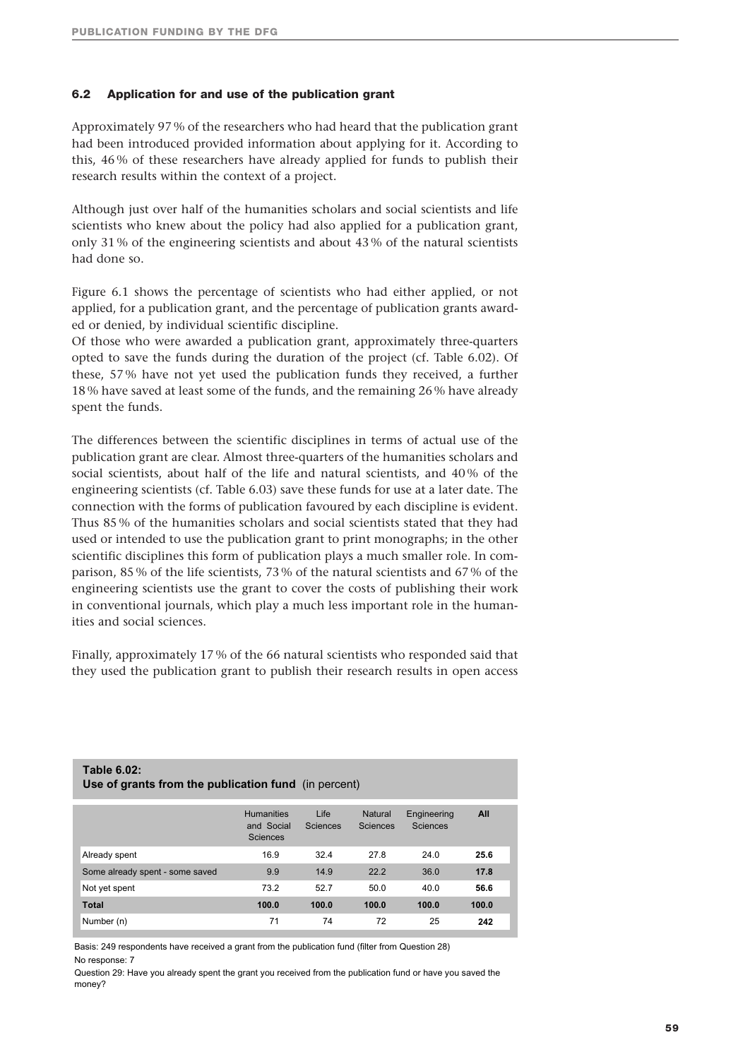## 6.2 Application for and use of the publication grant

Approximately 97 % of the researchers who had heard that the publication grant had been introduced provided information about applying for it. According to this, 46 % of these researchers have already applied for funds to publish their research results within the context of a project.

Although just over half of the humanities scholars and social scientists and life scientists who knew about the policy had also applied for a publication grant, only 31 % of the engineering scientists and about 43 % of the natural scientists had done so.

Figure 6.1 shows the percentage of scientists who had either applied, or not applied, for a publication grant, and the percentage of publication grants awarded or denied, by individual scientific discipline.

Of those who were awarded a publication grant, approximately three-quarters opted to save the funds during the duration of the project (cf. Table 6.02). Of these, 57 % have not yet used the publication funds they received, a further 18 % have saved at least some of the funds, and the remaining 26 % have already spent the funds.

The differences between the scientific disciplines in terms of actual use of the publication grant are clear. Almost three-quarters of the humanities scholars and social scientists, about half of the life and natural scientists, and 40 % of the engineering scientists (cf. Table 6.03) save these funds for use at a later date. The connection with the forms of publication favoured by each discipline is evident. Thus 85 % of the humanities scholars and social scientists stated that they had used or intended to use the publication grant to print monographs; in the other scientific disciplines this form of publication plays a much smaller role. In comparison, 85 % of the life scientists, 73 % of the natural scientists and 67 % of the engineering scientists use the grant to cover the costs of publishing their work in conventional journals, which play a much less important role in the humanities and social sciences.

Finally, approximately 17 % of the 66 natural scientists who responded said that they used the publication grant to publish their research results in open access

**Table 6.02:**
**Use of grants from the publication fund** (in percent)

| | Humanities and Social Sciences | Life Sciences | Natural Sciences | Engineering Sciences | **All** |
|---|---|---|---|---|---|
| Already spent | 16.9 | 32.4 | 27.8 | 24.0 | **25.6** |
| Some already spent - some saved | 9.9 | 14.9 | 22.2 | 36.0 | **17.8** |
| Not yet spent | 73.2 | 52.7 | 50.0 | 40.0 | **56.6** |
| **Total** | **100.0** | **100.0** | **100.0** | **100.0** | **100.0** |
| Number (n) | 71 | 74 | 72 | 25 | **242** |

Basis: 249 respondents have received a grant from the publication fund (filter from Question 28)

No response: 7

Question 29: Have you already spent the grant you received from the publication fund or have you saved the money?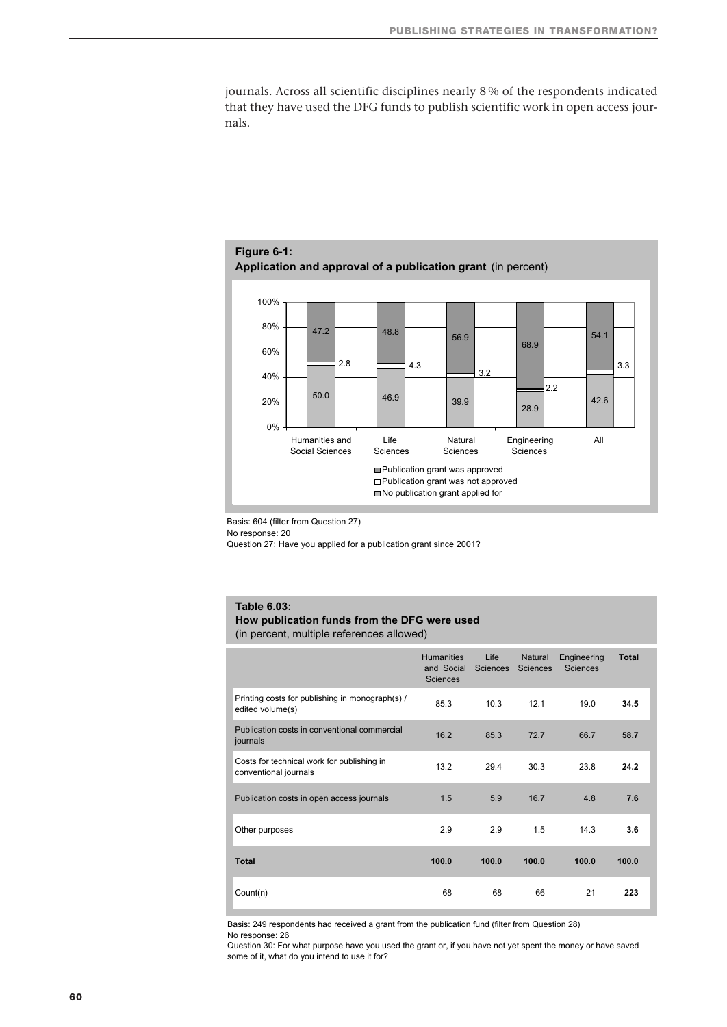journals. Across all scientific disciplines nearly 8 % of the respondents indicated that they have used the DFG funds to publish scientific work in open access journals.

**Figure 6-1:**
**Application and approval of a publication grant** (in percent)

| | Humanities and Social Sciences | Life Sciences | Natural Sciences | Engineering Sciences | All |
|---|---|---|---|---|---|
| Publication grant was approved | 47.2 | 48.8 | 56.9 | 68.9 | 54.1 |
| Publication grant was not approved | 2.8 | 4.3 | 3.2 | 2.2 | 3.3 |
| No publication grant applied for | 50.0 | 46.9 | 39.9 | 28.9 | 42.6 |

Basis: 604 (filter from Question 27)
No response: 20
Question 27: Have you applied for a publication grant since 2001?

**Table 6.03:**
**How publication funds from the DFG were used**
(in percent, multiple references allowed)

| | Humanities and Social Sciences | Life Sciences | Natural Sciences | Engineering Sciences | **Total** |
|---|---|---|---|---|---|
| Printing costs for publishing in monograph(s) / edited volume(s) | 85.3 | 10.3 | 12.1 | 19.0 | **34.5** |
| Publication costs in conventional commercial journals | 16.2 | 85.3 | 72.7 | 66.7 | **58.7** |
| Costs for technical work for publishing in conventional journals | 13.2 | 29.4 | 30.3 | 23.8 | **24.2** |
| Publication costs in open access journals | 1.5 | 5.9 | 16.7 | 4.8 | **7.6** |
| Other purposes | 2.9 | 2.9 | 1.5 | 14.3 | **3.6** |
| **Total** | **100.0** | **100.0** | **100.0** | **100.0** | **100.0** |
| Count(n) | 68 | 68 | 66 | 21 | **223** |

Basis: 249 respondents had received a grant from the publication fund (filter from Question 28)
No response: 26
Question 30: For what purpose have you used the grant or, if you have not yet spent the money or have saved some of it, what do you intend to use it for?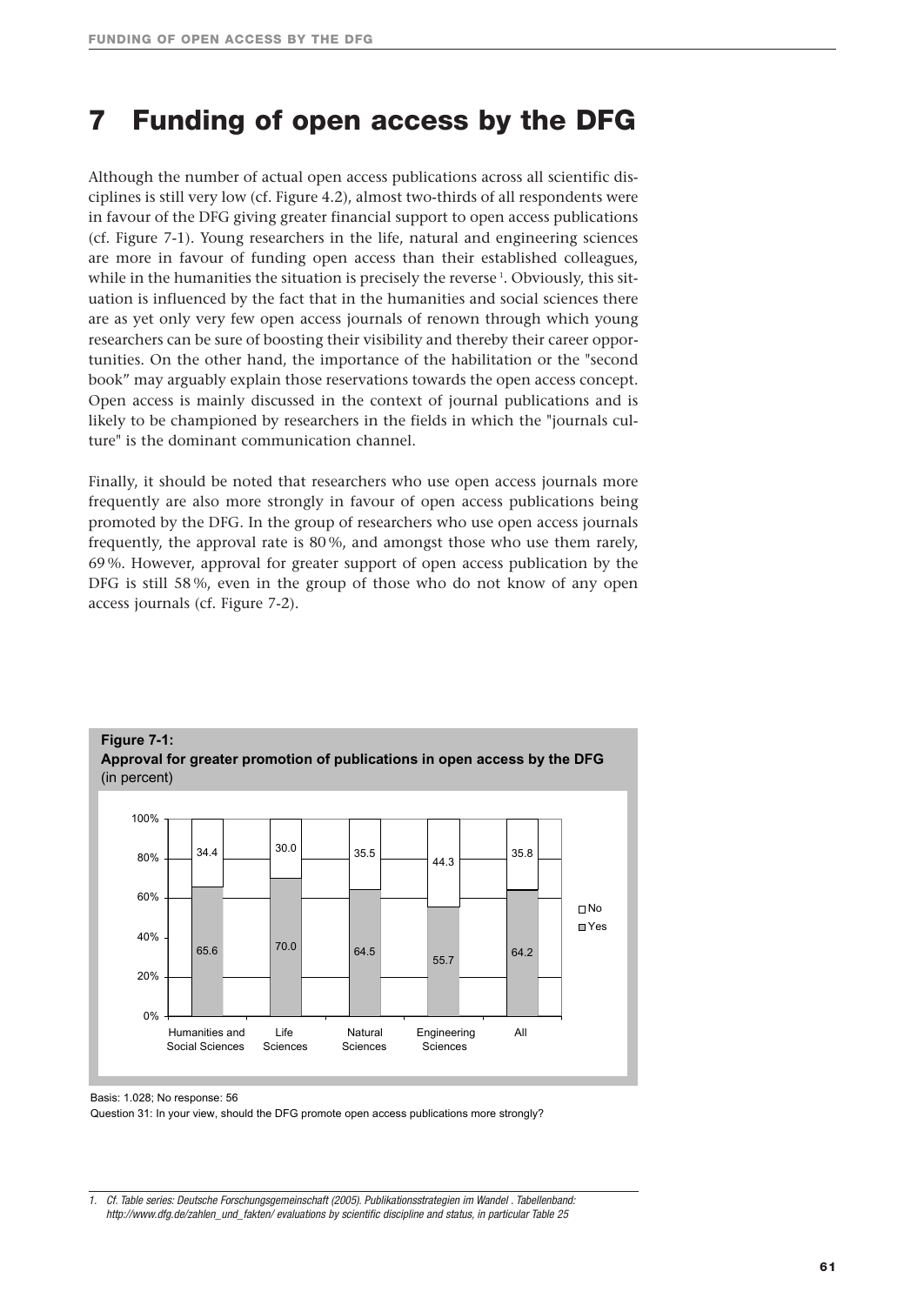# 7 Funding of open access by the DFG

Although the number of actual open access publications across all scientific disciplines is still very low (cf. Figure 4.2), almost two-thirds of all respondents were in favour of the DFG giving greater financial support to open access publications (cf. Figure 7-1). Young researchers in the life, natural and engineering sciences are more in favour of funding open access than their established colleagues, while in the humanities the situation is precisely the reverse [1]. Obviously, this situation is influenced by the fact that in the humanities and social sciences there are as yet only very few open access journals of renown through which young researchers can be sure of boosting their visibility and thereby their career opportunities. On the other hand, the importance of the habilitation or the "second book" may arguably explain those reservations towards the open access concept. Open access is mainly discussed in the context of journal publications and is likely to be championed by researchers in the fields in which the "journals culture" is the dominant communication channel.

Finally, it should be noted that researchers who use open access journals more frequently are also more strongly in favour of open access publications being promoted by the DFG. In the group of researchers who use open access journals frequently, the approval rate is 80 %, and amongst those who use them rarely, 69 %. However, approval for greater support of open access publication by the DFG is still 58 %, even in the group of those who do not know of any open access journals (cf. Figure 7-2).

**Figure 7-1:**
**Approval for greater promotion of publications in open access by the DFG** (in percent)

| | Humanities and Social Sciences | Life Sciences | Natural Sciences | Engineering Sciences | All |
|---|---|---|---|---|---|
| No | 34.4 | 30.0 | 35.5 | 44.3 | 35.8 |
| Yes | 65.6 | 70.0 | 64.5 | 55.7 | 64.2 |

Basis: 1.028; No response: 56

Question 31: In your view, should the DFG promote open access publications more strongly?

1. *Cf. Table series: Deutsche Forschungsgemeinschaft (2005). Publikationsstrategien im Wandel . Tabellenband: http://www.dfg.de/zahlen_und_fakten/ evaluations by scientific discipline and status, in particular Table 25*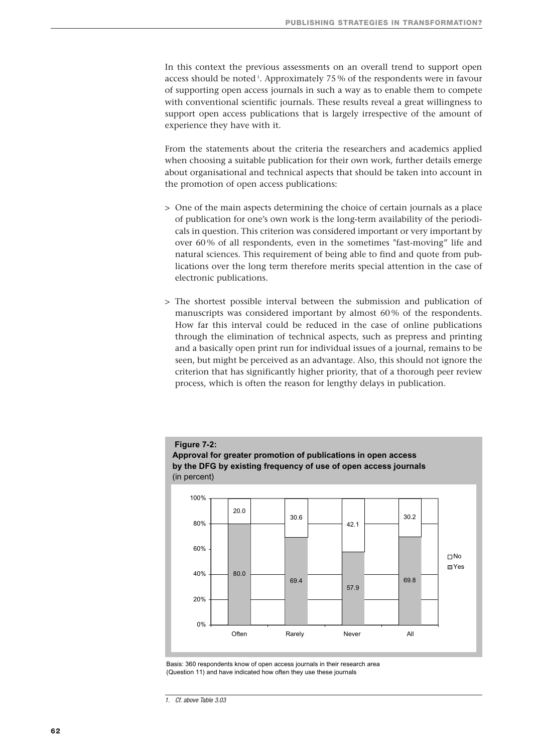In this context the previous assessments on an overall trend to support open access should be noted [1]. Approximately 75 % of the respondents were in favour of supporting open access journals in such a way as to enable them to compete with conventional scientific journals. These results reveal a great willingness to support open access publications that is largely irrespective of the amount of experience they have with it.

From the statements about the criteria the researchers and academics applied when choosing a suitable publication for their own work, further details emerge about organisational and technical aspects that should be taken into account in the promotion of open access publications:

- One of the main aspects determining the choice of certain journals as a place of publication for one's own work is the long-term availability of the periodicals in question. This criterion was considered important or very important by over 60 % of all respondents, even in the sometimes "fast-moving" life and natural sciences. This requirement of being able to find and quote from publications over the long term therefore merits special attention in the case of electronic publications.

- The shortest possible interval between the submission and publication of manuscripts was considered important by almost 60 % of the respondents. How far this interval could be reduced in the case of online publications through the elimination of technical aspects, such as prepress and printing and a basically open print run for individual issues of a journal, remains to be seen, but might be perceived as an advantage. Also, this should not ignore the criterion that has significantly higher priority, that of a thorough peer review process, which is often the reason for lengthy delays in publication.

**Figure 7-2:**
**Approval for greater promotion of publications in open access by the DFG by existing frequency of use of open access journals**
(in percent)

| | Often | Rarely | Never | All |
|---|---|---|---|---|
| No | 20.0 | 30.6 | 42.1 | 30.2 |
| Yes | 80.0 | 69.4 | 57.9 | 69.8 |

Basis: 360 respondents know of open access journals in their research area (Question 11) and have indicated how often they use these journals

1. *Cf. above Table 3.03*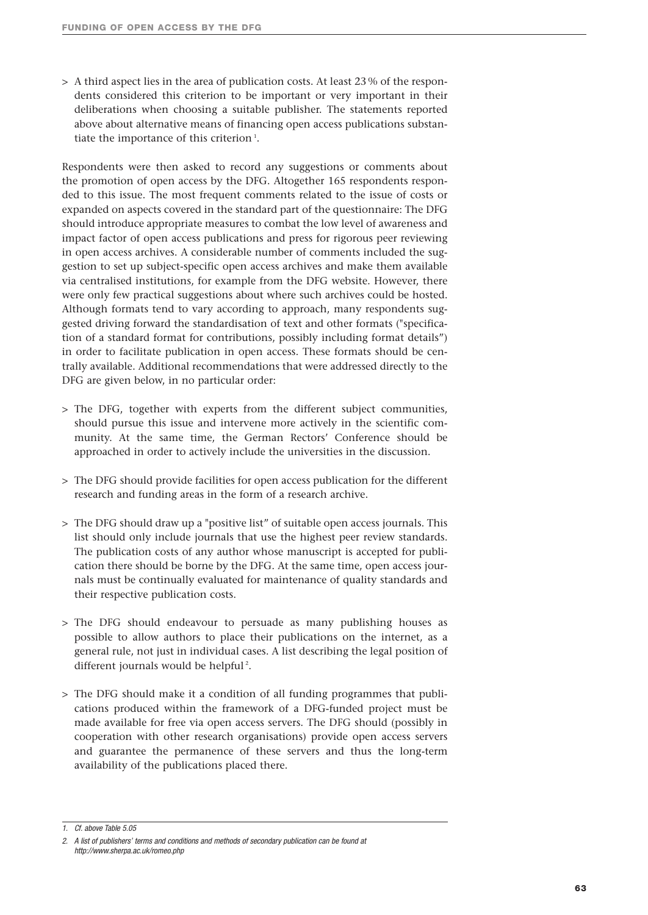> A third aspect lies in the area of publication costs. At least 23 % of the respondents considered this criterion to be important or very important in their deliberations when choosing a suitable publisher. The statements reported above about alternative means of financing open access publications substantiate the importance of this criterion [1].

Respondents were then asked to record any suggestions or comments about the promotion of open access by the DFG. Altogether 165 respondents responded to this issue. The most frequent comments related to the issue of costs or expanded on aspects covered in the standard part of the questionnaire: The DFG should introduce appropriate measures to combat the low level of awareness and impact factor of open access publications and press for rigorous peer reviewing in open access archives. A considerable number of comments included the suggestion to set up subject-specific open access archives and make them available via centralised institutions, for example from the DFG website. However, there were only few practical suggestions about where such archives could be hosted. Although formats tend to vary according to approach, many respondents suggested driving forward the standardisation of text and other formats ("specification of a standard format for contributions, possibly including format details") in order to facilitate publication in open access. These formats should be centrally available. Additional recommendations that were addressed directly to the DFG are given below, in no particular order:

> The DFG, together with experts from the different subject communities, should pursue this issue and intervene more actively in the scientific community. At the same time, the German Rectors' Conference should be approached in order to actively include the universities in the discussion.

> The DFG should provide facilities for open access publication for the different research and funding areas in the form of a research archive.

> The DFG should draw up a "positive list" of suitable open access journals. This list should only include journals that use the highest peer review standards. The publication costs of any author whose manuscript is accepted for publication there should be borne by the DFG. At the same time, open access journals must be continually evaluated for maintenance of quality standards and their respective publication costs.

> The DFG should endeavour to persuade as many publishing houses as possible to allow authors to place their publications on the internet, as a general rule, not just in individual cases. A list describing the legal position of different journals would be helpful [2].

> The DFG should make it a condition of all funding programmes that publications produced within the framework of a DFG-funded project must be made available for free via open access servers. The DFG should (possibly in cooperation with other research organisations) provide open access servers and guarantee the permanence of these servers and thus the long-term availability of the publications placed there.

---

1. *Cf. above Table 5.05*

2. *A list of publishers' terms and conditions and methods of secondary publication can be found at http://www.sherpa.ac.uk/romeo.php*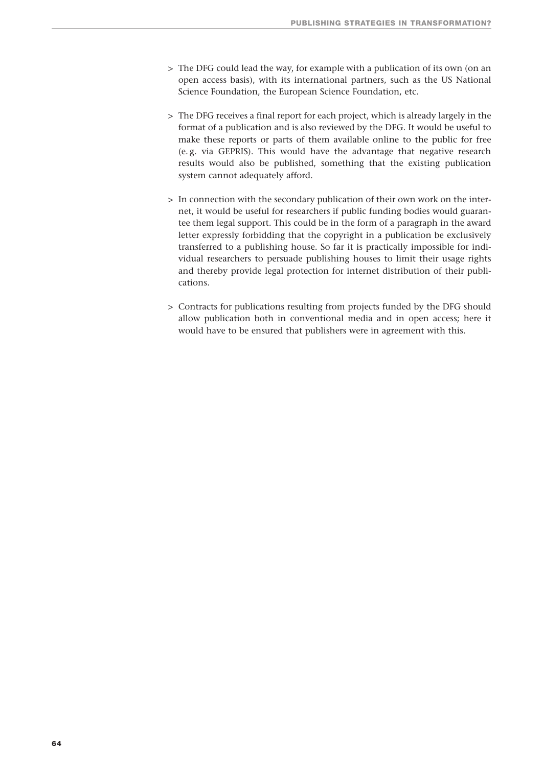> The DFG could lead the way, for example with a publication of its own (on an open access basis), with its international partners, such as the US National Science Foundation, the European Science Foundation, etc.

> The DFG receives a final report for each project, which is already largely in the format of a publication and is also reviewed by the DFG. It would be useful to make these reports or parts of them available online to the public for free (e. g. via GEPRIS). This would have the advantage that negative research results would also be published, something that the existing publication system cannot adequately afford.

> In connection with the secondary publication of their own work on the internet, it would be useful for researchers if public funding bodies would guarantee them legal support. This could be in the form of a paragraph in the award letter expressly forbidding that the copyright in a publication be exclusively transferred to a publishing house. So far it is practically impossible for individual researchers to persuade publishing houses to limit their usage rights and thereby provide legal protection for internet distribution of their publications.

> Contracts for publications resulting from projects funded by the DFG should allow publication both in conventional media and in open access; here it would have to be ensured that publishers were in agreement with this.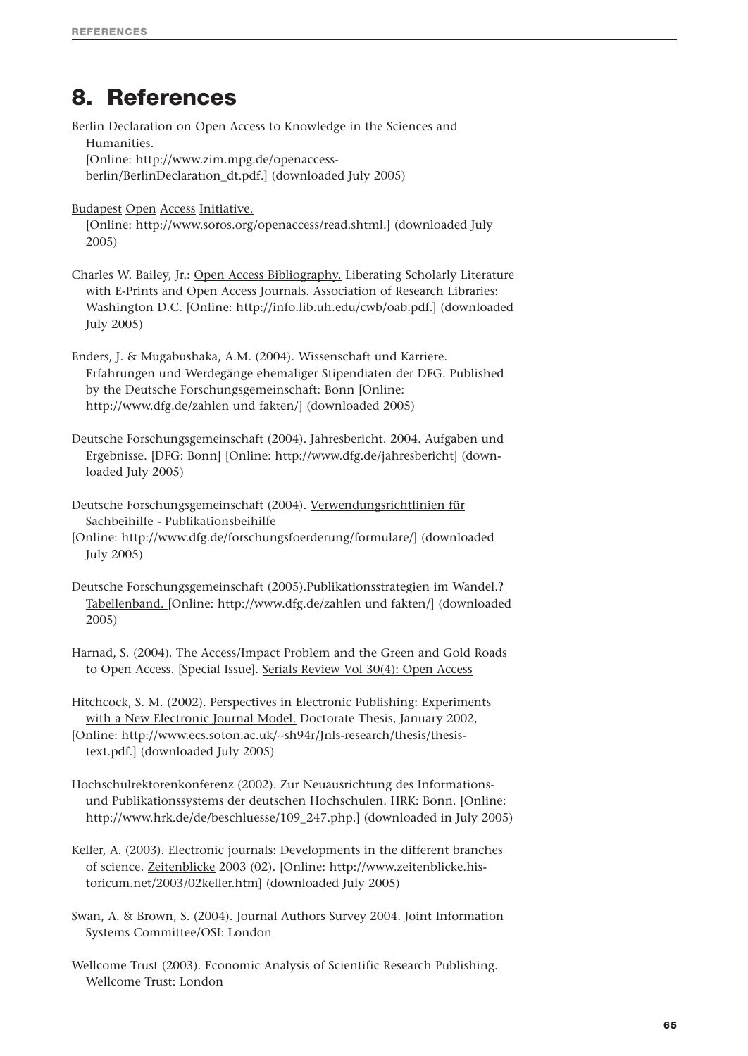# 8. References

Berlin Declaration on Open Access to Knowledge in the Sciences and Humanities.
[Online: http://www.zim.mpg.de/openaccess-berlin/BerlinDeclaration_dt.pdf.] (downloaded July 2005)

Budapest Open Access Initiative.
[Online: http://www.soros.org/openaccess/read.shtml.] (downloaded July 2005)

Charles W. Bailey, Jr.: Open Access Bibliography. Liberating Scholarly Literature with E-Prints and Open Access Journals. Association of Research Libraries: Washington D.C. [Online: http://info.lib.uh.edu/cwb/oab.pdf.] (downloaded July 2005)

Enders, J. & Mugabushaka, A.M. (2004). Wissenschaft und Karriere. Erfahrungen und Werdegänge ehemaliger Stipendiaten der DFG. Published by the Deutsche Forschungsgemeinschaft: Bonn [Online: http://www.dfg.de/zahlen und fakten/] (downloaded 2005)

Deutsche Forschungsgemeinschaft (2004). Jahresbericht. 2004. Aufgaben und Ergebnisse. [DFG: Bonn] [Online: http://www.dfg.de/jahresbericht] (downloaded July 2005)

Deutsche Forschungsgemeinschaft (2004). Verwendungsrichtlinien für Sachbeihilfe - Publikationsbeihilfe
[Online: http://www.dfg.de/forschungsfoerderung/formulare/] (downloaded July 2005)

Deutsche Forschungsgemeinschaft (2005).Publikationsstrategien im Wandel.? Tabellenband. [Online: http://www.dfg.de/zahlen und fakten/] (downloaded 2005)

Harnad, S. (2004). The Access/Impact Problem and the Green and Gold Roads to Open Access. [Special Issue]. Serials Review Vol 30(4): Open Access

Hitchcock, S. M. (2002). Perspectives in Electronic Publishing: Experiments with a New Electronic Journal Model. Doctorate Thesis, January 2002,
[Online: http://www.ecs.soton.ac.uk/~sh94r/Jnls-research/thesis/thesis-text.pdf.] (downloaded July 2005)

Hochschulrektorenkonferenz (2002). Zur Neuausrichtung des Informations- und Publikationssystems der deutschen Hochschulen. HRK: Bonn. [Online: http://www.hrk.de/de/beschluesse/109_247.php.] (downloaded in July 2005)

Keller, A. (2003). Electronic journals: Developments in the different branches of science. Zeitenblicke 2003 (02). [Online: http://www.zeitenblicke.historicum.net/2003/02keller.htm] (downloaded July 2005)

Swan, A. & Brown, S. (2004). Journal Authors Survey 2004. Joint Information Systems Committee/OSI: London

Wellcome Trust (2003). Economic Analysis of Scientific Research Publishing. Wellcome Trust: London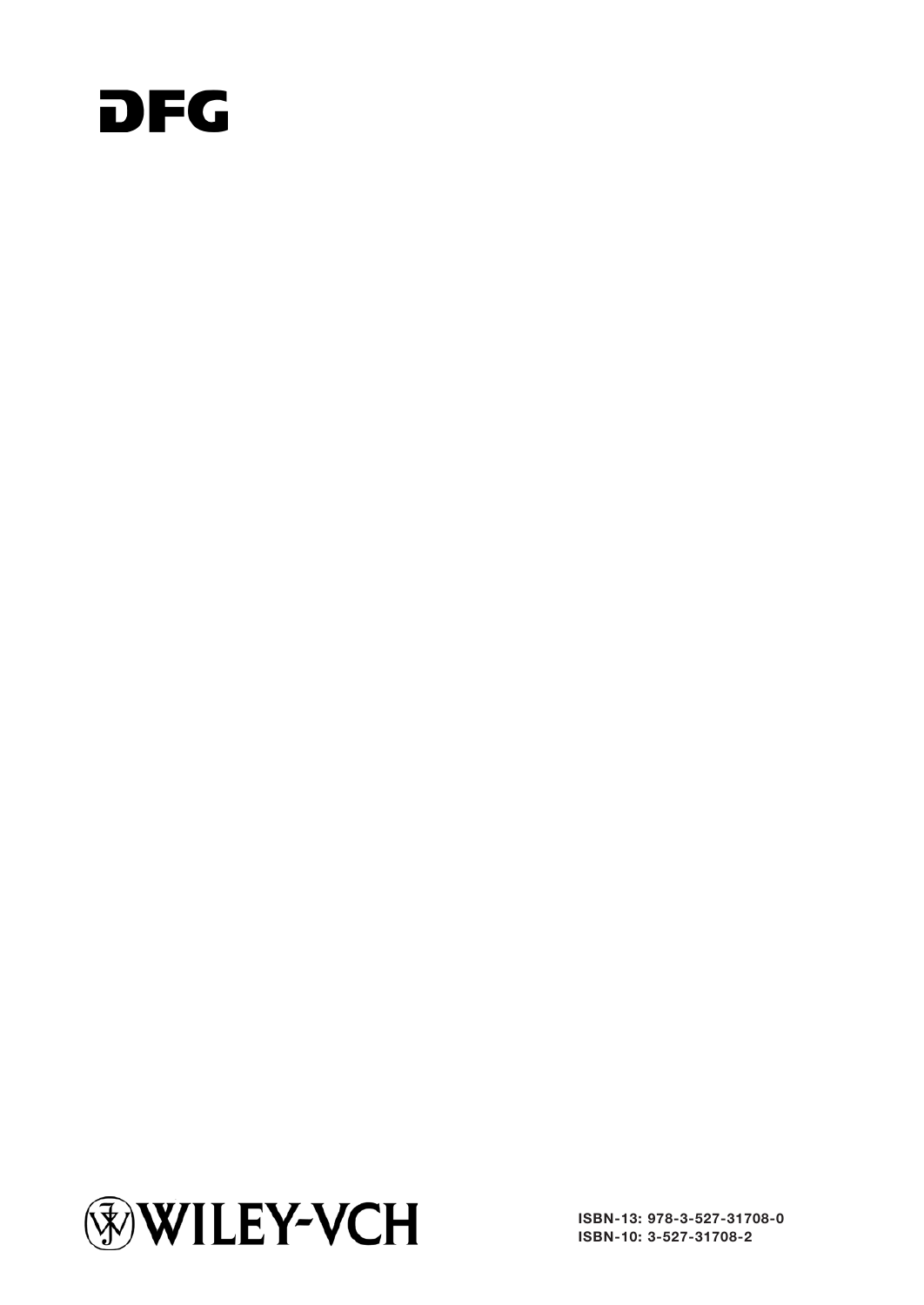DFG

WILEY-VCH

ISBN-13: 978-3-527-31708-0
ISBN-10: 3-527-31708-2